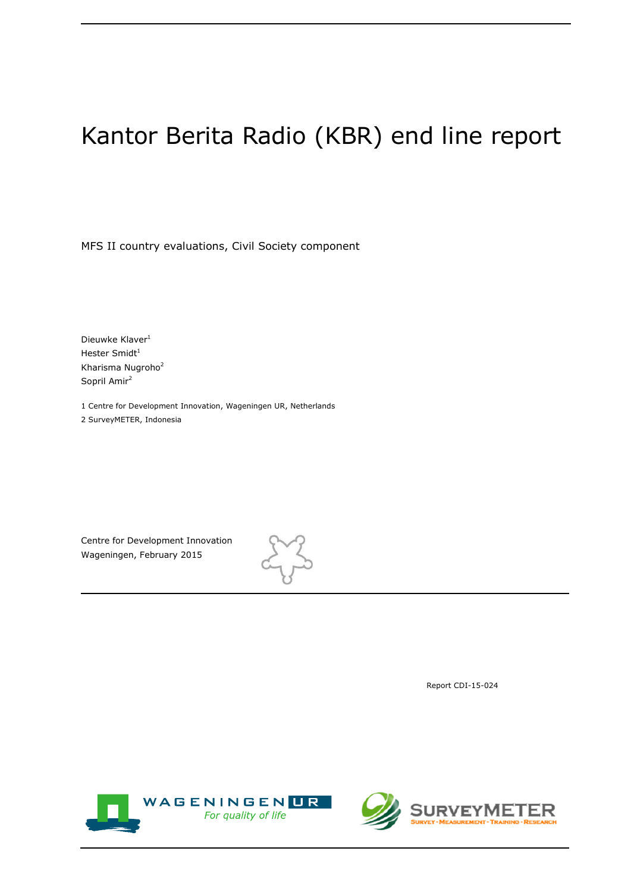# Kantor Berita Radio (KBR) end line report

MFS II country evaluations, Civil Society component

Dieuwke Klaver[1]
Hester Smidt[1]
Kharisma Nugroho[2]
Sopril Amir[2]

1 Centre for Development Innovation, Wageningen UR, Netherlands
2 SurveyMETER, Indonesia

Centre for Development Innovation
Wageningen, February 2015

Report CDI-15-024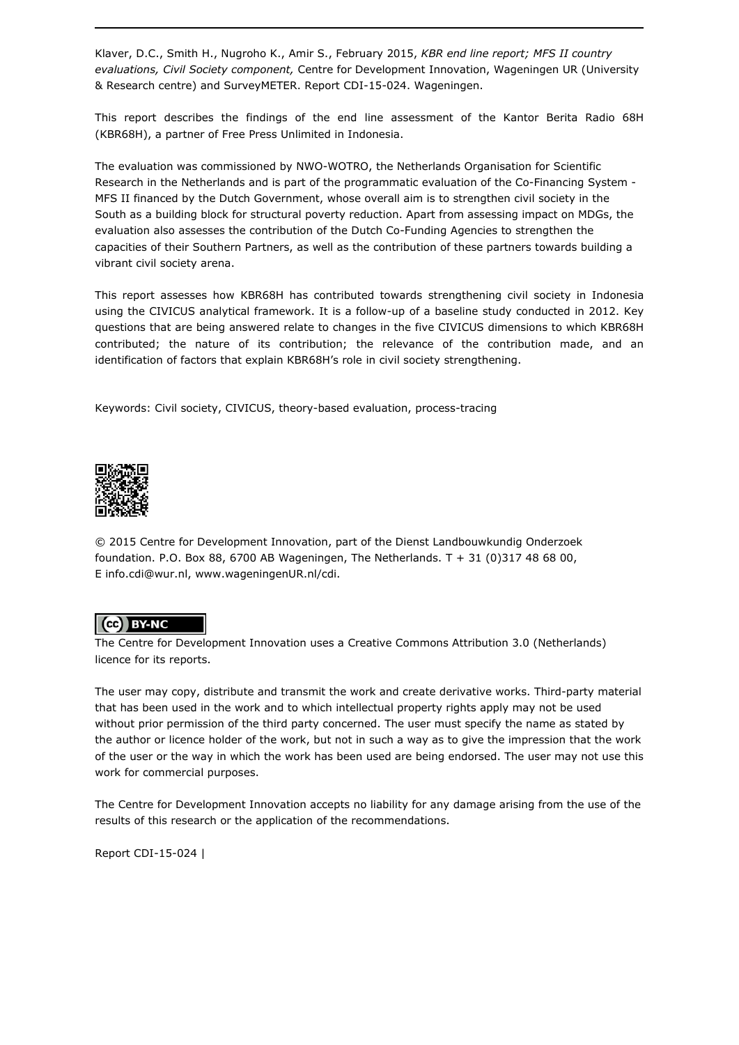Klaver, D.C., Smith H., Nugroho K., Amir S., February 2015, *KBR end line report; MFS II country evaluations, Civil Society component,* Centre for Development Innovation, Wageningen UR (University & Research centre) and SurveyMETER. Report CDI-15-024. Wageningen.

This report describes the findings of the end line assessment of the Kantor Berita Radio 68H (KBR68H), a partner of Free Press Unlimited in Indonesia.

The evaluation was commissioned by NWO-WOTRO, the Netherlands Organisation for Scientific Research in the Netherlands and is part of the programmatic evaluation of the Co-Financing System - MFS II financed by the Dutch Government, whose overall aim is to strengthen civil society in the South as a building block for structural poverty reduction. Apart from assessing impact on MDGs, the evaluation also assesses the contribution of the Dutch Co-Funding Agencies to strengthen the capacities of their Southern Partners, as well as the contribution of these partners towards building a vibrant civil society arena.

This report assesses how KBR68H has contributed towards strengthening civil society in Indonesia using the CIVICUS analytical framework. It is a follow-up of a baseline study conducted in 2012. Key questions that are being answered relate to changes in the five CIVICUS dimensions to which KBR68H contributed; the nature of its contribution; the relevance of the contribution made, and an identification of factors that explain KBR68H's role in civil society strengthening.

Keywords: Civil society, CIVICUS, theory-based evaluation, process-tracing

© 2015 Centre for Development Innovation, part of the Dienst Landbouwkundig Onderzoek foundation. P.O. Box 88, 6700 AB Wageningen, The Netherlands. T + 31 (0)317 48 68 00, E info.cdi@wur.nl, www.wageningenUR.nl/cdi.

The Centre for Development Innovation uses a Creative Commons Attribution 3.0 (Netherlands) licence for its reports.

The user may copy, distribute and transmit the work and create derivative works. Third-party material that has been used in the work and to which intellectual property rights apply may not be used without prior permission of the third party concerned. The user must specify the name as stated by the author or licence holder of the work, but not in such a way as to give the impression that the work of the user or the way in which the work has been used are being endorsed. The user may not use this work for commercial purposes.

The Centre for Development Innovation accepts no liability for any damage arising from the use of the results of this research or the application of the recommendations.

Report CDI-15-024 |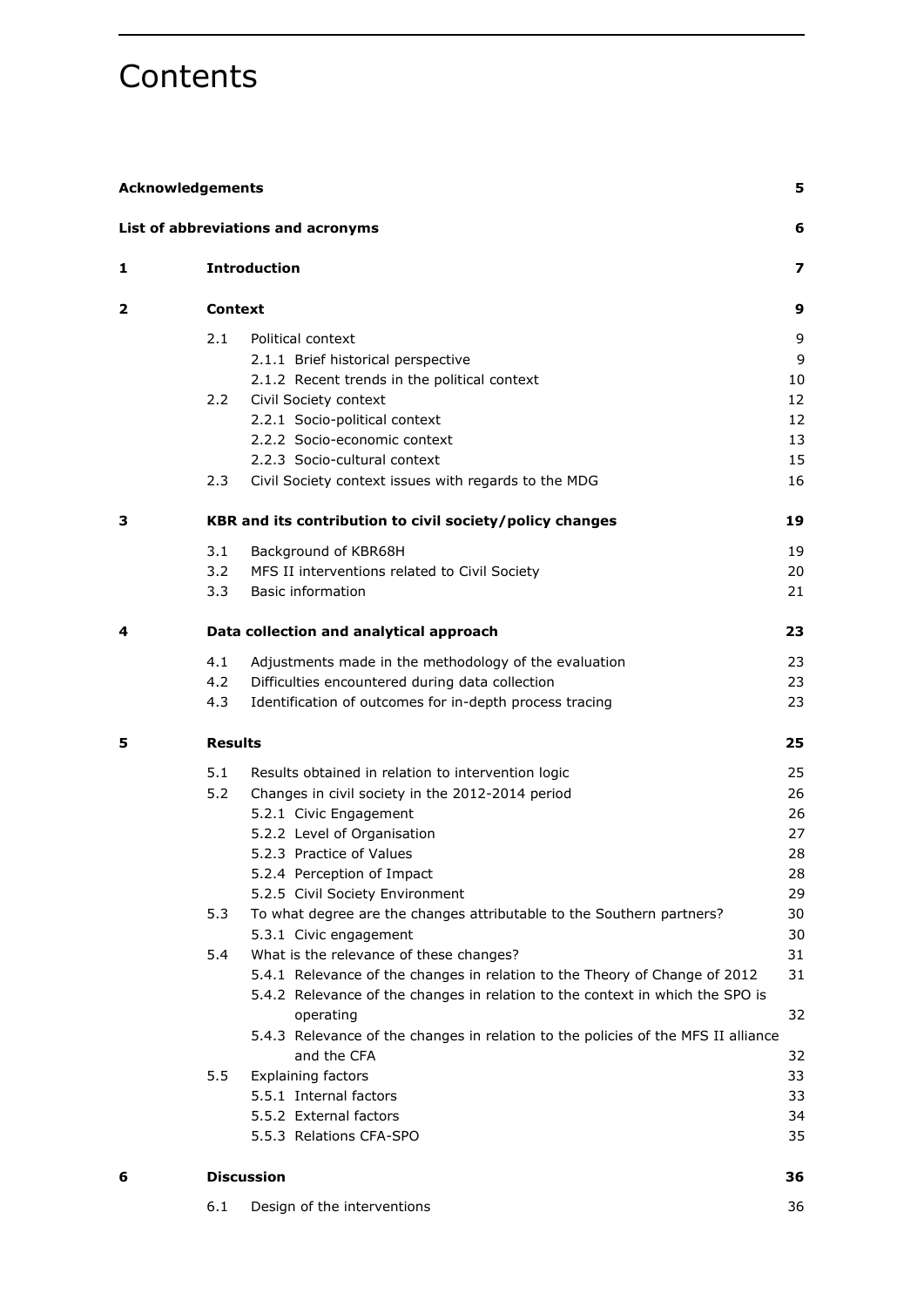# Contents

| | | | |
|---|---|---|---|
| **Acknowledgements** | | | **5** |
| **List of abbreviations and acronyms** | | | **6** |
| **1** | **Introduction** | | **7** |
| **2** | **Context** | | **9** |
| | 2.1 | Political context | 9 |
| | | 2.1.1 Brief historical perspective | 9 |
| | | 2.1.2 Recent trends in the political context | 10 |
| | 2.2 | Civil Society context | 12 |
| | | 2.2.1 Socio-political context | 12 |
| | | 2.2.2 Socio-economic context | 13 |
| | | 2.2.3 Socio-cultural context | 15 |
| | 2.3 | Civil Society context issues with regards to the MDG | 16 |
| **3** | **KBR and its contribution to civil society/policy changes** | | **19** |
| | 3.1 | Background of KBR68H | 19 |
| | 3.2 | MFS II interventions related to Civil Society | 20 |
| | 3.3 | Basic information | 21 |
| **4** | **Data collection and analytical approach** | | **23** |
| | 4.1 | Adjustments made in the methodology of the evaluation | 23 |
| | 4.2 | Difficulties encountered during data collection | 23 |
| | 4.3 | Identification of outcomes for in-depth process tracing | 23 |
| **5** | **Results** | | **25** |
| | 5.1 | Results obtained in relation to intervention logic | 25 |
| | 5.2 | Changes in civil society in the 2012-2014 period | 26 |
| | | 5.2.1 Civic Engagement | 26 |
| | | 5.2.2 Level of Organisation | 27 |
| | | 5.2.3 Practice of Values | 28 |
| | | 5.2.4 Perception of Impact | 28 |
| | | 5.2.5 Civil Society Environment | 29 |
| | 5.3 | To what degree are the changes attributable to the Southern partners? | 30 |
| | | 5.3.1 Civic engagement | 30 |
| | 5.4 | What is the relevance of these changes? | 31 |
| | | 5.4.1 Relevance of the changes in relation to the Theory of Change of 2012 | 31 |
| | | 5.4.2 Relevance of the changes in relation to the context in which the SPO is operating | 32 |
| | | 5.4.3 Relevance of the changes in relation to the policies of the MFS II alliance and the CFA | 32 |
| | 5.5 | Explaining factors | 33 |
| | | 5.5.1 Internal factors | 33 |
| | | 5.5.2 External factors | 34 |
| | | 5.5.3 Relations CFA-SPO | 35 |
| **6** | **Discussion** | | **36** |
| | 6.1 | Design of the interventions | 36 |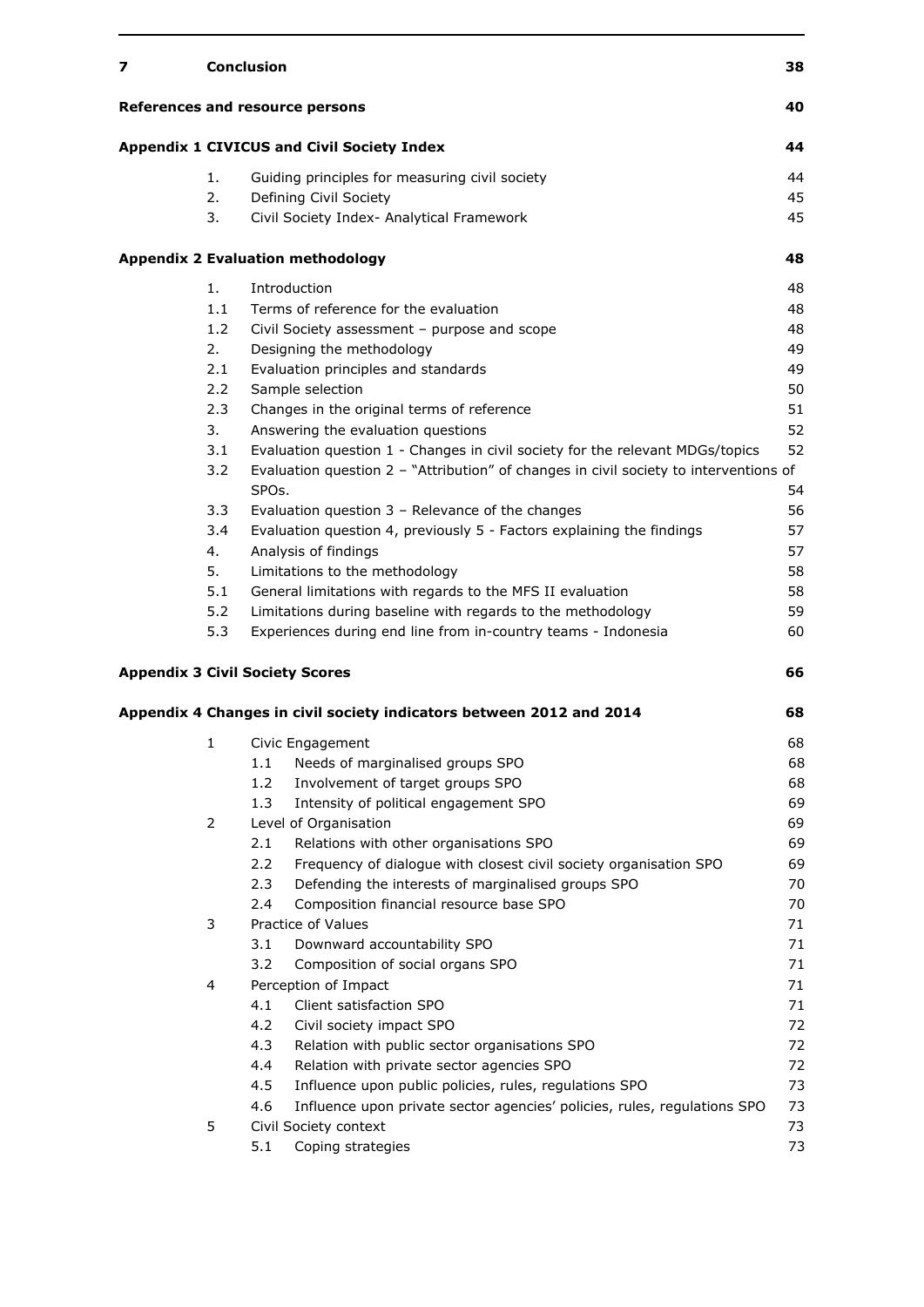| | | |
|---|---|---|
| **7** | **Conclusion** | **38** |
| **References and resource persons** | | **40** |
| **Appendix 1 CIVICUS and Civil Society Index** | | **44** |
| 1. | Guiding principles for measuring civil society | 44 |
| 2. | Defining Civil Society | 45 |
| 3. | Civil Society Index- Analytical Framework | 45 |
| **Appendix 2 Evaluation methodology** | | **48** |
| 1. | Introduction | 48 |
| 1.1 | Terms of reference for the evaluation | 48 |
| 1.2 | Civil Society assessment – purpose and scope | 48 |
| 2. | Designing the methodology | 49 |
| 2.1 | Evaluation principles and standards | 49 |
| 2.2 | Sample selection | 50 |
| 2.3 | Changes in the original terms of reference | 51 |
| 3. | Answering the evaluation questions | 52 |
| 3.1 | Evaluation question 1 - Changes in civil society for the relevant MDGs/topics | 52 |
| 3.2 | Evaluation question 2 – "Attribution" of changes in civil society to interventions of SPOs. | 54 |
| 3.3 | Evaluation question 3 – Relevance of the changes | 56 |
| 3.4 | Evaluation question 4, previously 5 - Factors explaining the findings | 57 |
| 4. | Analysis of findings | 57 |
| 5. | Limitations to the methodology | 58 |
| 5.1 | General limitations with regards to the MFS II evaluation | 58 |
| 5.2 | Limitations during baseline with regards to the methodology | 59 |
| 5.3 | Experiences during end line from in-country teams - Indonesia | 60 |
| **Appendix 3 Civil Society Scores** | | **66** |
| **Appendix 4 Changes in civil society indicators between 2012 and 2014** | | **68** |
| 1 | Civic Engagement | 68 |
| | 1.1 Needs of marginalised groups SPO | 68 |
| | 1.2 Involvement of target groups SPO | 68 |
| | 1.3 Intensity of political engagement SPO | 69 |
| 2 | Level of Organisation | 69 |
| | 2.1 Relations with other organisations SPO | 69 |
| | 2.2 Frequency of dialogue with closest civil society organisation SPO | 69 |
| | 2.3 Defending the interests of marginalised groups SPO | 70 |
| | 2.4 Composition financial resource base SPO | 70 |
| 3 | Practice of Values | 71 |
| | 3.1 Downward accountability SPO | 71 |
| | 3.2 Composition of social organs SPO | 71 |
| 4 | Perception of Impact | 71 |
| | 4.1 Client satisfaction SPO | 71 |
| | 4.2 Civil society impact SPO | 72 |
| | 4.3 Relation with public sector organisations SPO | 72 |
| | 4.4 Relation with private sector agencies SPO | 72 |
| | 4.5 Influence upon public policies, rules, regulations SPO | 73 |
| | 4.6 Influence upon private sector agencies' policies, rules, regulations SPO | 73 |
| 5 | Civil Society context | 73 |
| | 5.1 Coping strategies | 73 |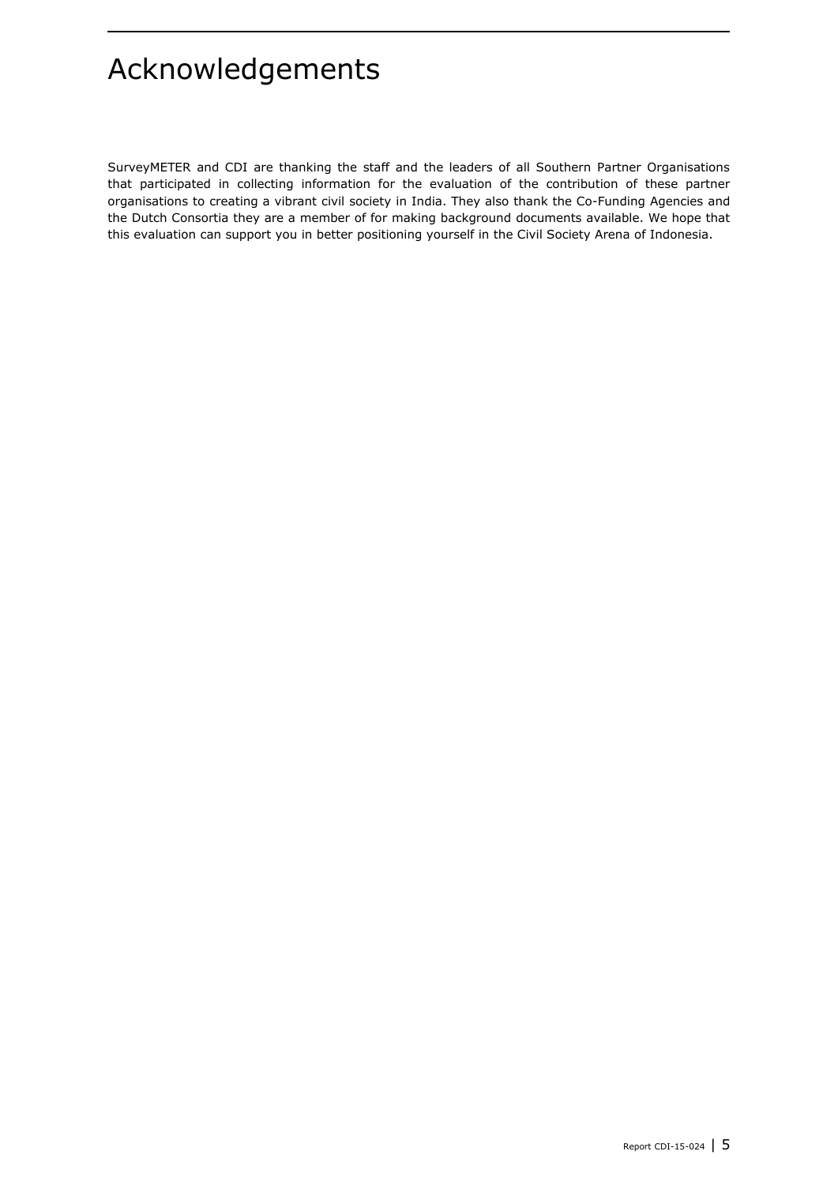# Acknowledgements

SurveyMETER and CDI are thanking the staff and the leaders of all Southern Partner Organisations that participated in collecting information for the evaluation of the contribution of these partner organisations to creating a vibrant civil society in India. They also thank the Co-Funding Agencies and the Dutch Consortia they are a member of for making background documents available. We hope that this evaluation can support you in better positioning yourself in the Civil Society Arena of Indonesia.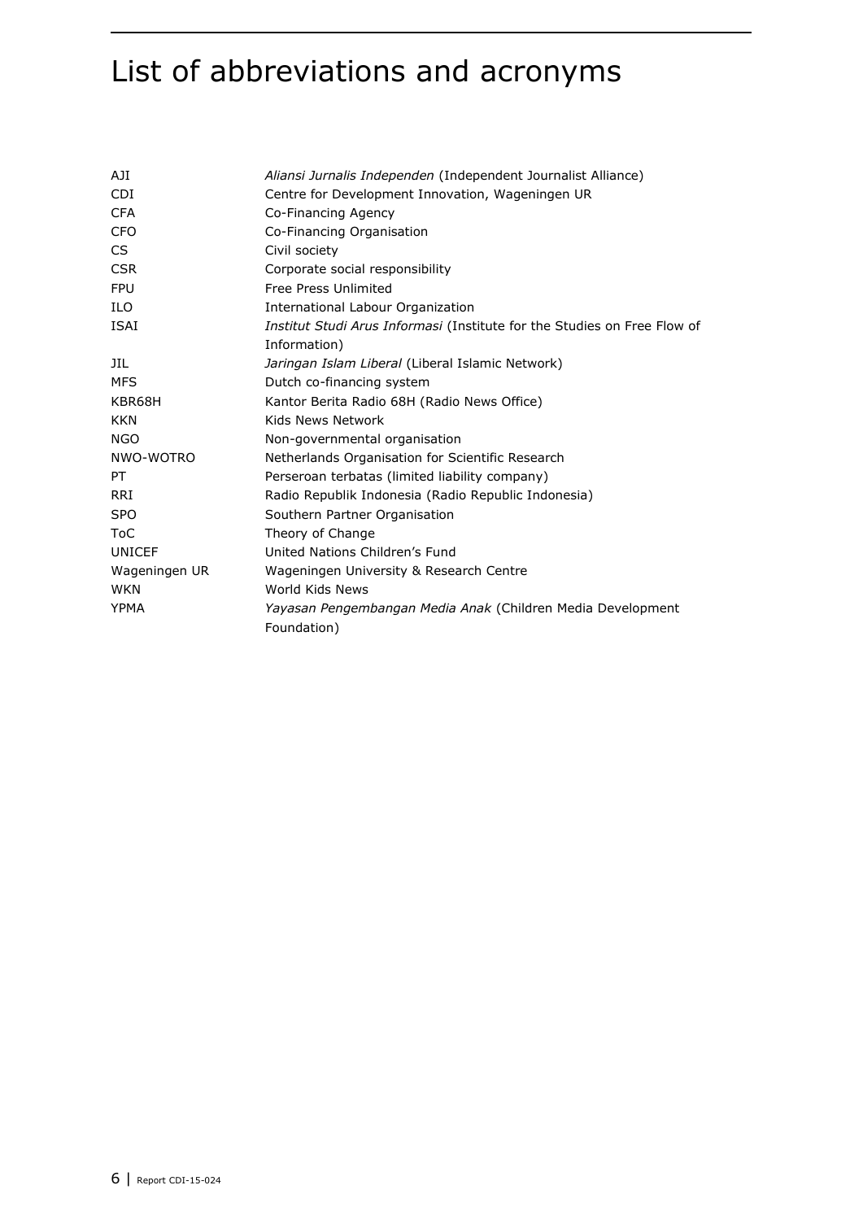# List of abbreviations and acronyms

| | |
|---|---|
| AJI | *Aliansi Jurnalis Independen* (Independent Journalist Alliance) |
| CDI | Centre for Development Innovation, Wageningen UR |
| CFA | Co-Financing Agency |
| CFO | Co-Financing Organisation |
| CS | Civil society |
| CSR | Corporate social responsibility |
| FPU | Free Press Unlimited |
| ILO | International Labour Organization |
| ISAI | *Institut Studi Arus Informasi* (Institute for the Studies on Free Flow of Information) |
| JIL | *Jaringan Islam Liberal* (Liberal Islamic Network) |
| MFS | Dutch co-financing system |
| KBR68H | Kantor Berita Radio 68H (Radio News Office) |
| KKN | Kids News Network |
| NGO | Non-governmental organisation |
| NWO-WOTRO | Netherlands Organisation for Scientific Research |
| PT | Perseroan terbatas (limited liability company) |
| RRI | Radio Republik Indonesia (Radio Republic Indonesia) |
| SPO | Southern Partner Organisation |
| ToC | Theory of Change |
| UNICEF | United Nations Children's Fund |
| Wageningen UR | Wageningen University & Research Centre |
| WKN | World Kids News |
| YPMA | *Yayasan Pengembangan Media Anak* (Children Media Development Foundation) |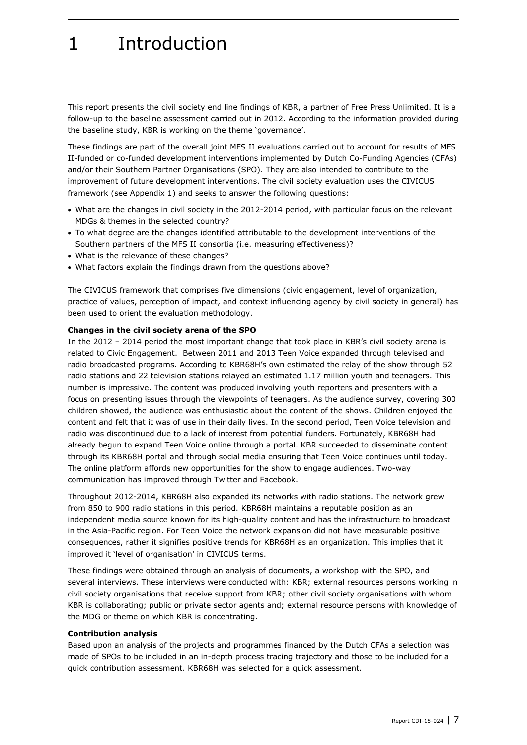# 1 Introduction

This report presents the civil society end line findings of KBR, a partner of Free Press Unlimited. It is a follow-up to the baseline assessment carried out in 2012. According to the information provided during the baseline study, KBR is working on the theme 'governance'.

These findings are part of the overall joint MFS II evaluations carried out to account for results of MFS II-funded or co-funded development interventions implemented by Dutch Co-Funding Agencies (CFAs) and/or their Southern Partner Organisations (SPO). They are also intended to contribute to the improvement of future development interventions. The civil society evaluation uses the CIVICUS framework (see Appendix 1) and seeks to answer the following questions:

- What are the changes in civil society in the 2012-2014 period, with particular focus on the relevant MDGs & themes in the selected country?
- To what degree are the changes identified attributable to the development interventions of the Southern partners of the MFS II consortia (i.e. measuring effectiveness)?
- What is the relevance of these changes?
- What factors explain the findings drawn from the questions above?

The CIVICUS framework that comprises five dimensions (civic engagement, level of organization, practice of values, perception of impact, and context influencing agency by civil society in general) has been used to orient the evaluation methodology.

**Changes in the civil society arena of the SPO**

In the 2012 – 2014 period the most important change that took place in KBR's civil society arena is related to Civic Engagement. Between 2011 and 2013 Teen Voice expanded through televised and radio broadcasted programs. According to KBR68H's own estimated the relay of the show through 52 radio stations and 22 television stations relayed an estimated 1.17 million youth and teenagers. This number is impressive. The content was produced involving youth reporters and presenters with a focus on presenting issues through the viewpoints of teenagers. As the audience survey, covering 300 children showed, the audience was enthusiastic about the content of the shows. Children enjoyed the content and felt that it was of use in their daily lives. In the second period, Teen Voice television and radio was discontinued due to a lack of interest from potential funders. Fortunately, KBR68H had already begun to expand Teen Voice online through a portal. KBR succeeded to disseminate content through its KBR68H portal and through social media ensuring that Teen Voice continues until today. The online platform affords new opportunities for the show to engage audiences. Two-way communication has improved through Twitter and Facebook.

Throughout 2012-2014, KBR68H also expanded its networks with radio stations. The network grew from 850 to 900 radio stations in this period. KBR68H maintains a reputable position as an independent media source known for its high-quality content and has the infrastructure to broadcast in the Asia-Pacific region. For Teen Voice the network expansion did not have measurable positive consequences, rather it signifies positive trends for KBR68H as an organization. This implies that it improved it 'level of organisation' in CIVICUS terms.

These findings were obtained through an analysis of documents, a workshop with the SPO, and several interviews. These interviews were conducted with: KBR; external resources persons working in civil society organisations that receive support from KBR; other civil society organisations with whom KBR is collaborating; public or private sector agents and; external resource persons with knowledge of the MDG or theme on which KBR is concentrating.

**Contribution analysis**

Based upon an analysis of the projects and programmes financed by the Dutch CFAs a selection was made of SPOs to be included in an in-depth process tracing trajectory and those to be included for a quick contribution assessment. KBR68H was selected for a quick assessment.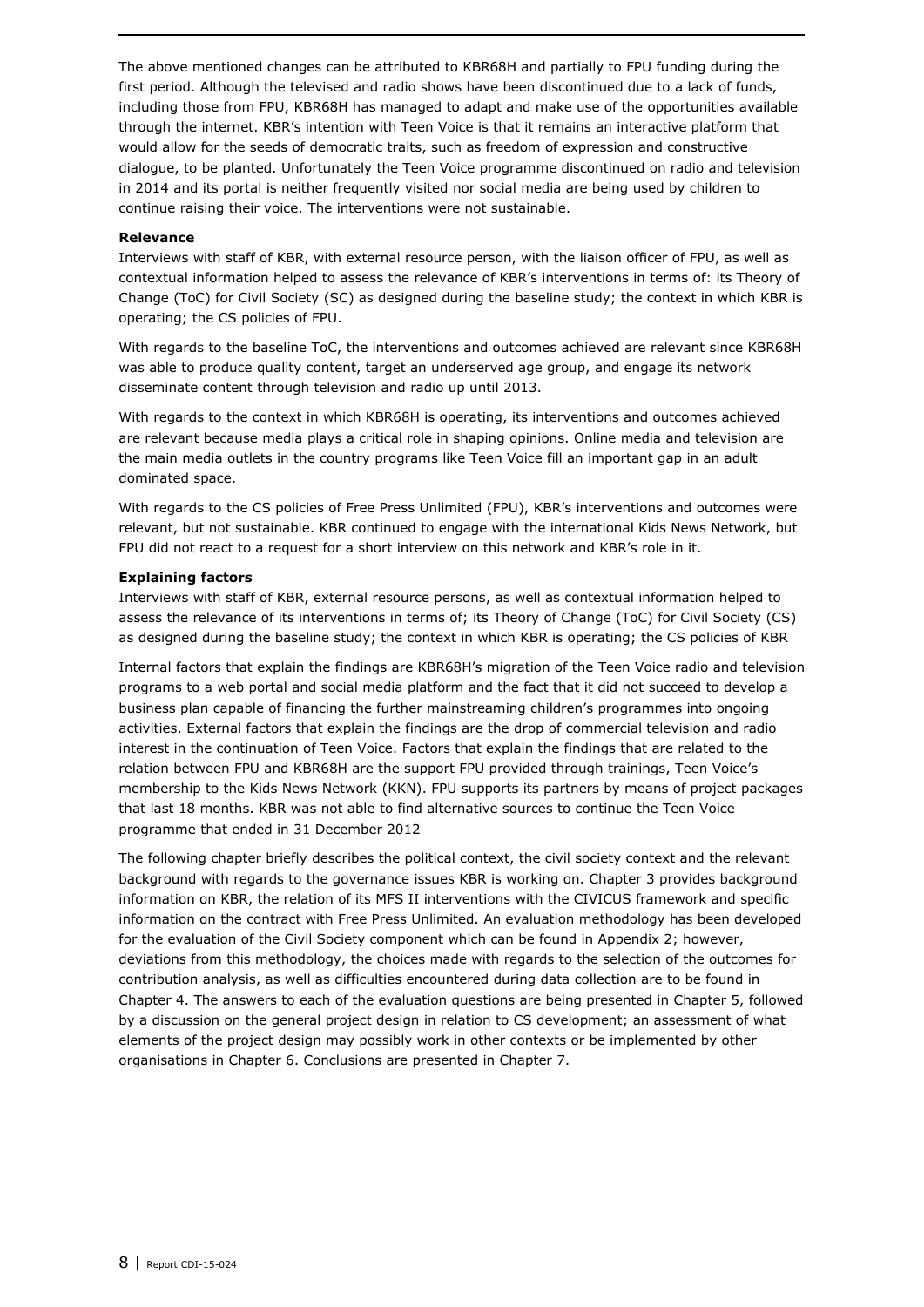The above mentioned changes can be attributed to KBR68H and partially to FPU funding during the first period. Although the televised and radio shows have been discontinued due to a lack of funds, including those from FPU, KBR68H has managed to adapt and make use of the opportunities available through the internet. KBR's intention with Teen Voice is that it remains an interactive platform that would allow for the seeds of democratic traits, such as freedom of expression and constructive dialogue, to be planted. Unfortunately the Teen Voice programme discontinued on radio and television in 2014 and its portal is neither frequently visited nor social media are being used by children to continue raising their voice. The interventions were not sustainable.

**Relevance**

Interviews with staff of KBR, with external resource person, with the liaison officer of FPU, as well as contextual information helped to assess the relevance of KBR's interventions in terms of: its Theory of Change (ToC) for Civil Society (SC) as designed during the baseline study; the context in which KBR is operating; the CS policies of FPU.

With regards to the baseline ToC, the interventions and outcomes achieved are relevant since KBR68H was able to produce quality content, target an underserved age group, and engage its network disseminate content through television and radio up until 2013.

With regards to the context in which KBR68H is operating, its interventions and outcomes achieved are relevant because media plays a critical role in shaping opinions. Online media and television are the main media outlets in the country programs like Teen Voice fill an important gap in an adult dominated space.

With regards to the CS policies of Free Press Unlimited (FPU), KBR's interventions and outcomes were relevant, but not sustainable. KBR continued to engage with the international Kids News Network, but FPU did not react to a request for a short interview on this network and KBR's role in it.

**Explaining factors**

Interviews with staff of KBR, external resource persons, as well as contextual information helped to assess the relevance of its interventions in terms of; its Theory of Change (ToC) for Civil Society (CS) as designed during the baseline study; the context in which KBR is operating; the CS policies of KBR

Internal factors that explain the findings are KBR68H's migration of the Teen Voice radio and television programs to a web portal and social media platform and the fact that it did not succeed to develop a business plan capable of financing the further mainstreaming children's programmes into ongoing activities. External factors that explain the findings are the drop of commercial television and radio interest in the continuation of Teen Voice. Factors that explain the findings that are related to the relation between FPU and KBR68H are the support FPU provided through trainings, Teen Voice's membership to the Kids News Network (KKN). FPU supports its partners by means of project packages that last 18 months. KBR was not able to find alternative sources to continue the Teen Voice programme that ended in 31 December 2012

The following chapter briefly describes the political context, the civil society context and the relevant background with regards to the governance issues KBR is working on. Chapter 3 provides background information on KBR, the relation of its MFS II interventions with the CIVICUS framework and specific information on the contract with Free Press Unlimited. An evaluation methodology has been developed for the evaluation of the Civil Society component which can be found in Appendix 2; however, deviations from this methodology, the choices made with regards to the selection of the outcomes for contribution analysis, as well as difficulties encountered during data collection are to be found in Chapter 4. The answers to each of the evaluation questions are being presented in Chapter 5, followed by a discussion on the general project design in relation to CS development; an assessment of what elements of the project design may possibly work in other contexts or be implemented by other organisations in Chapter 6. Conclusions are presented in Chapter 7.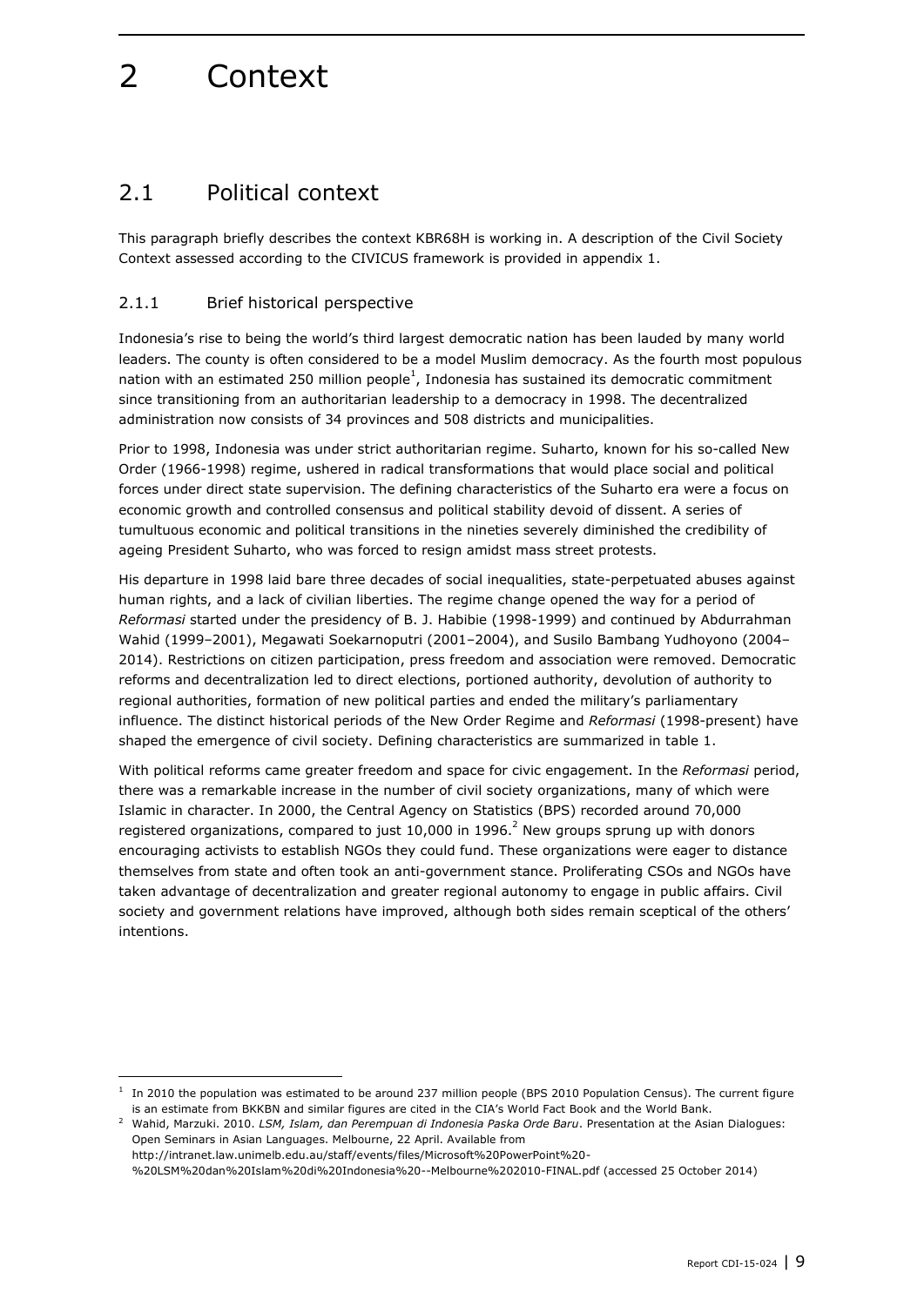# 2 Context

## 2.1 Political context

This paragraph briefly describes the context KBR68H is working in. A description of the Civil Society Context assessed according to the CIVICUS framework is provided in appendix 1.

### 2.1.1 Brief historical perspective

Indonesia's rise to being the world's third largest democratic nation has been lauded by many world leaders. The county is often considered to be a model Muslim democracy. As the fourth most populous nation with an estimated 250 million people[1], Indonesia has sustained its democratic commitment since transitioning from an authoritarian leadership to a democracy in 1998. The decentralized administration now consists of 34 provinces and 508 districts and municipalities.

Prior to 1998, Indonesia was under strict authoritarian regime. Suharto, known for his so-called New Order (1966-1998) regime, ushered in radical transformations that would place social and political forces under direct state supervision. The defining characteristics of the Suharto era were a focus on economic growth and controlled consensus and political stability devoid of dissent. A series of tumultuous economic and political transitions in the nineties severely diminished the credibility of ageing President Suharto, who was forced to resign amidst mass street protests.

His departure in 1998 laid bare three decades of social inequalities, state-perpetuated abuses against human rights, and a lack of civilian liberties. The regime change opened the way for a period of *Reformasi* started under the presidency of B. J. Habibie (1998-1999) and continued by Abdurrahman Wahid (1999–2001), Megawati Soekarnoputri (2001–2004), and Susilo Bambang Yudhoyono (2004–2014). Restrictions on citizen participation, press freedom and association were removed. Democratic reforms and decentralization led to direct elections, portioned authority, devolution of authority to regional authorities, formation of new political parties and ended the military's parliamentary influence. The distinct historical periods of the New Order Regime and *Reformasi* (1998-present) have shaped the emergence of civil society. Defining characteristics are summarized in table 1.

With political reforms came greater freedom and space for civic engagement. In the *Reformasi* period, there was a remarkable increase in the number of civil society organizations, many of which were Islamic in character. In 2000, the Central Agency on Statistics (BPS) recorded around 70,000 registered organizations, compared to just 10,000 in 1996.[2] New groups sprung up with donors encouraging activists to establish NGOs they could fund. These organizations were eager to distance themselves from state and often took an anti-government stance. Proliferating CSOs and NGOs have taken advantage of decentralization and greater regional autonomy to engage in public affairs. Civil society and government relations have improved, although both sides remain sceptical of the others' intentions.

---

[1] In 2010 the population was estimated to be around 237 million people (BPS 2010 Population Census). The current figure is an estimate from BKKBN and similar figures are cited in the CIA's World Fact Book and the World Bank.

[2] Wahid, Marzuki. 2010. *LSM, Islam, dan Perempuan di Indonesia Paska Orde Baru*. Presentation at the Asian Dialogues: Open Seminars in Asian Languages. Melbourne, 22 April. Available from http://intranet.law.unimelb.edu.au/staff/events/files/Microsoft%20PowerPoint%20-%20LSM%20dan%20Islam%20di%20Indonesia%20--Melbourne%202010-FINAL.pdf (accessed 25 October 2014)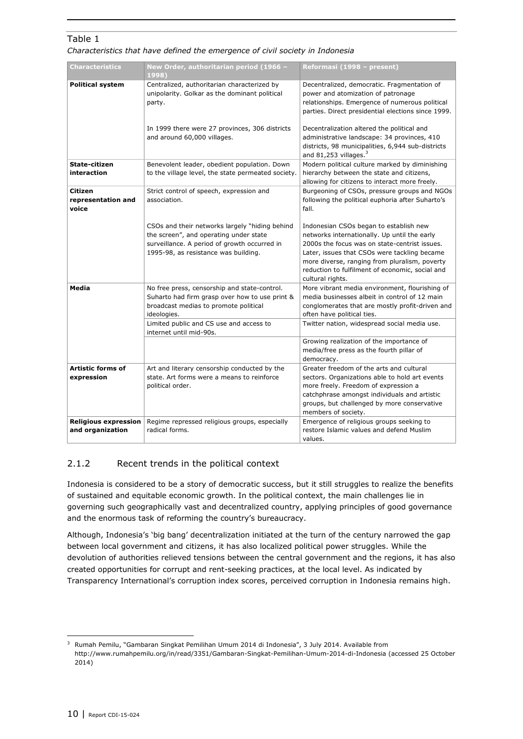Table 1

*Characteristics that have defined the emergence of civil society in Indonesia*

| Characteristics | New Order, authoritarian period (1966 – 1998) | Reformasi (1998 – present) |
|---|---|---|
| **Political system** | Centralized, authoritarian characterized by unipolarity. Golkar as the dominant political party. | Decentralized, democratic. Fragmentation of power and atomization of patronage relationships. Emergence of numerous political parties. Direct presidential elections since 1999. |
| | In 1999 there were 27 provinces, 306 districts and around 60,000 villages. | Decentralization altered the political and administrative landscape: 34 provinces, 410 districts, 98 municipalities, 6,944 sub-districts and 81,253 villages.[3] |
| **State-citizen interaction** | Benevolent leader, obedient population. Down to the village level, the state permeated society. | Modern political culture marked by diminishing hierarchy between the state and citizens, allowing for citizens to interact more freely. |
| **Citizen representation and voice** | Strict control of speech, expression and association. | Burgeoning of CSOs, pressure groups and NGOs following the political euphoria after Suharto's fall. |
| | CSOs and their networks largely "hiding behind the screen", and operating under state surveillance. A period of growth occurred in 1995-98, as resistance was building. | Indonesian CSOs began to establish new networks internationally. Up until the early 2000s the focus was on state-centrist issues. Later, issues that CSOs were tackling became more diverse, ranging from pluralism, poverty reduction to fulfilment of economic, social and cultural rights. |
| **Media** | No free press, censorship and state-control. Suharto had firm grasp over how to use print & broadcast medias to promote political ideologies. | More vibrant media environment, flourishing of media businesses albeit in control of 12 main conglomerates that are mostly profit-driven and often have political ties. |
| | Limited public and CS use and access to internet until mid-90s. | Twitter nation, widespread social media use. |
| | | Growing realization of the importance of media/free press as the fourth pillar of democracy. |
| **Artistic forms of expression** | Art and literary censorship conducted by the state. Art forms were a means to reinforce political order. | Greater freedom of the arts and cultural sectors. Organizations able to hold art events more freely. Freedom of expression a catchphrase amongst individuals and artistic groups, but challenged by more conservative members of society. |
| **Religious expression and organization** | Regime repressed religious groups, especially radical forms. | Emergence of religious groups seeking to restore Islamic values and defend Muslim values. |

### 2.1.2 Recent trends in the political context

Indonesia is considered to be a story of democratic success, but it still struggles to realize the benefits of sustained and equitable economic growth. In the political context, the main challenges lie in governing such geographically vast and decentralized country, applying principles of good governance and the enormous task of reforming the country's bureaucracy.

Although, Indonesia's 'big bang' decentralization initiated at the turn of the century narrowed the gap between local government and citizens, it has also localized political power struggles. While the devolution of authorities relieved tensions between the central government and the regions, it has also created opportunities for corrupt and rent-seeking practices, at the local level. As indicated by Transparency International's corruption index scores, perceived corruption in Indonesia remains high.

[3] Rumah Pemilu, "Gambaran Singkat Pemilihan Umum 2014 di Indonesia", 3 July 2014. Available from http://www.rumahpemilu.org/in/read/3351/Gambaran-Singkat-Pemilihan-Umum-2014-di-Indonesia (accessed 25 October 2014)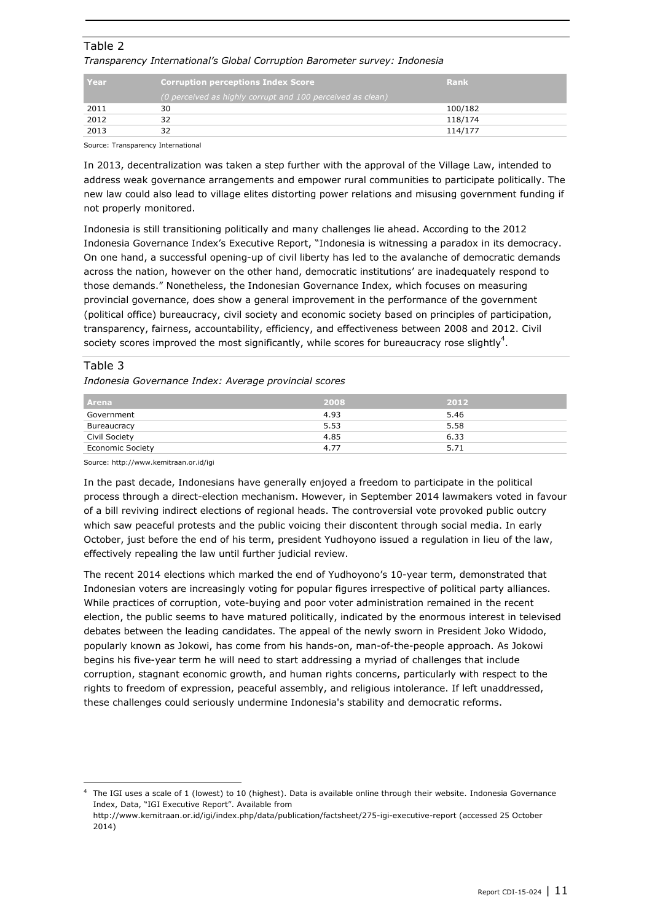Table 2

*Transparency International's Global Corruption Barometer survey: Indonesia*

| Year | Corruption perceptions Index Score (0 perceived as highly corrupt and 100 perceived as clean) | Rank |
|---|---|---|
| 2011 | 30 | 100/182 |
| 2012 | 32 | 118/174 |
| 2013 | 32 | 114/177 |

Source: Transparency International

In 2013, decentralization was taken a step further with the approval of the Village Law, intended to address weak governance arrangements and empower rural communities to participate politically. The new law could also lead to village elites distorting power relations and misusing government funding if not properly monitored.

Indonesia is still transitioning politically and many challenges lie ahead. According to the 2012 Indonesia Governance Index's Executive Report, "Indonesia is witnessing a paradox in its democracy. On one hand, a successful opening-up of civil liberty has led to the avalanche of democratic demands across the nation, however on the other hand, democratic institutions' are inadequately respond to those demands." Nonetheless, the Indonesian Governance Index, which focuses on measuring provincial governance, does show a general improvement in the performance of the government (political office) bureaucracy, civil society and economic society based on principles of participation, transparency, fairness, accountability, efficiency, and effectiveness between 2008 and 2012. Civil society scores improved the most significantly, while scores for bureaucracy rose slightly[4].

Table 3

*Indonesia Governance Index: Average provincial scores*

| Arena | 2008 | 2012 |
|---|---|---|
| Government | 4.93 | 5.46 |
| Bureaucracy | 5.53 | 5.58 |
| Civil Society | 4.85 | 6.33 |
| Economic Society | 4.77 | 5.71 |

Source: http://www.kemitraan.or.id/igi

In the past decade, Indonesians have generally enjoyed a freedom to participate in the political process through a direct-election mechanism. However, in September 2014 lawmakers voted in favour of a bill reviving indirect elections of regional heads. The controversial vote provoked public outcry which saw peaceful protests and the public voicing their discontent through social media. In early October, just before the end of his term, president Yudhoyono issued a regulation in lieu of the law, effectively repealing the law until further judicial review.

The recent 2014 elections which marked the end of Yudhoyono's 10-year term, demonstrated that Indonesian voters are increasingly voting for popular figures irrespective of political party alliances. While practices of corruption, vote-buying and poor voter administration remained in the recent election, the public seems to have matured politically, indicated by the enormous interest in televised debates between the leading candidates. The appeal of the newly sworn in President Joko Widodo, popularly known as Jokowi, has come from his hands-on, man-of-the-people approach. As Jokowi begins his five-year term he will need to start addressing a myriad of challenges that include corruption, stagnant economic growth, and human rights concerns, particularly with respect to the rights to freedom of expression, peaceful assembly, and religious intolerance. If left unaddressed, these challenges could seriously undermine Indonesia's stability and democratic reforms.

[4] The IGI uses a scale of 1 (lowest) to 10 (highest). Data is available online through their website. Indonesia Governance Index, Data, "IGI Executive Report". Available from http://www.kemitraan.or.id/igi/index.php/data/publication/factsheet/275-igi-executive-report (accessed 25 October 2014)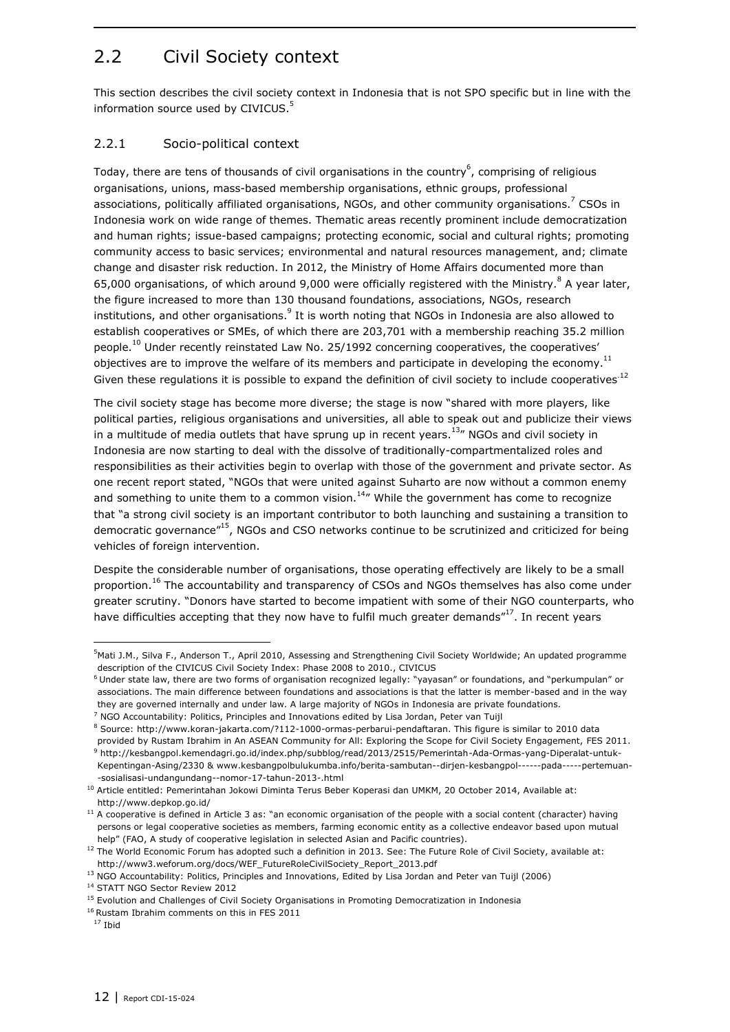## 2.2 Civil Society context

This section describes the civil society context in Indonesia that is not SPO specific but in line with the information source used by CIVICUS.[5]

### 2.2.1 Socio-political context

Today, there are tens of thousands of civil organisations in the country[6], comprising of religious organisations, unions, mass-based membership organisations, ethnic groups, professional associations, politically affiliated organisations, NGOs, and other community organisations.[7] CSOs in Indonesia work on wide range of themes. Thematic areas recently prominent include democratization and human rights; issue-based campaigns; protecting economic, social and cultural rights; promoting community access to basic services; environmental and natural resources management, and; climate change and disaster risk reduction. In 2012, the Ministry of Home Affairs documented more than 65,000 organisations, of which around 9,000 were officially registered with the Ministry.[8] A year later, the figure increased to more than 130 thousand foundations, associations, NGOs, research institutions, and other organisations.[9] It is worth noting that NGOs in Indonesia are also allowed to establish cooperatives or SMEs, of which there are 203,701 with a membership reaching 35.2 million people.[10] Under recently reinstated Law No. 25/1992 concerning cooperatives, the cooperatives' objectives are to improve the welfare of its members and participate in developing the economy.[11] Given these regulations it is possible to expand the definition of civil society to include cooperatives.[12]

The civil society stage has become more diverse; the stage is now "shared with more players, like political parties, religious organisations and universities, all able to speak out and publicize their views in a multitude of media outlets that have sprung up in recent years.[13]" NGOs and civil society in Indonesia are now starting to deal with the dissolve of traditionally-compartmentalized roles and responsibilities as their activities begin to overlap with those of the government and private sector. As one recent report stated, "NGOs that were united against Suharto are now without a common enemy and something to unite them to a common vision.[14]" While the government has come to recognize that "a strong civil society is an important contributor to both launching and sustaining a transition to democratic governance"[15], NGOs and CSO networks continue to be scrutinized and criticized for being vehicles of foreign intervention.

Despite the considerable number of organisations, those operating effectively are likely to be a small proportion.[16] The accountability and transparency of CSOs and NGOs themselves has also come under greater scrutiny. "Donors have started to become impatient with some of their NGO counterparts, who have difficulties accepting that they now have to fulfil much greater demands"[17]. In recent years

---

[5] Mati J.M., Silva F., Anderson T., April 2010, Assessing and Strengthening Civil Society Worldwide; An updated programme description of the CIVICUS Civil Society Index: Phase 2008 to 2010., CIVICUS

[6] Under state law, there are two forms of organisation recognized legally: "yayasan" or foundations, and "perkumpulan" or associations. The main difference between foundations and associations is that the latter is member-based and in the way they are governed internally and under law. A large majority of NGOs in Indonesia are private foundations.

[7] NGO Accountability: Politics, Principles and Innovations edited by Lisa Jordan, Peter van Tuijl

[8] Source: http://www.koran-jakarta.com/?112-1000-ormas-perbarui-pendaftaran. This figure is similar to 2010 data provided by Rustam Ibrahim in An ASEAN Community for All: Exploring the Scope for Civil Society Engagement, FES 2011.

[9] http://kesbangpol.kemendagri.go.id/index.php/subblog/read/2013/2515/Pemerintah-Ada-Ormas-yang-Diperalat-untuk-Kepentingan-Asing/2330 & www.kesbangpolbulukumba.info/berita-sambutan--dirjen-kesbangpol------pada-----pertemuan--sosialisasi-undangundang--nomor-17-tahun-2013-.html

[10] Article entitled: Pemerintahan Jokowi Diminta Terus Beber Koperasi dan UMKM, 20 October 2014, Available at: http://www.depkop.go.id/

[11] A cooperative is defined in Article 3 as: "an economic organisation of the people with a social content (character) having persons or legal cooperative societies as members, farming economic entity as a collective endeavor based upon mutual help" (FAO, A study of cooperative legislation in selected Asian and Pacific countries).

[12] The World Economic Forum has adopted such a definition in 2013. See: The Future Role of Civil Society, available at: http://www3.weforum.org/docs/WEF_FutureRoleCivilSociety_Report_2013.pdf

[13] NGO Accountability: Politics, Principles and Innovations, Edited by Lisa Jordan and Peter van Tuijl (2006)

[14] STATT NGO Sector Review 2012

[15] Evolution and Challenges of Civil Society Organisations in Promoting Democratization in Indonesia

[16] Rustam Ibrahim comments on this in FES 2011

[17] Ibid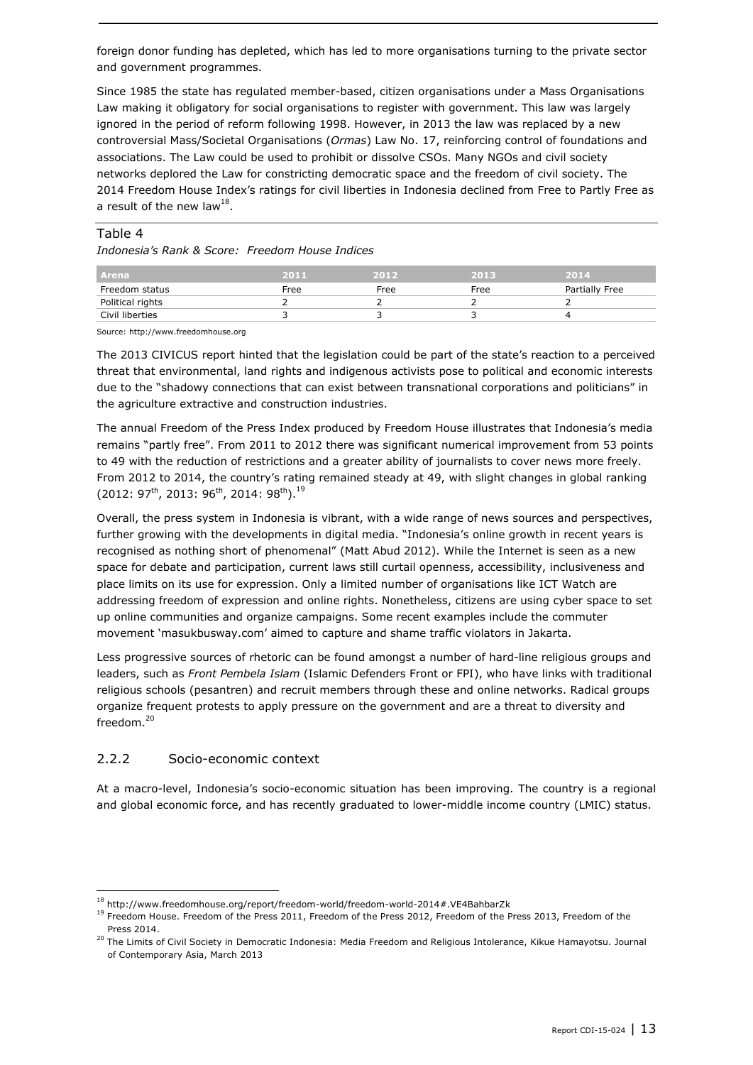foreign donor funding has depleted, which has led to more organisations turning to the private sector and government programmes.

Since 1985 the state has regulated member-based, citizen organisations under a Mass Organisations Law making it obligatory for social organisations to register with government. This law was largely ignored in the period of reform following 1998. However, in 2013 the law was replaced by a new controversial Mass/Societal Organisations (*Ormas*) Law No. 17, reinforcing control of foundations and associations. The Law could be used to prohibit or dissolve CSOs. Many NGOs and civil society networks deplored the Law for constricting democratic space and the freedom of civil society. The 2014 Freedom House Index's ratings for civil liberties in Indonesia declined from Free to Partly Free as a result of the new law[18].

Table 4
*Indonesia's Rank & Score: Freedom House Indices*

| Arena | 2011 | 2012 | 2013 | 2014 |
|---|---|---|---|---|
| Freedom status | Free | Free | Free | Partially Free |
| Political rights | 2 | 2 | 2 | 2 |
| Civil liberties | 3 | 3 | 3 | 4 |

Source: http://www.freedomhouse.org

The 2013 CIVICUS report hinted that the legislation could be part of the state's reaction to a perceived threat that environmental, land rights and indigenous activists pose to political and economic interests due to the "shadowy connections that can exist between transnational corporations and politicians" in the agriculture extractive and construction industries.

The annual Freedom of the Press Index produced by Freedom House illustrates that Indonesia's media remains "partly free". From 2011 to 2012 there was significant numerical improvement from 53 points to 49 with the reduction of restrictions and a greater ability of journalists to cover news more freely. From 2012 to 2014, the country's rating remained steady at 49, with slight changes in global ranking (2012: 97th, 2013: 96th, 2014: 98th).[19]

Overall, the press system in Indonesia is vibrant, with a wide range of news sources and perspectives, further growing with the developments in digital media. "Indonesia's online growth in recent years is recognised as nothing short of phenomenal" (Matt Abud 2012). While the Internet is seen as a new space for debate and participation, current laws still curtail openness, accessibility, inclusiveness and place limits on its use for expression. Only a limited number of organisations like ICT Watch are addressing freedom of expression and online rights. Nonetheless, citizens are using cyber space to set up online communities and organize campaigns. Some recent examples include the commuter movement 'masukbusway.com' aimed to capture and shame traffic violators in Jakarta.

Less progressive sources of rhetoric can be found amongst a number of hard-line religious groups and leaders, such as *Front Pembela Islam* (Islamic Defenders Front or FPI), who have links with traditional religious schools (pesantren) and recruit members through these and online networks. Radical groups organize frequent protests to apply pressure on the government and are a threat to diversity and freedom.[20]

### 2.2.2 Socio-economic context

At a macro-level, Indonesia's socio-economic situation has been improving. The country is a regional and global economic force, and has recently graduated to lower-middle income country (LMIC) status.

---

[18] http://www.freedomhouse.org/report/freedom-world/freedom-world-2014#.VE4BahbarZk

[19] Freedom House. Freedom of the Press 2011, Freedom of the Press 2012, Freedom of the Press 2013, Freedom of the Press 2014.

[20] The Limits of Civil Society in Democratic Indonesia: Media Freedom and Religious Intolerance, Kikue Hamayotsu. Journal of Contemporary Asia, March 2013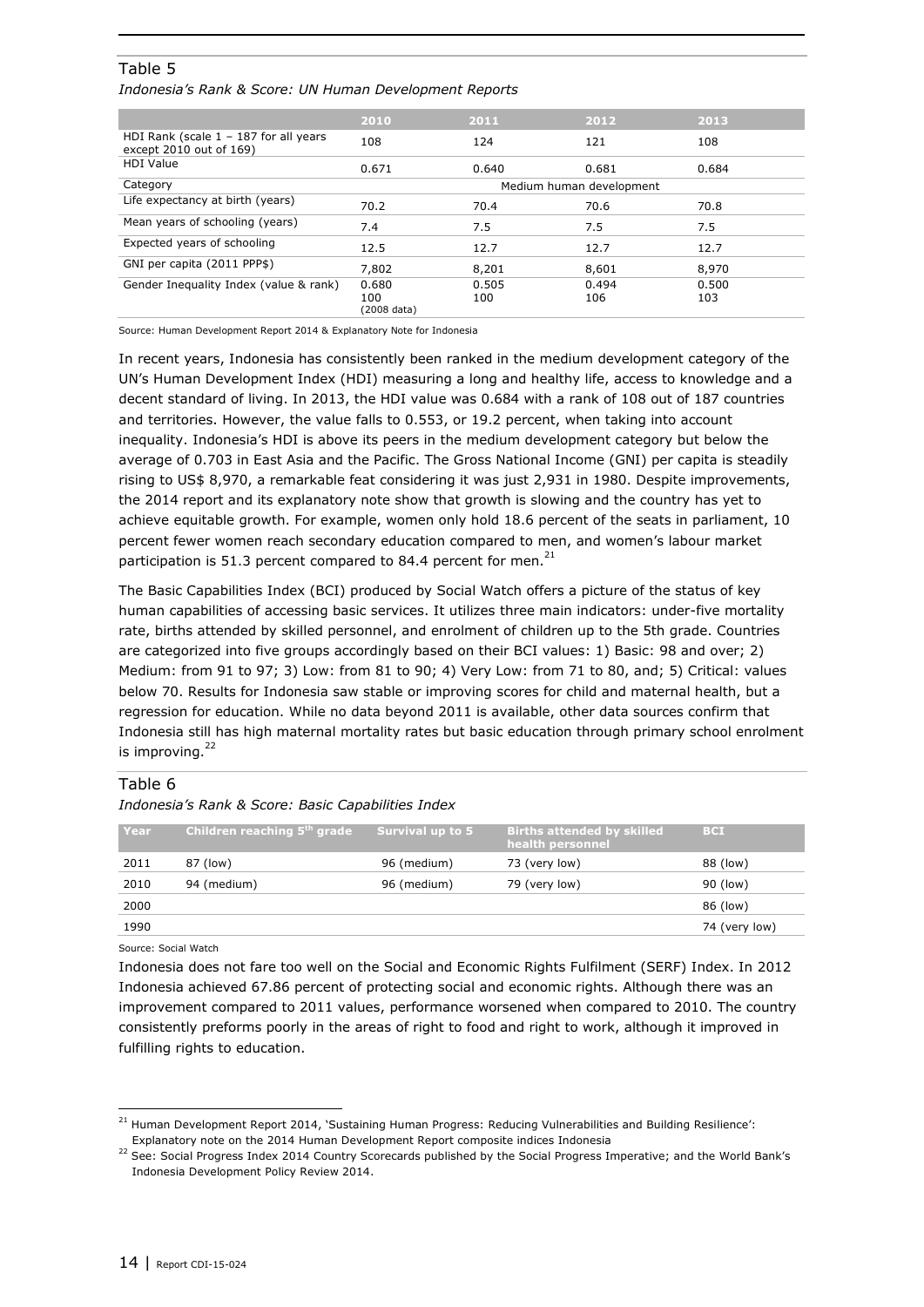Table 5

*Indonesia's Rank & Score: UN Human Development Reports*

| | 2010 | 2011 | 2012 | 2013 |
|---|---|---|---|---|
| HDI Rank (scale 1 – 187 for all years except 2010 out of 169) | 108 | 124 | 121 | 108 |
| HDI Value | 0.671 | 0.640 | 0.681 | 0.684 |
| Category | Medium human development | | | |
| Life expectancy at birth (years) | 70.2 | 70.4 | 70.6 | 70.8 |
| Mean years of schooling (years) | 7.4 | 7.5 | 7.5 | 7.5 |
| Expected years of schooling | 12.5 | 12.7 | 12.7 | 12.7 |
| GNI per capita (2011 PPP$) | 7,802 | 8,201 | 8,601 | 8,970 |
| Gender Inequality Index (value & rank) | 0.680 100 (2008 data) | 0.505 100 | 0.494 106 | 0.500 103 |

Source: Human Development Report 2014 & Explanatory Note for Indonesia

In recent years, Indonesia has consistently been ranked in the medium development category of the UN's Human Development Index (HDI) measuring a long and healthy life, access to knowledge and a decent standard of living. In 2013, the HDI value was 0.684 with a rank of 108 out of 187 countries and territories. However, the value falls to 0.553, or 19.2 percent, when taking into account inequality. Indonesia's HDI is above its peers in the medium development category but below the average of 0.703 in East Asia and the Pacific. The Gross National Income (GNI) per capita is steadily rising to US$ 8,970, a remarkable feat considering it was just 2,931 in 1980. Despite improvements, the 2014 report and its explanatory note show that growth is slowing and the country has yet to achieve equitable growth. For example, women only hold 18.6 percent of the seats in parliament, 10 percent fewer women reach secondary education compared to men, and women's labour market participation is 51.3 percent compared to 84.4 percent for men.[21]

The Basic Capabilities Index (BCI) produced by Social Watch offers a picture of the status of key human capabilities of accessing basic services. It utilizes three main indicators: under-five mortality rate, births attended by skilled personnel, and enrolment of children up to the 5th grade. Countries are categorized into five groups accordingly based on their BCI values: 1) Basic: 98 and over; 2) Medium: from 91 to 97; 3) Low: from 81 to 90; 4) Very Low: from 71 to 80, and; 5) Critical: values below 70. Results for Indonesia saw stable or improving scores for child and maternal health, but a regression for education. While no data beyond 2011 is available, other data sources confirm that Indonesia still has high maternal mortality rates but basic education through primary school enrolment is improving.[22]

Table 6

*Indonesia's Rank & Score: Basic Capabilities Index*

| Year | Children reaching 5th grade | Survival up to 5 | Births attended by skilled health personnel | BCI |
|---|---|---|---|---|
| 2011 | 87 (low) | 96 (medium) | 73 (very low) | 88 (low) |
| 2010 | 94 (medium) | 96 (medium) | 79 (very low) | 90 (low) |
| 2000 | | | | 86 (low) |
| 1990 | | | | 74 (very low) |

Source: Social Watch

Indonesia does not fare too well on the Social and Economic Rights Fulfilment (SERF) Index. In 2012 Indonesia achieved 67.86 percent of protecting social and economic rights. Although there was an improvement compared to 2011 values, performance worsened when compared to 2010. The country consistently preforms poorly in the areas of right to food and right to work, although it improved in fulfilling rights to education.

[21] Human Development Report 2014, 'Sustaining Human Progress: Reducing Vulnerabilities and Building Resilience': Explanatory note on the 2014 Human Development Report composite indices Indonesia

[22] See: Social Progress Index 2014 Country Scorecards published by the Social Progress Imperative; and the World Bank's Indonesia Development Policy Review 2014.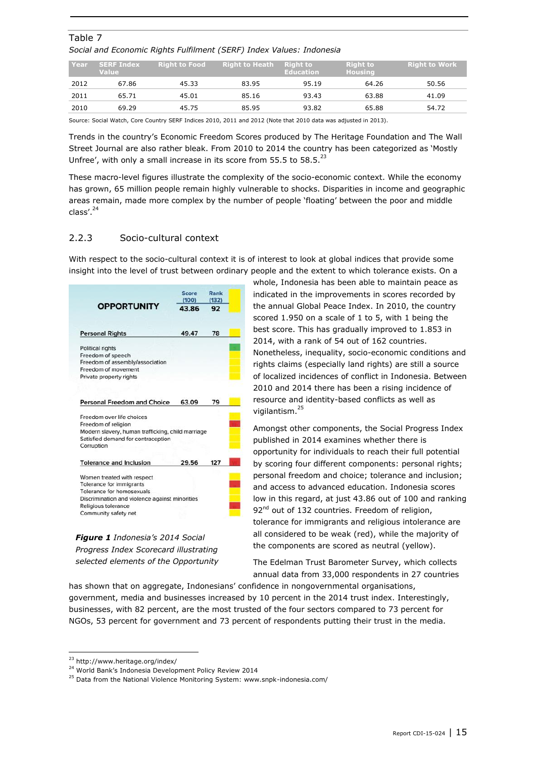Table 7

*Social and Economic Rights Fulfilment (SERF) Index Values: Indonesia*

| Year | SERF Index Value | Right to Food | Right to Heath | Right to Education | Right to Housing | Right to Work |
|---|---|---|---|---|---|---|
| 2012 | 67.86 | 45.33 | 83.95 | 95.19 | 64.26 | 50.56 |
| 2011 | 65.71 | 45.01 | 85.16 | 93.43 | 63.88 | 41.09 |
| 2010 | 69.29 | 45.75 | 85.95 | 93.82 | 65.88 | 54.72 |

Source: Social Watch, Core Country SERF Indices 2010, 2011 and 2012 (Note that 2010 data was adjusted in 2013).

Trends in the country's Economic Freedom Scores produced by The Heritage Foundation and The Wall Street Journal are also rather bleak. From 2010 to 2014 the country has been categorized as 'Mostly Unfree', with only a small increase in its score from 55.5 to 58.5.[23]

These macro-level figures illustrate the complexity of the socio-economic context. While the economy has grown, 65 million people remain highly vulnerable to shocks. Disparities in income and geographic areas remain, made more complex by the number of people 'floating' between the poor and middle class'.[24]

### 2.2.3 Socio-cultural context

With respect to the socio-cultural context it is of interest to look at global indices that provide some insight into the level of trust between ordinary people and the extent to which tolerance exists. On a whole, Indonesia has been able to maintain peace as indicated in the improvements in scores recorded by the annual Global Peace Index. In 2010, the country scored 1.950 on a scale of 1 to 5, with 1 being the best score. This has gradually improved to 1.853 in 2014, with a rank of 54 out of 162 countries. Nonetheless, inequality, socio-economic conditions and rights claims (especially land rights) are still a source of localized incidences of conflict in Indonesia. Between 2010 and 2014 there has been a rising incidence of resource and identity-based conflicts as well as vigilantism.[25]

| OPPORTUNITY | Score (100) | Rank (132) |
|---|---|---|
| | 43.86 | 92 |
| **Personal Rights** | 49.47 | 78 |
| Political rights | | |
| Freedom of speech | | |
| Freedom of assembly/association | | |
| Freedom of movement | | |
| Private property rights | | |
| **Personal Freedom and Choice** | 63.09 | 79 |
| Freedom over life choices | | |
| Freedom of religion | | |
| Modern slavery, human trafficking, child marriage | | |
| Satisfied demand for contraception | | |
| Corruption | | |
| **Tolerance and Inclusion** | 29.56 | 127 |
| Women treated with respect | | |
| Tolerance for immigrants | | |
| Tolerance for homosexuals | | |
| Discrimination and violence against minorities | | |
| Religious tolerance | | |
| Community safety net | | |

***Figure 1*** *Indonesia's 2014 Social Progress Index Scorecard illustrating selected elements of the Opportunity*

Amongst other components, the Social Progress Index published in 2014 examines whether there is opportunity for individuals to reach their full potential by scoring four different components: personal rights; personal freedom and choice; tolerance and inclusion; and access to advanced education. Indonesia scores low in this regard, at just 43.86 out of 100 and ranking 92nd out of 132 countries. Freedom of religion, tolerance for immigrants and religious intolerance are all considered to be weak (red), while the majority of the components are scored as neutral (yellow).

The Edelman Trust Barometer Survey, which collects annual data from 33,000 respondents in 27 countries has shown that on aggregate, Indonesians' confidence in nongovernmental organisations, government, media and businesses increased by 10 percent in the 2014 trust index. Interestingly, businesses, with 82 percent, are the most trusted of the four sectors compared to 73 percent for NGOs, 53 percent for government and 73 percent of respondents putting their trust in the media.

---

[23] http://www.heritage.org/index/

[24] World Bank's Indonesia Development Policy Review 2014

[25] Data from the National Violence Monitoring System: www.snpk-indonesia.com/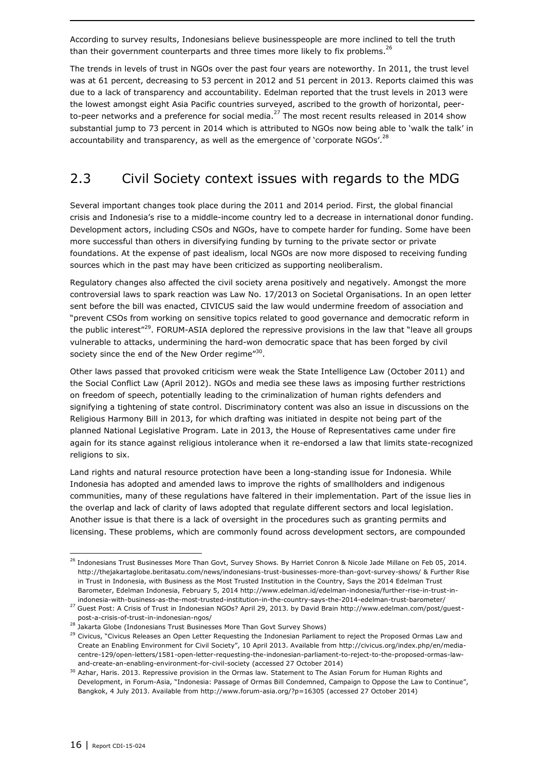According to survey results, Indonesians believe businesspeople are more inclined to tell the truth than their government counterparts and three times more likely to fix problems.[26]

The trends in levels of trust in NGOs over the past four years are noteworthy. In 2011, the trust level was at 61 percent, decreasing to 53 percent in 2012 and 51 percent in 2013. Reports claimed this was due to a lack of transparency and accountability. Edelman reported that the trust levels in 2013 were the lowest amongst eight Asia Pacific countries surveyed, ascribed to the growth of horizontal, peer-to-peer networks and a preference for social media.[27] The most recent results released in 2014 show substantial jump to 73 percent in 2014 which is attributed to NGOs now being able to 'walk the talk' in accountability and transparency, as well as the emergence of 'corporate NGOs'.[28]

## 2.3 Civil Society context issues with regards to the MDG

Several important changes took place during the 2011 and 2014 period. First, the global financial crisis and Indonesia's rise to a middle-income country led to a decrease in international donor funding. Development actors, including CSOs and NGOs, have to compete harder for funding. Some have been more successful than others in diversifying funding by turning to the private sector or private foundations. At the expense of past idealism, local NGOs are now more disposed to receiving funding sources which in the past may have been criticized as supporting neoliberalism.

Regulatory changes also affected the civil society arena positively and negatively. Amongst the more controversial laws to spark reaction was Law No. 17/2013 on Societal Organisations. In an open letter sent before the bill was enacted, CIVICUS said the law would undermine freedom of association and "prevent CSOs from working on sensitive topics related to good governance and democratic reform in the public interest"[29]. FORUM-ASIA deplored the repressive provisions in the law that "leave all groups vulnerable to attacks, undermining the hard-won democratic space that has been forged by civil society since the end of the New Order regime"[30].

Other laws passed that provoked criticism were weak the State Intelligence Law (October 2011) and the Social Conflict Law (April 2012). NGOs and media see these laws as imposing further restrictions on freedom of speech, potentially leading to the criminalization of human rights defenders and signifying a tightening of state control. Discriminatory content was also an issue in discussions on the Religious Harmony Bill in 2013, for which drafting was initiated in despite not being part of the planned National Legislative Program. Late in 2013, the House of Representatives came under fire again for its stance against religious intolerance when it re-endorsed a law that limits state-recognized religions to six.

Land rights and natural resource protection have been a long-standing issue for Indonesia. While Indonesia has adopted and amended laws to improve the rights of smallholders and indigenous communities, many of these regulations have faltered in their implementation. Part of the issue lies in the overlap and lack of clarity of laws adopted that regulate different sectors and local legislation. Another issue is that there is a lack of oversight in the procedures such as granting permits and licensing. These problems, which are commonly found across development sectors, are compounded

---

[26] Indonesians Trust Businesses More Than Govt, Survey Shows. By Harriet Conron & Nicole Jade Millane on Feb 05, 2014. http://thejakartaglobe.beritasatu.com/news/indonesians-trust-businesses-more-than-govt-survey-shows/ & Further Rise in Trust in Indonesia, with Business as the Most Trusted Institution in the Country, Says the 2014 Edelman Trust Barometer, Edelman Indonesia, February 5, 2014 http://www.edelman.id/edelman-indonesia/further-rise-in-trust-in-indonesia-with-business-as-the-most-trusted-institution-in-the-country-says-the-2014-edelman-trust-barometer/

[27] Guest Post: A Crisis of Trust in Indonesian NGOs? April 29, 2013. by David Brain http://www.edelman.com/post/guest-post-a-crisis-of-trust-in-indonesian-ngos/

[28] Jakarta Globe (Indonesians Trust Businesses More Than Govt Survey Shows)

[29] Civicus, "Civicus Releases an Open Letter Requesting the Indonesian Parliament to reject the Proposed Ormas Law and Create an Enabling Environment for Civil Society", 10 April 2013. Available from http://civicus.org/index.php/en/media-centre-129/open-letters/1581-open-letter-requesting-the-indonesian-parliament-to-reject-to-the-proposed-ormas-law-and-create-an-enabling-environment-for-civil-society (accessed 27 October 2014)

[30] Azhar, Haris. 2013. Repressive provision in the Ormas law. Statement to The Asian Forum for Human Rights and Development, in Forum-Asia, "Indonesia: Passage of Ormas Bill Condemned, Campaign to Oppose the Law to Continue", Bangkok, 4 July 2013. Available from http://www.forum-asia.org/?p=16305 (accessed 27 October 2014)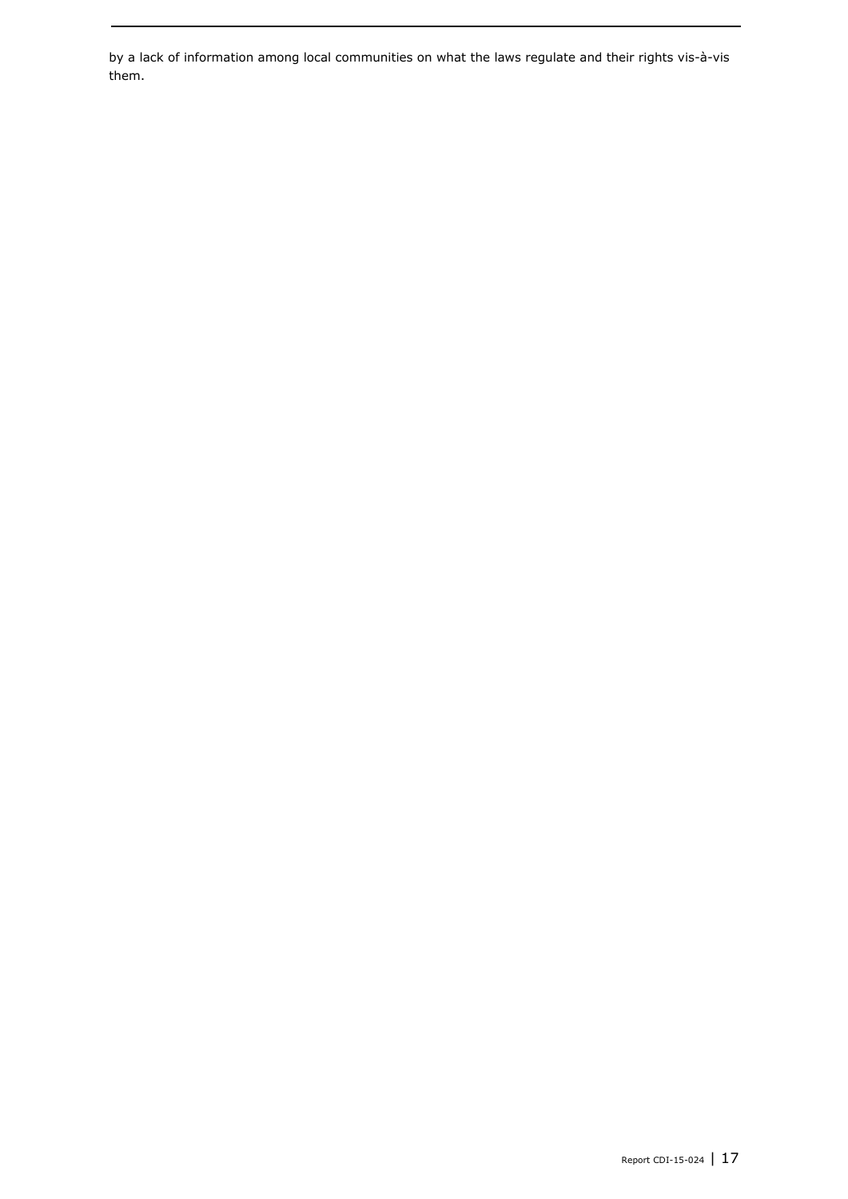by a lack of information among local communities on what the laws regulate and their rights vis-à-vis them.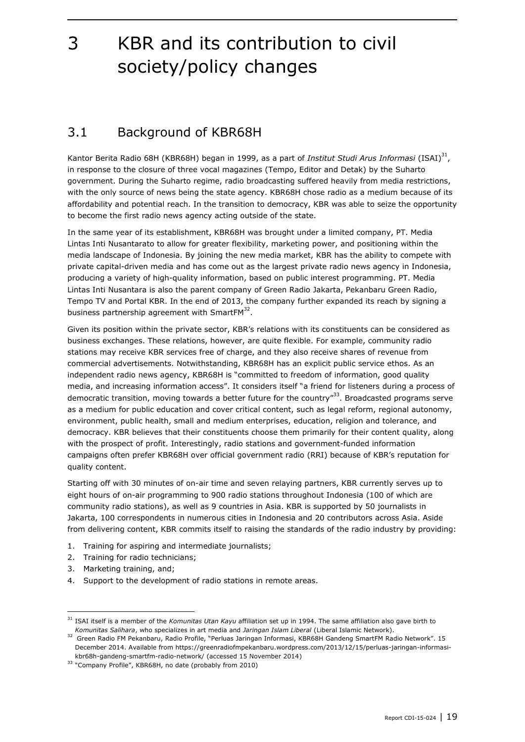# 3 KBR and its contribution to civil society/policy changes

## 3.1 Background of KBR68H

Kantor Berita Radio 68H (KBR68H) began in 1999, as a part of *Institut Studi Arus Informasi* (ISAI)[31], in response to the closure of three vocal magazines (Tempo, Editor and Detak) by the Suharto government. During the Suharto regime, radio broadcasting suffered heavily from media restrictions, with the only source of news being the state agency. KBR68H chose radio as a medium because of its affordability and potential reach. In the transition to democracy, KBR was able to seize the opportunity to become the first radio news agency acting outside of the state.

In the same year of its establishment, KBR68H was brought under a limited company, PT. Media Lintas Inti Nusantarato to allow for greater flexibility, marketing power, and positioning within the media landscape of Indonesia. By joining the new media market, KBR has the ability to compete with private capital-driven media and has come out as the largest private radio news agency in Indonesia, producing a variety of high-quality information, based on public interest programming. PT. Media Lintas Inti Nusantara is also the parent company of Green Radio Jakarta, Pekanbaru Green Radio, Tempo TV and Portal KBR. In the end of 2013, the company further expanded its reach by signing a business partnership agreement with SmartFM[32].

Given its position within the private sector, KBR's relations with its constituents can be considered as business exchanges. These relations, however, are quite flexible. For example, community radio stations may receive KBR services free of charge, and they also receive shares of revenue from commercial advertisements. Notwithstanding, KBR68H has an explicit public service ethos. As an independent radio news agency, KBR68H is "committed to freedom of information, good quality media, and increasing information access". It considers itself "a friend for listeners during a process of democratic transition, moving towards a better future for the country"[33]. Broadcasted programs serve as a medium for public education and cover critical content, such as legal reform, regional autonomy, environment, public health, small and medium enterprises, education, religion and tolerance, and democracy. KBR believes that their constituents choose them primarily for their content quality, along with the prospect of profit. Interestingly, radio stations and government-funded information campaigns often prefer KBR68H over official government radio (RRI) because of KBR's reputation for quality content.

Starting off with 30 minutes of on-air time and seven relaying partners, KBR currently serves up to eight hours of on-air programming to 900 radio stations throughout Indonesia (100 of which are community radio stations), as well as 9 countries in Asia. KBR is supported by 50 journalists in Jakarta, 100 correspondents in numerous cities in Indonesia and 20 contributors across Asia. Aside from delivering content, KBR commits itself to raising the standards of the radio industry by providing:

1. Training for aspiring and intermediate journalists;
2. Training for radio technicians;
3. Marketing training, and;
4. Support to the development of radio stations in remote areas.

---

[31] ISAI itself is a member of the *Komunitas Utan Kayu* affiliation set up in 1994. The same affiliation also gave birth to *Komunitas Salihara*, who specializes in art media and *Jaringan Islam Liberal* (Liberal Islamic Network).

[32] Green Radio FM Pekanbaru, Radio Profile, "Perluas Jaringan Informasi, KBR68H Gandeng SmartFM Radio Network". 15 December 2014. Available from https://greenradiofmpekanbaru.wordpress.com/2013/12/15/perluas-jaringan-informasi-kbr68h-gandeng-smartfm-radio-network/ (accessed 15 November 2014)

[33] "Company Profile", KBR68H, no date (probably from 2010)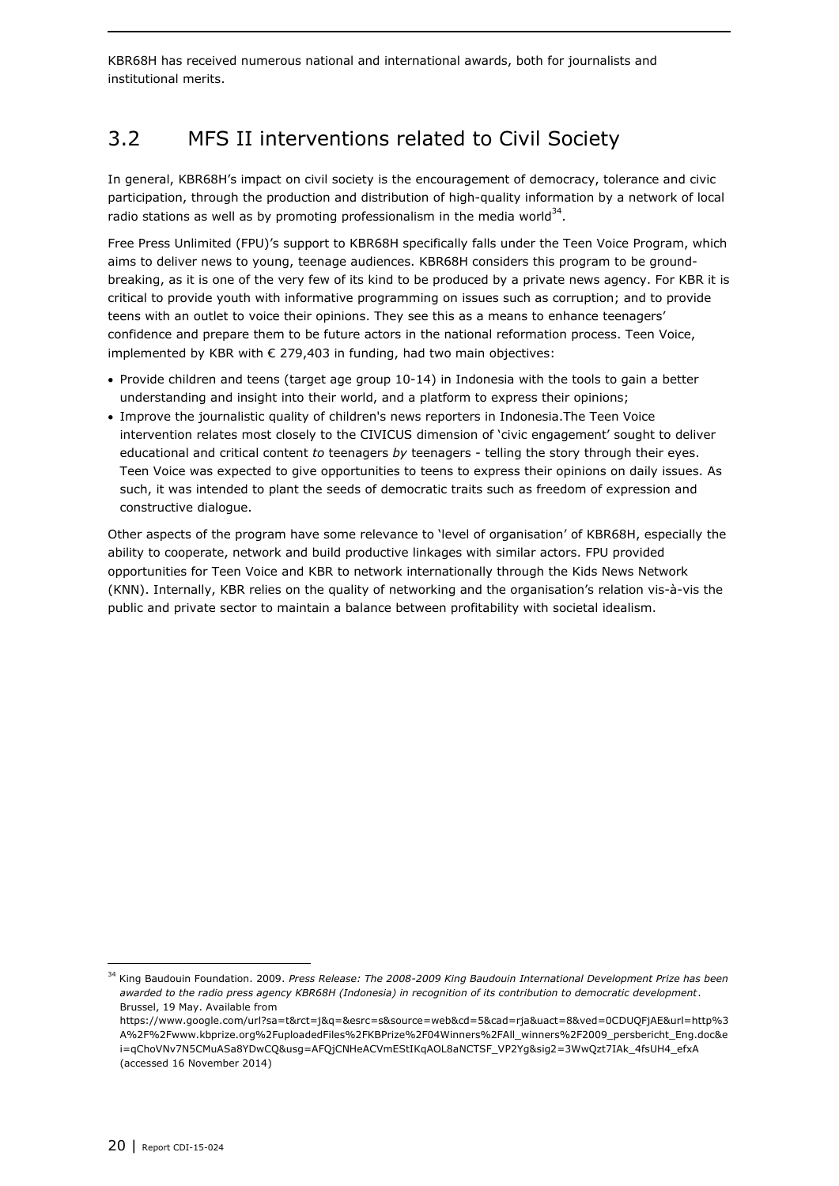KBR68H has received numerous national and international awards, both for journalists and institutional merits.

## 3.2 MFS II interventions related to Civil Society

In general, KBR68H's impact on civil society is the encouragement of democracy, tolerance and civic participation, through the production and distribution of high-quality information by a network of local radio stations as well as by promoting professionalism in the media world[34].

Free Press Unlimited (FPU)'s support to KBR68H specifically falls under the Teen Voice Program, which aims to deliver news to young, teenage audiences. KBR68H considers this program to be ground-breaking, as it is one of the very few of its kind to be produced by a private news agency. For KBR it is critical to provide youth with informative programming on issues such as corruption; and to provide teens with an outlet to voice their opinions. They see this as a means to enhance teenagers' confidence and prepare them to be future actors in the national reformation process. Teen Voice, implemented by KBR with € 279,403 in funding, had two main objectives:

- Provide children and teens (target age group 10-14) in Indonesia with the tools to gain a better understanding and insight into their world, and a platform to express their opinions;
- Improve the journalistic quality of children's news reporters in Indonesia.The Teen Voice intervention relates most closely to the CIVICUS dimension of 'civic engagement' sought to deliver educational and critical content *to* teenagers *by* teenagers - telling the story through their eyes. Teen Voice was expected to give opportunities to teens to express their opinions on daily issues. As such, it was intended to plant the seeds of democratic traits such as freedom of expression and constructive dialogue.

Other aspects of the program have some relevance to 'level of organisation' of KBR68H, especially the ability to cooperate, network and build productive linkages with similar actors. FPU provided opportunities for Teen Voice and KBR to network internationally through the Kids News Network (KNN). Internally, KBR relies on the quality of networking and the organisation's relation vis-à-vis the public and private sector to maintain a balance between profitability with societal idealism.

---

[34] King Baudouin Foundation. 2009. *Press Release: The 2008-2009 King Baudouin International Development Prize has been awarded to the radio press agency KBR68H (Indonesia) in recognition of its contribution to democratic development*. Brussel, 19 May. Available from https://www.google.com/url?sa=t&rct=j&q=&esrc=s&source=web&cd=5&cad=rja&uact=8&ved=0CDUQFjAE&url=http%3A%2F%2Fwww.kbprize.org%2FuploadedFiles%2FKBPrize%2F04Winners%2FAll_winners%2F2009_persbericht_Eng.doc&ei=qChoVNv7N5CMuASa8YDwCQ&usg=AFQjCNHeACVmEStIKqAOL8aNCTSF_VP2Yg&sig2=3WwQzt7IAk_4fsUH4_efxA (accessed 16 November 2014)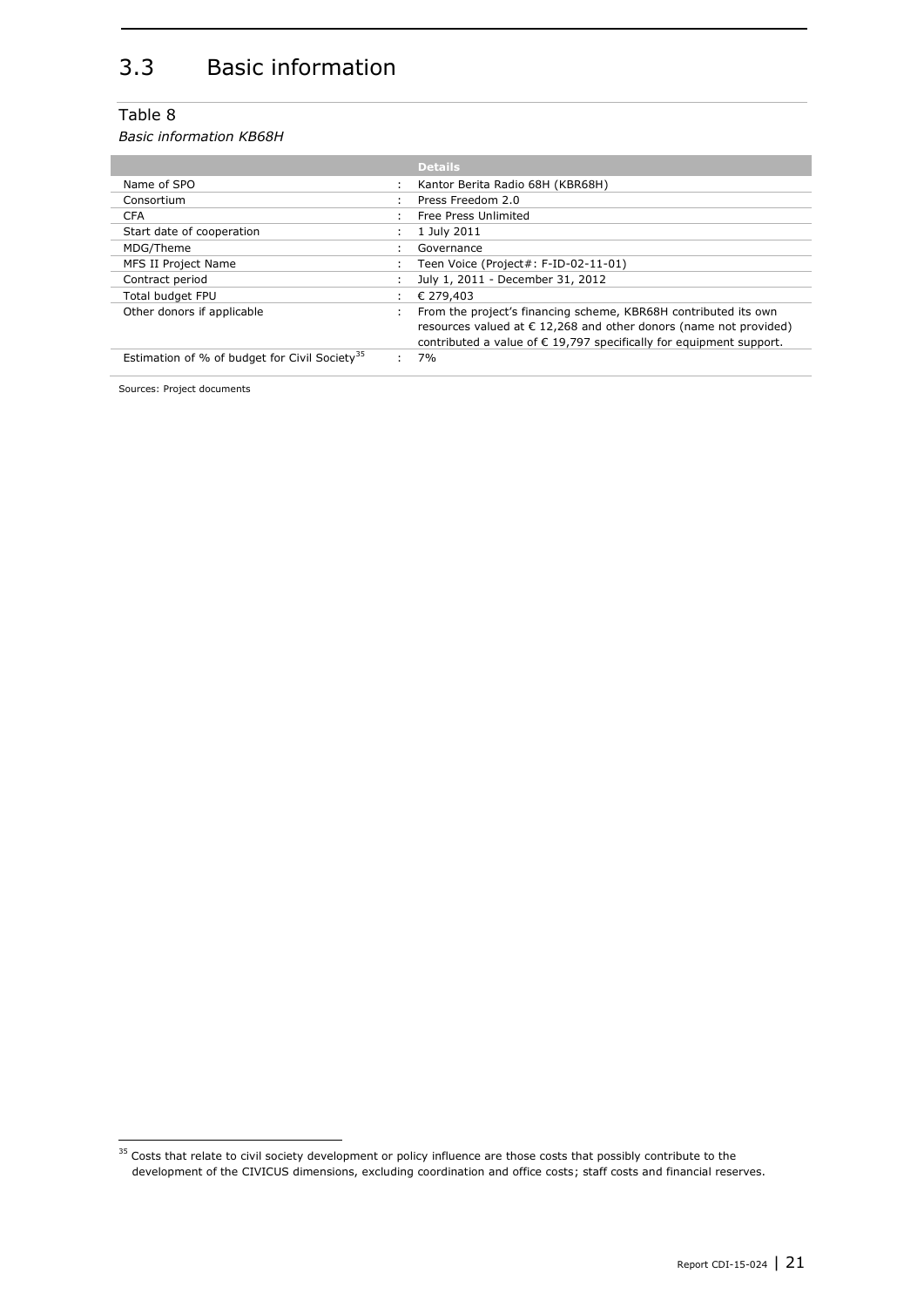## 3.3 Basic information

Table 8

*Basic information KB68H*

| | | Details |
|---|---|---|
| Name of SPO | : | Kantor Berita Radio 68H (KBR68H) |
| Consortium | : | Press Freedom 2.0 |
| CFA | : | Free Press Unlimited |
| Start date of cooperation | : | 1 July 2011 |
| MDG/Theme | : | Governance |
| MFS II Project Name | : | Teen Voice (Project#: F-ID-02-11-01) |
| Contract period | : | July 1, 2011 - December 31, 2012 |
| Total budget FPU | : | € 279,403 |
| Other donors if applicable | : | From the project's financing scheme, KBR68H contributed its own resources valued at € 12,268 and other donors (name not provided) contributed a value of € 19,797 specifically for equipment support. |
| Estimation of % of budget for Civil Society[35] | : | 7% |

Sources: Project documents

[35] Costs that relate to civil society development or policy influence are those costs that possibly contribute to the development of the CIVICUS dimensions, excluding coordination and office costs; staff costs and financial reserves.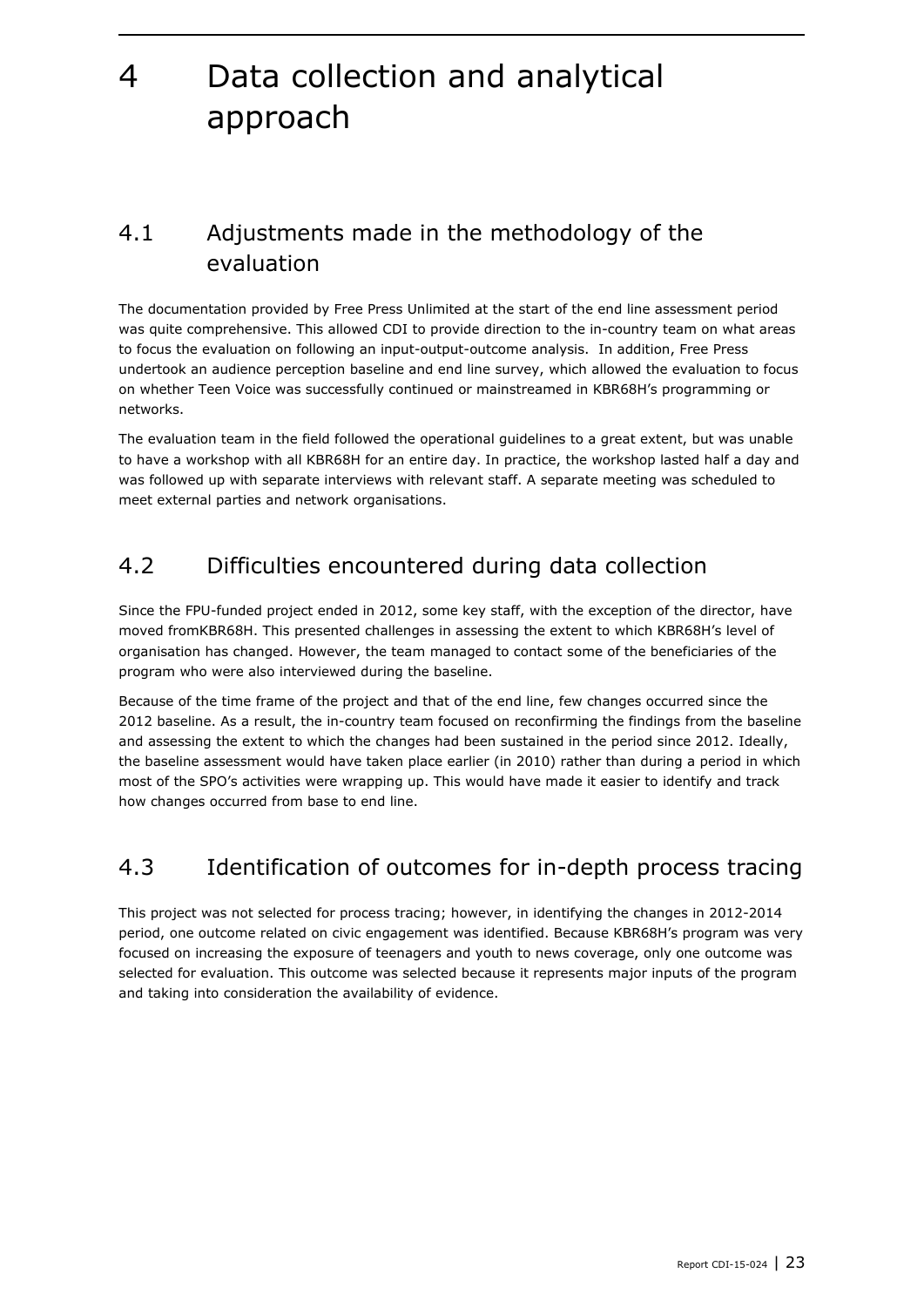# 4 Data collection and analytical approach

## 4.1 Adjustments made in the methodology of the evaluation

The documentation provided by Free Press Unlimited at the start of the end line assessment period was quite comprehensive. This allowed CDI to provide direction to the in-country team on what areas to focus the evaluation on following an input-output-outcome analysis. In addition, Free Press undertook an audience perception baseline and end line survey, which allowed the evaluation to focus on whether Teen Voice was successfully continued or mainstreamed in KBR68H's programming or networks.

The evaluation team in the field followed the operational guidelines to a great extent, but was unable to have a workshop with all KBR68H for an entire day. In practice, the workshop lasted half a day and was followed up with separate interviews with relevant staff. A separate meeting was scheduled to meet external parties and network organisations.

## 4.2 Difficulties encountered during data collection

Since the FPU-funded project ended in 2012, some key staff, with the exception of the director, have moved fromKBR68H. This presented challenges in assessing the extent to which KBR68H's level of organisation has changed. However, the team managed to contact some of the beneficiaries of the program who were also interviewed during the baseline.

Because of the time frame of the project and that of the end line, few changes occurred since the 2012 baseline. As a result, the in-country team focused on reconfirming the findings from the baseline and assessing the extent to which the changes had been sustained in the period since 2012. Ideally, the baseline assessment would have taken place earlier (in 2010) rather than during a period in which most of the SPO's activities were wrapping up. This would have made it easier to identify and track how changes occurred from base to end line.

## 4.3 Identification of outcomes for in-depth process tracing

This project was not selected for process tracing; however, in identifying the changes in 2012-2014 period, one outcome related on civic engagement was identified. Because KBR68H's program was very focused on increasing the exposure of teenagers and youth to news coverage, only one outcome was selected for evaluation. This outcome was selected because it represents major inputs of the program and taking into consideration the availability of evidence.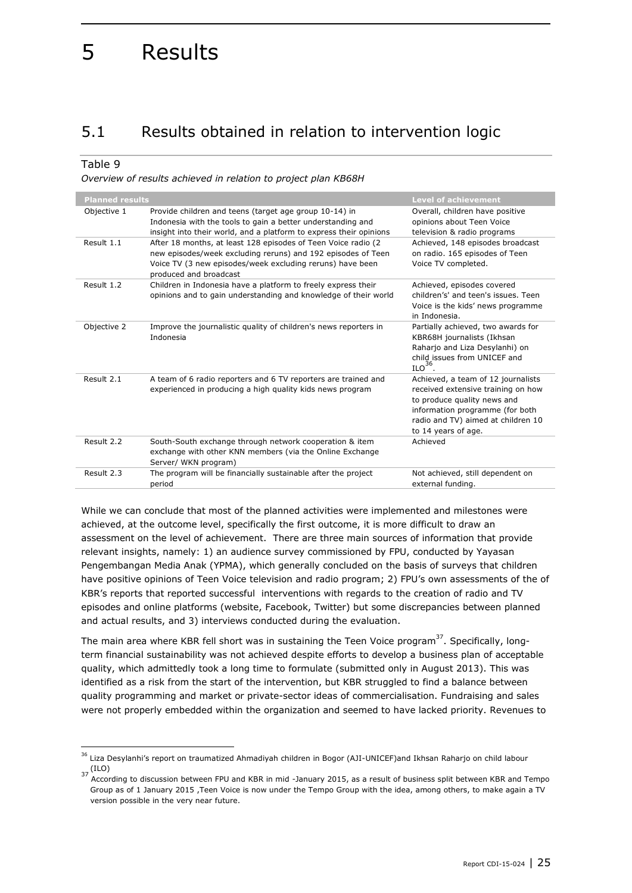# 5 Results

## 5.1 Results obtained in relation to intervention logic

Table 9

*Overview of results achieved in relation to project plan KB68H*

| Planned results | | Level of achievement |
|---|---|---|
| Objective 1 | Provide children and teens (target age group 10-14) in Indonesia with the tools to gain a better understanding and insight into their world, and a platform to express their opinions | Overall, children have positive opinions about Teen Voice television & radio programs |
| Result 1.1 | After 18 months, at least 128 episodes of Teen Voice radio (2 new episodes/week excluding reruns) and 192 episodes of Teen Voice TV (3 new episodes/week excluding reruns) have been produced and broadcast | Achieved, 148 episodes broadcast on radio. 165 episodes of Teen Voice TV completed. |
| Result 1.2 | Children in Indonesia have a platform to freely express their opinions and to gain understanding and knowledge of their world | Achieved, episodes covered children's' and teen's issues. Teen Voice is the kids' news programme in Indonesia. |
| Objective 2 | Improve the journalistic quality of children's news reporters in Indonesia | Partially achieved, two awards for KBR68H journalists (Ikhsan Raharjo and Liza Desylanhi) on child issues from UNICEF and ILO[36]. |
| Result 2.1 | A team of 6 radio reporters and 6 TV reporters are trained and experienced in producing a high quality kids news program | Achieved, a team of 12 journalists received extensive training on how to produce quality news and information programme (for both radio and TV) aimed at children 10 to 14 years of age. |
| Result 2.2 | South-South exchange through network cooperation & item exchange with other KNN members (via the Online Exchange Server/ WKN program) | Achieved |
| Result 2.3 | The program will be financially sustainable after the project period | Not achieved, still dependent on external funding. |

While we can conclude that most of the planned activities were implemented and milestones were achieved, at the outcome level, specifically the first outcome, it is more difficult to draw an assessment on the level of achievement. There are three main sources of information that provide relevant insights, namely: 1) an audience survey commissioned by FPU, conducted by Yayasan Pengembangan Media Anak (YPMA), which generally concluded on the basis of surveys that children have positive opinions of Teen Voice television and radio program; 2) FPU's own assessments of the of KBR's reports that reported successful interventions with regards to the creation of radio and TV episodes and online platforms (website, Facebook, Twitter) but some discrepancies between planned and actual results, and 3) interviews conducted during the evaluation.

The main area where KBR fell short was in sustaining the Teen Voice program[37]. Specifically, long-term financial sustainability was not achieved despite efforts to develop a business plan of acceptable quality, which admittedly took a long time to formulate (submitted only in August 2013). This was identified as a risk from the start of the intervention, but KBR struggled to find a balance between quality programming and market or private-sector ideas of commercialisation. Fundraising and sales were not properly embedded within the organization and seemed to have lacked priority. Revenues to

[36] Liza Desylanhi's report on traumatized Ahmadiyah children in Bogor (AJI-UNICEF)and Ikhsan Raharjo on child labour (ILO)

[37] According to discussion between FPU and KBR in mid -January 2015, as a result of business split between KBR and Tempo Group as of 1 January 2015 ,Teen Voice is now under the Tempo Group with the idea, among others, to make again a TV version possible in the very near future.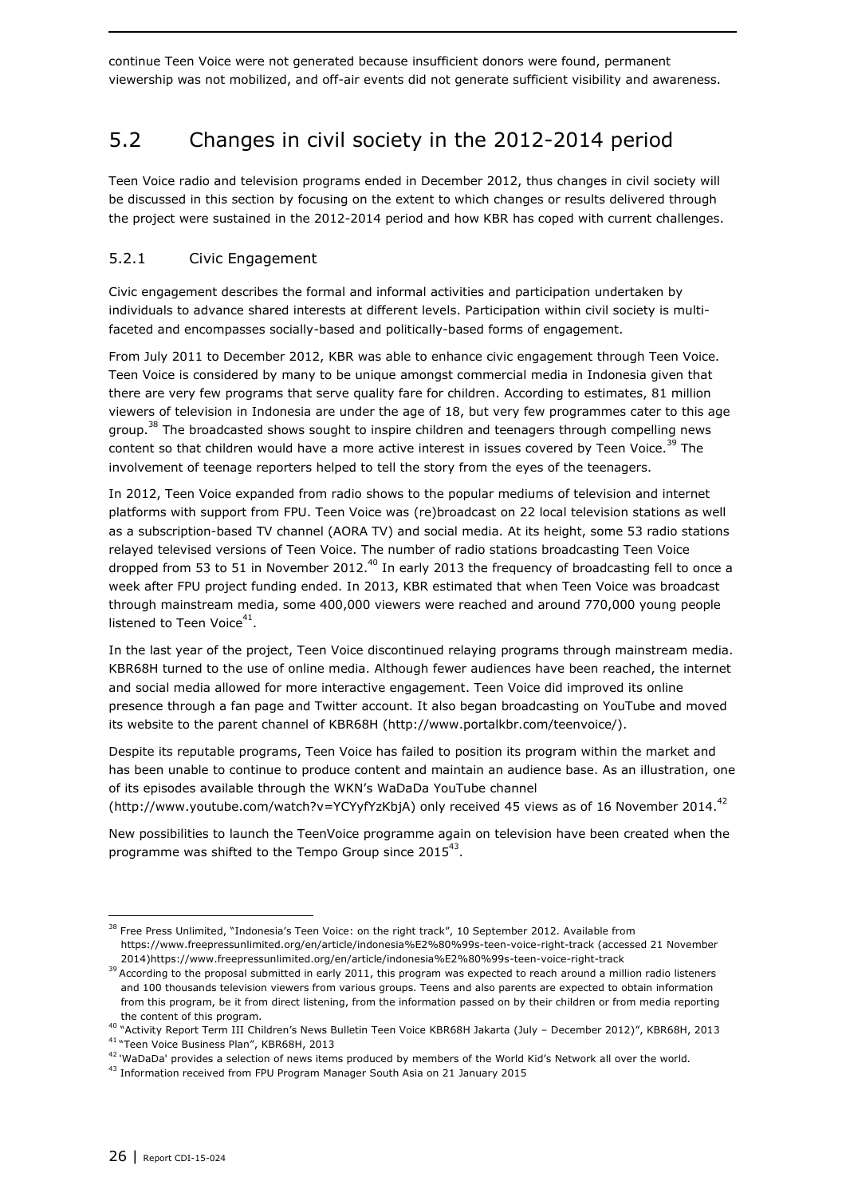continue Teen Voice were not generated because insufficient donors were found, permanent viewership was not mobilized, and off-air events did not generate sufficient visibility and awareness.

## 5.2 Changes in civil society in the 2012-2014 period

Teen Voice radio and television programs ended in December 2012, thus changes in civil society will be discussed in this section by focusing on the extent to which changes or results delivered through the project were sustained in the 2012-2014 period and how KBR has coped with current challenges.

### 5.2.1 Civic Engagement

Civic engagement describes the formal and informal activities and participation undertaken by individuals to advance shared interests at different levels. Participation within civil society is multi-faceted and encompasses socially-based and politically-based forms of engagement.

From July 2011 to December 2012, KBR was able to enhance civic engagement through Teen Voice. Teen Voice is considered by many to be unique amongst commercial media in Indonesia given that there are very few programs that serve quality fare for children. According to estimates, 81 million viewers of television in Indonesia are under the age of 18, but very few programmes cater to this age group.[38] The broadcasted shows sought to inspire children and teenagers through compelling news content so that children would have a more active interest in issues covered by Teen Voice.[39] The involvement of teenage reporters helped to tell the story from the eyes of the teenagers.

In 2012, Teen Voice expanded from radio shows to the popular mediums of television and internet platforms with support from FPU. Teen Voice was (re)broadcast on 22 local television stations as well as a subscription-based TV channel (AORA TV) and social media. At its height, some 53 radio stations relayed televised versions of Teen Voice. The number of radio stations broadcasting Teen Voice dropped from 53 to 51 in November 2012.[40] In early 2013 the frequency of broadcasting fell to once a week after FPU project funding ended. In 2013, KBR estimated that when Teen Voice was broadcast through mainstream media, some 400,000 viewers were reached and around 770,000 young people listened to Teen Voice[41].

In the last year of the project, Teen Voice discontinued relaying programs through mainstream media. KBR68H turned to the use of online media. Although fewer audiences have been reached, the internet and social media allowed for more interactive engagement. Teen Voice did improved its online presence through a fan page and Twitter account. It also began broadcasting on YouTube and moved its website to the parent channel of KBR68H (http://www.portalkbr.com/teenvoice/).

Despite its reputable programs, Teen Voice has failed to position its program within the market and has been unable to continue to produce content and maintain an audience base. As an illustration, one of its episodes available through the WKN's WaDaDa YouTube channel (http://www.youtube.com/watch?v=YCYyfYzKbjA) only received 45 views as of 16 November 2014.[42]

New possibilities to launch the TeenVoice programme again on television have been created when the programme was shifted to the Tempo Group since 2015[43].

---

[38] Free Press Unlimited, "Indonesia's Teen Voice: on the right track", 10 September 2012. Available from https://www.freepressunlimited.org/en/article/indonesia%E2%80%99s-teen-voice-right-track (accessed 21 November 2014)https://www.freepressunlimited.org/en/article/indonesia%E2%80%99s-teen-voice-right-track

[39] According to the proposal submitted in early 2011, this program was expected to reach around a million radio listeners and 100 thousands television viewers from various groups. Teens and also parents are expected to obtain information from this program, be it from direct listening, from the information passed on by their children or from media reporting the content of this program.

[40] "Activity Report Term III Children's News Bulletin Teen Voice KBR68H Jakarta (July – December 2012)", KBR68H, 2013

[41] "Teen Voice Business Plan", KBR68H, 2013

[42] 'WaDaDa' provides a selection of news items produced by members of the World Kid's Network all over the world.

[43] Information received from FPU Program Manager South Asia on 21 January 2015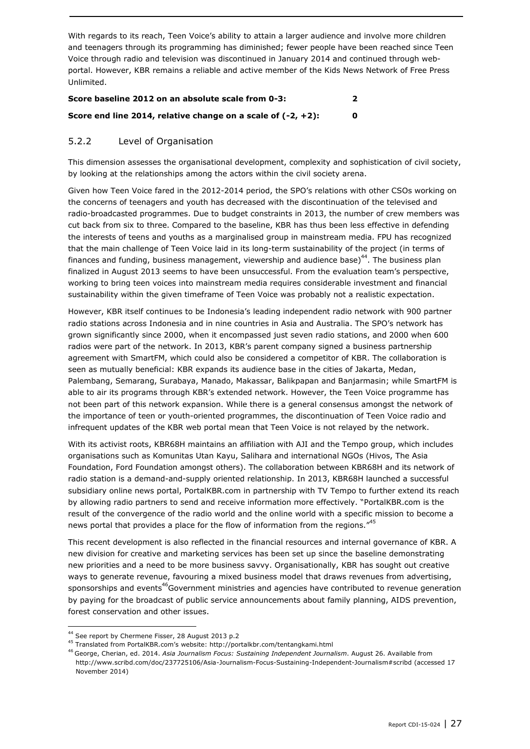With regards to its reach, Teen Voice's ability to attain a larger audience and involve more children and teenagers through its programming has diminished; fewer people have been reached since Teen Voice through radio and television was discontinued in January 2014 and continued through web-portal. However, KBR remains a reliable and active member of the Kids News Network of Free Press Unlimited.

**Score baseline 2012 on an absolute scale from 0-3: 2**

**Score end line 2014, relative change on a scale of (-2, +2): 0**

### 5.2.2 Level of Organisation

This dimension assesses the organisational development, complexity and sophistication of civil society, by looking at the relationships among the actors within the civil society arena.

Given how Teen Voice fared in the 2012-2014 period, the SPO's relations with other CSOs working on the concerns of teenagers and youth has decreased with the discontinuation of the televised and radio-broadcasted programmes. Due to budget constraints in 2013, the number of crew members was cut back from six to three. Compared to the baseline, KBR has thus been less effective in defending the interests of teens and youths as a marginalised group in mainstream media. FPU has recognized that the main challenge of Teen Voice laid in its long-term sustainability of the project (in terms of finances and funding, business management, viewership and audience base)[44]. The business plan finalized in August 2013 seems to have been unsuccessful. From the evaluation team's perspective, working to bring teen voices into mainstream media requires considerable investment and financial sustainability within the given timeframe of Teen Voice was probably not a realistic expectation.

However, KBR itself continues to be Indonesia's leading independent radio network with 900 partner radio stations across Indonesia and in nine countries in Asia and Australia. The SPO's network has grown significantly since 2000, when it encompassed just seven radio stations, and 2000 when 600 radios were part of the network. In 2013, KBR's parent company signed a business partnership agreement with SmartFM, which could also be considered a competitor of KBR. The collaboration is seen as mutually beneficial: KBR expands its audience base in the cities of Jakarta, Medan, Palembang, Semarang, Surabaya, Manado, Makassar, Balikpapan and Banjarmasin; while SmartFM is able to air its programs through KBR's extended network. However, the Teen Voice programme has not been part of this network expansion. While there is a general consensus amongst the network of the importance of teen or youth-oriented programmes, the discontinuation of Teen Voice radio and infrequent updates of the KBR web portal mean that Teen Voice is not relayed by the network.

With its activist roots, KBR68H maintains an affiliation with AJI and the Tempo group, which includes organisations such as Komunitas Utan Kayu, Salihara and international NGOs (Hivos, The Asia Foundation, Ford Foundation amongst others). The collaboration between KBR68H and its network of radio station is a demand-and-supply oriented relationship. In 2013, KBR68H launched a successful subsidiary online news portal, PortalKBR.com in partnership with TV Tempo to further extend its reach by allowing radio partners to send and receive information more effectively. "PortalKBR.com is the result of the convergence of the radio world and the online world with a specific mission to become a news portal that provides a place for the flow of information from the regions."[45]

This recent development is also reflected in the financial resources and internal governance of KBR. A new division for creative and marketing services has been set up since the baseline demonstrating new priorities and a need to be more business savvy. Organisationally, KBR has sought out creative ways to generate revenue, favouring a mixed business model that draws revenues from advertising, sponsorships and events[46]Government ministries and agencies have contributed to revenue generation by paying for the broadcast of public service announcements about family planning, AIDS prevention, forest conservation and other issues.

---

[44] See report by Chermene Fisser, 28 August 2013 p.2

[45] Translated from PortalKBR.com's website: http://portalkbr.com/tentangkami.html

[46] George, Cherian, ed. 2014. *Asia Journalism Focus: Sustaining Independent Journalism*. August 26. Available from http://www.scribd.com/doc/237725106/Asia-Journalism-Focus-Sustaining-Independent-Journalism#scribd (accessed 17 November 2014)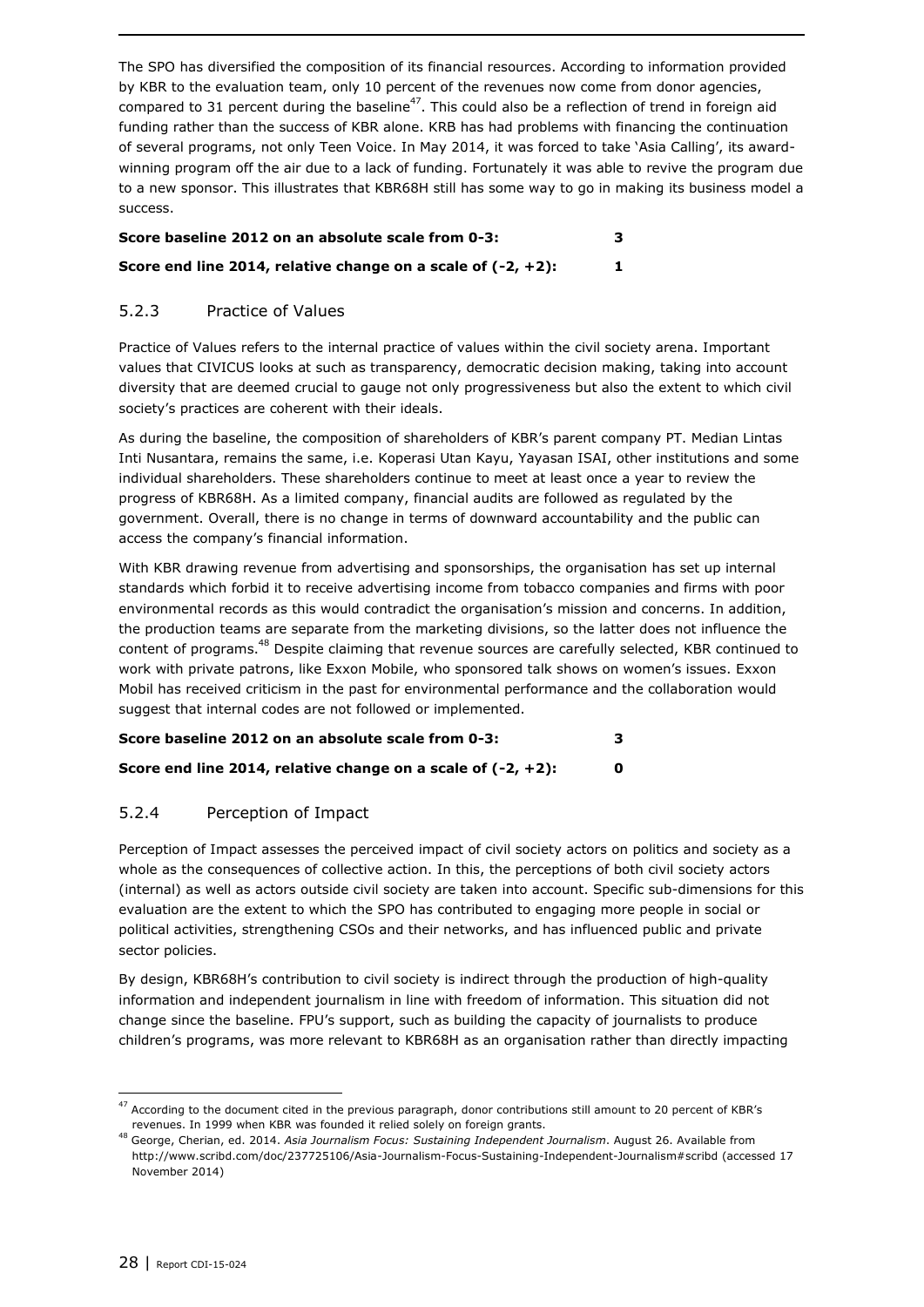The SPO has diversified the composition of its financial resources. According to information provided by KBR to the evaluation team, only 10 percent of the revenues now come from donor agencies, compared to 31 percent during the baseline[47]. This could also be a reflection of trend in foreign aid funding rather than the success of KBR alone. KRB has had problems with financing the continuation of several programs, not only Teen Voice. In May 2014, it was forced to take 'Asia Calling', its award-winning program off the air due to a lack of funding. Fortunately it was able to revive the program due to a new sponsor. This illustrates that KBR68H still has some way to go in making its business model a success.

**Score baseline 2012 on an absolute scale from 0-3: 3**

**Score end line 2014, relative change on a scale of (-2, +2): 1**

### 5.2.3 Practice of Values

Practice of Values refers to the internal practice of values within the civil society arena. Important values that CIVICUS looks at such as transparency, democratic decision making, taking into account diversity that are deemed crucial to gauge not only progressiveness but also the extent to which civil society's practices are coherent with their ideals.

As during the baseline, the composition of shareholders of KBR's parent company PT. Median Lintas Inti Nusantara, remains the same, i.e. Koperasi Utan Kayu, Yayasan ISAI, other institutions and some individual shareholders. These shareholders continue to meet at least once a year to review the progress of KBR68H. As a limited company, financial audits are followed as regulated by the government. Overall, there is no change in terms of downward accountability and the public can access the company's financial information.

With KBR drawing revenue from advertising and sponsorships, the organisation has set up internal standards which forbid it to receive advertising income from tobacco companies and firms with poor environmental records as this would contradict the organisation's mission and concerns. In addition, the production teams are separate from the marketing divisions, so the latter does not influence the content of programs.[48] Despite claiming that revenue sources are carefully selected, KBR continued to work with private patrons, like Exxon Mobile, who sponsored talk shows on women's issues. Exxon Mobil has received criticism in the past for environmental performance and the collaboration would suggest that internal codes are not followed or implemented.

**Score baseline 2012 on an absolute scale from 0-3: 3**

**Score end line 2014, relative change on a scale of (-2, +2): 0**

### 5.2.4 Perception of Impact

Perception of Impact assesses the perceived impact of civil society actors on politics and society as a whole as the consequences of collective action. In this, the perceptions of both civil society actors (internal) as well as actors outside civil society are taken into account. Specific sub-dimensions for this evaluation are the extent to which the SPO has contributed to engaging more people in social or political activities, strengthening CSOs and their networks, and has influenced public and private sector policies.

By design, KBR68H's contribution to civil society is indirect through the production of high-quality information and independent journalism in line with freedom of information. This situation did not change since the baseline. FPU's support, such as building the capacity of journalists to produce children's programs, was more relevant to KBR68H as an organisation rather than directly impacting

[47] According to the document cited in the previous paragraph, donor contributions still amount to 20 percent of KBR's revenues. In 1999 when KBR was founded it relied solely on foreign grants.

[48] George, Cherian, ed. 2014. *Asia Journalism Focus: Sustaining Independent Journalism*. August 26. Available from http://www.scribd.com/doc/237725106/Asia-Journalism-Focus-Sustaining-Independent-Journalism#scribd (accessed 17 November 2014)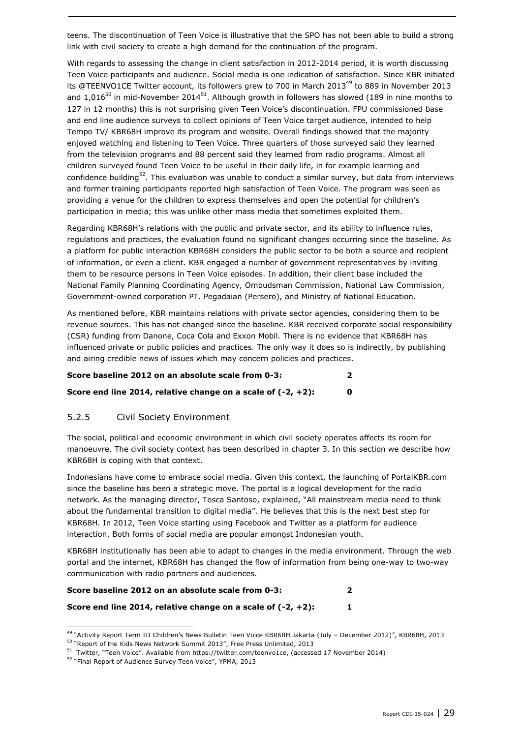teens. The discontinuation of Teen Voice is illustrative that the SPO has not been able to build a strong link with civil society to create a high demand for the continuation of the program.

With regards to assessing the change in client satisfaction in 2012-2014 period, it is worth discussing Teen Voice participants and audience. Social media is one indication of satisfaction. Since KBR initiated its @TEENVO1CE Twitter account, its followers grew to 700 in March 2013[49] to 889 in November 2013 and 1,016[50] in mid-November 2014[51]. Although growth in followers has slowed (189 in nine months to 127 in 12 months) this is not surprising given Teen Voice's discontinuation. FPU commissioned base and end line audience surveys to collect opinions of Teen Voice target audience, intended to help Tempo TV/ KBR68H improve its program and website. Overall findings showed that the majority enjoyed watching and listening to Teen Voice. Three quarters of those surveyed said they learned from the television programs and 88 percent said they learned from radio programs. Almost all children surveyed found Teen Voice to be useful in their daily life, in for example learning and confidence building[52]. This evaluation was unable to conduct a similar survey, but data from interviews and former training participants reported high satisfaction of Teen Voice. The program was seen as providing a venue for the children to express themselves and open the potential for children's participation in media; this was unlike other mass media that sometimes exploited them.

Regarding KBR68H's relations with the public and private sector, and its ability to influence rules, regulations and practices, the evaluation found no significant changes occurring since the baseline. As a platform for public interaction KBR68H considers the public sector to be both a source and recipient of information, or even a client. KBR engaged a number of government representatives by inviting them to be resource persons in Teen Voice episodes. In addition, their client base included the National Family Planning Coordinating Agency, Ombudsman Commission, National Law Commission, Government-owned corporation PT. Pegadaian (Persero), and Ministry of National Education.

As mentioned before, KBR maintains relations with private sector agencies, considering them to be revenue sources. This has not changed since the baseline. KBR received corporate social responsibility (CSR) funding from Danone, Coca Cola and Exxon Mobil. There is no evidence that KBR68H has influenced private or public policies and practices. The only way it does so is indirectly, by publishing and airing credible news of issues which may concern policies and practices.

**Score baseline 2012 on an absolute scale from 0-3: 2**

**Score end line 2014, relative change on a scale of (-2, +2): 0**

### 5.2.5 Civil Society Environment

The social, political and economic environment in which civil society operates affects its room for manoeuvre. The civil society context has been described in chapter 3. In this section we describe how KBR68H is coping with that context.

Indonesians have come to embrace social media. Given this context, the launching of PortalKBR.com since the baseline has been a strategic move. The portal is a logical development for the radio network. As the managing director, Tosca Santoso, explained, "All mainstream media need to think about the fundamental transition to digital media". He believes that this is the next best step for KBR68H. In 2012, Teen Voice starting using Facebook and Twitter as a platform for audience interaction. Both forms of social media are popular amongst Indonesian youth.

KBR68H institutionally has been able to adapt to changes in the media environment. Through the web portal and the internet, KBR68H has changed the flow of information from being one-way to two-way communication with radio partners and audiences.

**Score baseline 2012 on an absolute scale from 0-3: 2**

**Score end line 2014, relative change on a scale of (-2, +2): 1**

---

[49] "Activity Report Term III Children's News Bulletin Teen Voice KBR68H Jakarta (July – December 2012)", KBR68H, 2013

[50] "Report of the Kids News Network Summit 2013", Free Press Unlimited, 2013

[51] Twitter, "Teen Voice". Available from https://twitter.com/teenvo1ce, (accessed 17 November 2014)

[52] "Final Report of Audience Survey Teen Voice", YPMA, 2013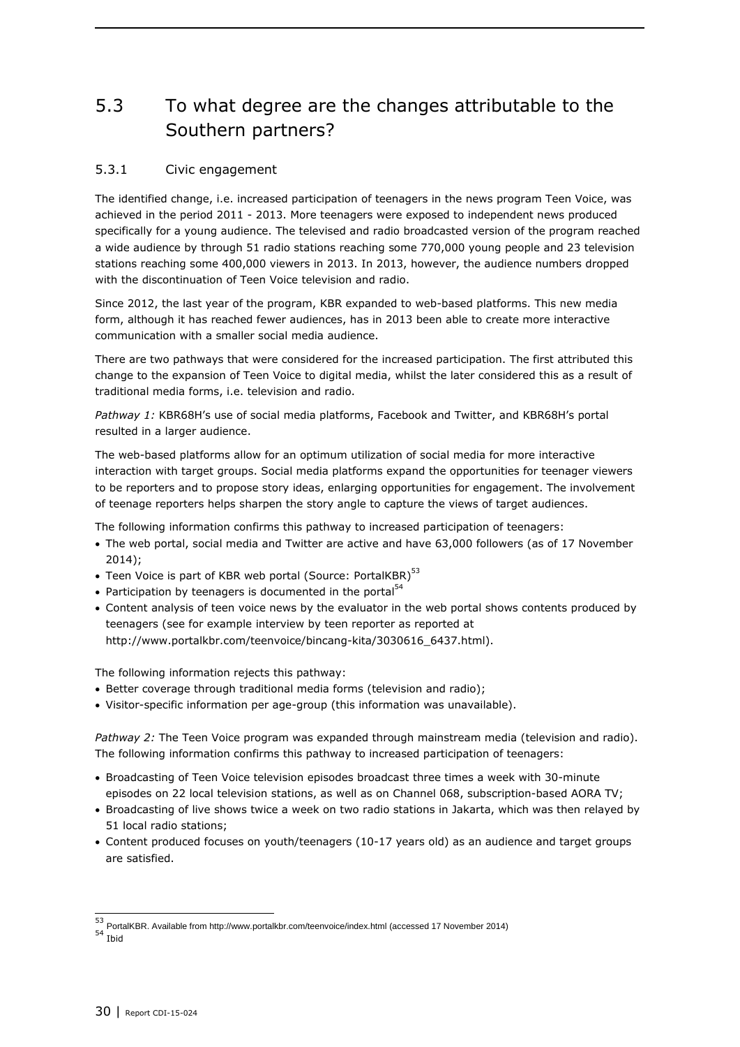## 5.3 To what degree are the changes attributable to the Southern partners?

### 5.3.1 Civic engagement

The identified change, i.e. increased participation of teenagers in the news program Teen Voice, was achieved in the period 2011 - 2013. More teenagers were exposed to independent news produced specifically for a young audience. The televised and radio broadcasted version of the program reached a wide audience by through 51 radio stations reaching some 770,000 young people and 23 television stations reaching some 400,000 viewers in 2013. In 2013, however, the audience numbers dropped with the discontinuation of Teen Voice television and radio.

Since 2012, the last year of the program, KBR expanded to web-based platforms. This new media form, although it has reached fewer audiences, has in 2013 been able to create more interactive communication with a smaller social media audience.

There are two pathways that were considered for the increased participation. The first attributed this change to the expansion of Teen Voice to digital media, whilst the later considered this as a result of traditional media forms, i.e. television and radio.

*Pathway 1:* KBR68H's use of social media platforms, Facebook and Twitter, and KBR68H's portal resulted in a larger audience.

The web-based platforms allow for an optimum utilization of social media for more interactive interaction with target groups. Social media platforms expand the opportunities for teenager viewers to be reporters and to propose story ideas, enlarging opportunities for engagement. The involvement of teenage reporters helps sharpen the story angle to capture the views of target audiences.

The following information confirms this pathway to increased participation of teenagers:

- The web portal, social media and Twitter are active and have 63,000 followers (as of 17 November 2014);
- Teen Voice is part of KBR web portal (Source: PortalKBR)[53]
- Participation by teenagers is documented in the portal[54]
- Content analysis of teen voice news by the evaluator in the web portal shows contents produced by teenagers (see for example interview by teen reporter as reported at http://www.portalkbr.com/teenvoice/bincang-kita/3030616_6437.html).

The following information rejects this pathway:

- Better coverage through traditional media forms (television and radio);
- Visitor-specific information per age-group (this information was unavailable).

*Pathway 2:* The Teen Voice program was expanded through mainstream media (television and radio). The following information confirms this pathway to increased participation of teenagers:

- Broadcasting of Teen Voice television episodes broadcast three times a week with 30-minute episodes on 22 local television stations, as well as on Channel 068, subscription-based AORA TV;
- Broadcasting of live shows twice a week on two radio stations in Jakarta, which was then relayed by 51 local radio stations;
- Content produced focuses on youth/teenagers (10-17 years old) as an audience and target groups are satisfied.

---

[53] PortalKBR. Available from http://www.portalkbr.com/teenvoice/index.html (accessed 17 November 2014)

[54] Ibid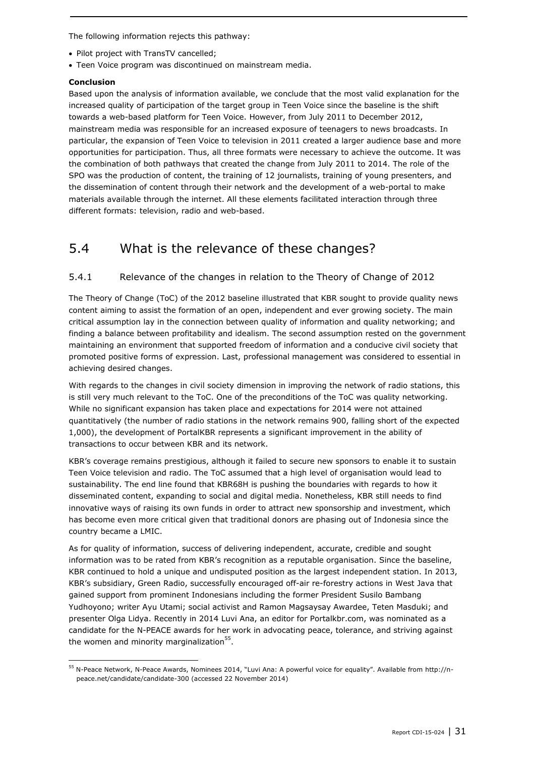The following information rejects this pathway:

- Pilot project with TransTV cancelled;
- Teen Voice program was discontinued on mainstream media.

**Conclusion**

Based upon the analysis of information available, we conclude that the most valid explanation for the increased quality of participation of the target group in Teen Voice since the baseline is the shift towards a web-based platform for Teen Voice. However, from July 2011 to December 2012, mainstream media was responsible for an increased exposure of teenagers to news broadcasts. In particular, the expansion of Teen Voice to television in 2011 created a larger audience base and more opportunities for participation. Thus, all three formats were necessary to achieve the outcome. It was the combination of both pathways that created the change from July 2011 to 2014. The role of the SPO was the production of content, the training of 12 journalists, training of young presenters, and the dissemination of content through their network and the development of a web-portal to make materials available through the internet. All these elements facilitated interaction through three different formats: television, radio and web-based.

## 5.4 What is the relevance of these changes?

### 5.4.1 Relevance of the changes in relation to the Theory of Change of 2012

The Theory of Change (ToC) of the 2012 baseline illustrated that KBR sought to provide quality news content aiming to assist the formation of an open, independent and ever growing society. The main critical assumption lay in the connection between quality of information and quality networking; and finding a balance between profitability and idealism. The second assumption rested on the government maintaining an environment that supported freedom of information and a conducive civil society that promoted positive forms of expression. Last, professional management was considered to essential in achieving desired changes.

With regards to the changes in civil society dimension in improving the network of radio stations, this is still very much relevant to the ToC. One of the preconditions of the ToC was quality networking. While no significant expansion has taken place and expectations for 2014 were not attained quantitatively (the number of radio stations in the network remains 900, falling short of the expected 1,000), the development of PortalKBR represents a significant improvement in the ability of transactions to occur between KBR and its network.

KBR's coverage remains prestigious, although it failed to secure new sponsors to enable it to sustain Teen Voice television and radio. The ToC assumed that a high level of organisation would lead to sustainability. The end line found that KBR68H is pushing the boundaries with regards to how it disseminated content, expanding to social and digital media. Nonetheless, KBR still needs to find innovative ways of raising its own funds in order to attract new sponsorship and investment, which has become even more critical given that traditional donors are phasing out of Indonesia since the country became a LMIC.

As for quality of information, success of delivering independent, accurate, credible and sought information was to be rated from KBR's recognition as a reputable organisation. Since the baseline, KBR continued to hold a unique and undisputed position as the largest independent station. In 2013, KBR's subsidiary, Green Radio, successfully encouraged off-air re-forestry actions in West Java that gained support from prominent Indonesians including the former President Susilo Bambang Yudhoyono; writer Ayu Utami; social activist and Ramon Magsaysay Awardee, Teten Masduki; and presenter Olga Lidya. Recently in 2014 Luvi Ana, an editor for Portalkbr.com, was nominated as a candidate for the N-PEACE awards for her work in advocating peace, tolerance, and striving against the women and minority marginalization[55].

[55] N-Peace Network, N-Peace Awards, Nominees 2014, "Luvi Ana: A powerful voice for equality". Available from http://n-peace.net/candidate/candidate-300 (accessed 22 November 2014)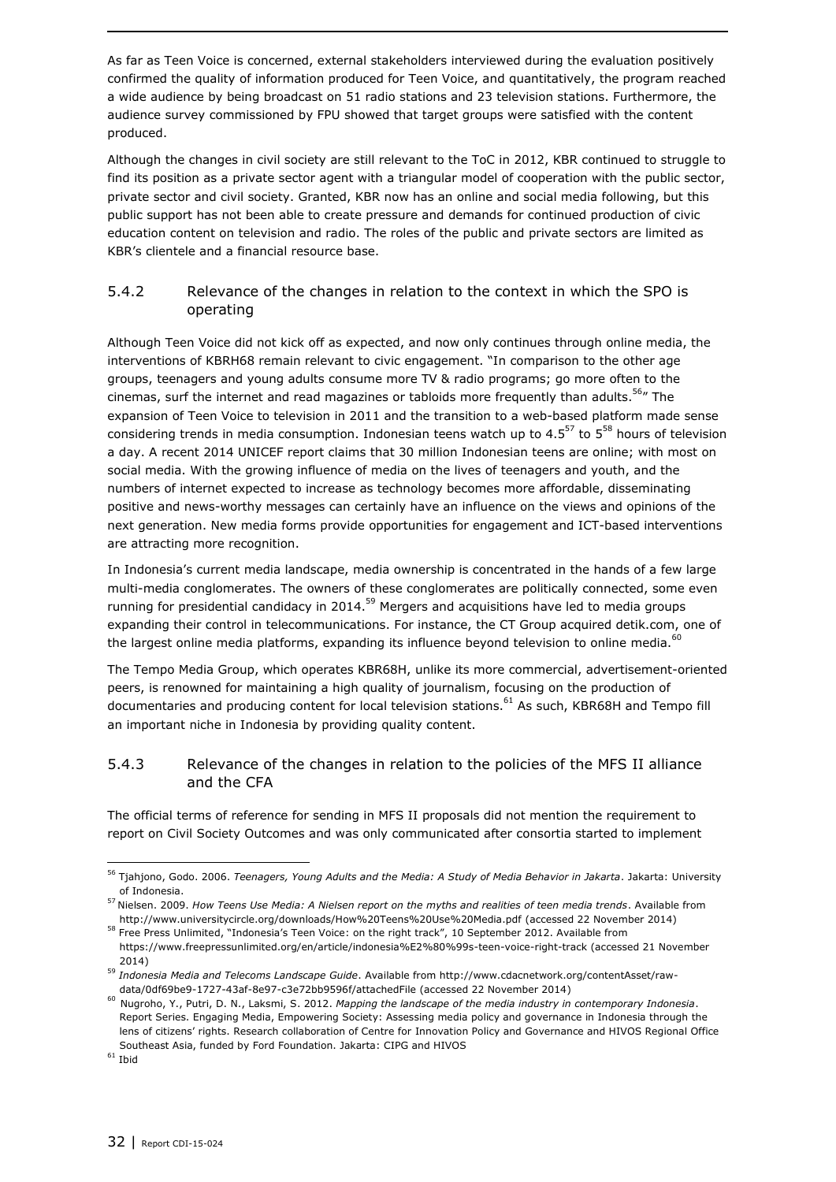As far as Teen Voice is concerned, external stakeholders interviewed during the evaluation positively confirmed the quality of information produced for Teen Voice, and quantitatively, the program reached a wide audience by being broadcast on 51 radio stations and 23 television stations. Furthermore, the audience survey commissioned by FPU showed that target groups were satisfied with the content produced.

Although the changes in civil society are still relevant to the ToC in 2012, KBR continued to struggle to find its position as a private sector agent with a triangular model of cooperation with the public sector, private sector and civil society. Granted, KBR now has an online and social media following, but this public support has not been able to create pressure and demands for continued production of civic education content on television and radio. The roles of the public and private sectors are limited as KBR's clientele and a financial resource base.

### 5.4.2 Relevance of the changes in relation to the context in which the SPO is operating

Although Teen Voice did not kick off as expected, and now only continues through online media, the interventions of KBRH68 remain relevant to civic engagement. "In comparison to the other age groups, teenagers and young adults consume more TV & radio programs; go more often to the cinemas, surf the internet and read magazines or tabloids more frequently than adults.[56]" The expansion of Teen Voice to television in 2011 and the transition to a web-based platform made sense considering trends in media consumption. Indonesian teens watch up to 4.5[57] to 5[58] hours of television a day. A recent 2014 UNICEF report claims that 30 million Indonesian teens are online; with most on social media. With the growing influence of media on the lives of teenagers and youth, and the numbers of internet expected to increase as technology becomes more affordable, disseminating positive and news-worthy messages can certainly have an influence on the views and opinions of the next generation. New media forms provide opportunities for engagement and ICT-based interventions are attracting more recognition.

In Indonesia's current media landscape, media ownership is concentrated in the hands of a few large multi-media conglomerates. The owners of these conglomerates are politically connected, some even running for presidential candidacy in 2014.[59] Mergers and acquisitions have led to media groups expanding their control in telecommunications. For instance, the CT Group acquired detik.com, one of the largest online media platforms, expanding its influence beyond television to online media.[60]

The Tempo Media Group, which operates KBR68H, unlike its more commercial, advertisement-oriented peers, is renowned for maintaining a high quality of journalism, focusing on the production of documentaries and producing content for local television stations.[61] As such, KBR68H and Tempo fill an important niche in Indonesia by providing quality content.

### 5.4.3 Relevance of the changes in relation to the policies of the MFS II alliance and the CFA

The official terms of reference for sending in MFS II proposals did not mention the requirement to report on Civil Society Outcomes and was only communicated after consortia started to implement

---

[56] Tjahjono, Godo. 2006. *Teenagers, Young Adults and the Media: A Study of Media Behavior in Jakarta*. Jakarta: University of Indonesia.

[57] Nielsen. 2009. *How Teens Use Media: A Nielsen report on the myths and realities of teen media trends*. Available from http://www.universitycircle.org/downloads/How%20Teens%20Use%20Media.pdf (accessed 22 November 2014)

[58] Free Press Unlimited, "Indonesia's Teen Voice: on the right track", 10 September 2012. Available from https://www.freepressunlimited.org/en/article/indonesia%E2%80%99s-teen-voice-right-track (accessed 21 November 2014)

[59] *Indonesia Media and Telecoms Landscape Guide*. Available from http://www.cdacnetwork.org/contentAsset/raw-data/0df69be9-1727-43af-8e97-c3e72bb9596f/attachedFile (accessed 22 November 2014)

[60] Nugroho, Y., Putri, D. N., Laksmi, S. 2012. *Mapping the landscape of the media industry in contemporary Indonesia*. Report Series. Engaging Media, Empowering Society: Assessing media policy and governance in Indonesia through the lens of citizens' rights. Research collaboration of Centre for Innovation Policy and Governance and HIVOS Regional Office Southeast Asia, funded by Ford Foundation. Jakarta: CIPG and HIVOS

[61] Ibid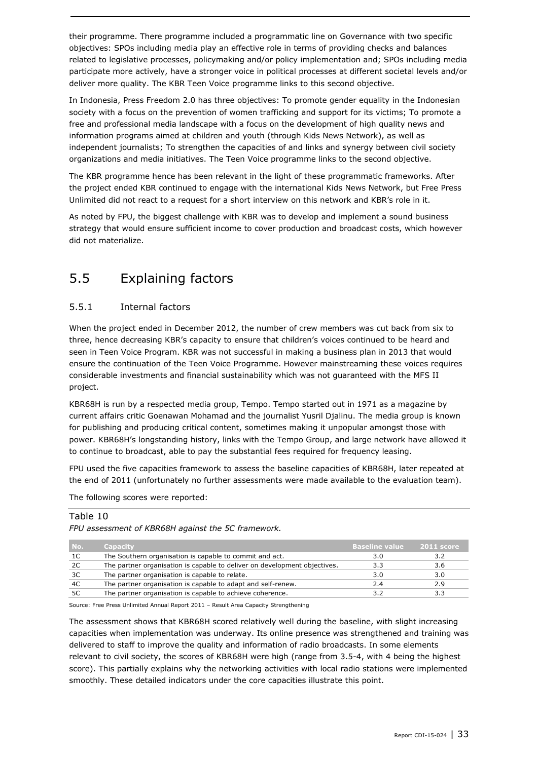their programme. There programme included a programmatic line on Governance with two specific objectives: SPOs including media play an effective role in terms of providing checks and balances related to legislative processes, policymaking and/or policy implementation and; SPOs including media participate more actively, have a stronger voice in political processes at different societal levels and/or deliver more quality. The KBR Teen Voice programme links to this second objective.

In Indonesia, Press Freedom 2.0 has three objectives: To promote gender equality in the Indonesian society with a focus on the prevention of women trafficking and support for its victims; To promote a free and professional media landscape with a focus on the development of high quality news and information programs aimed at children and youth (through Kids News Network), as well as independent journalists; To strengthen the capacities of and links and synergy between civil society organizations and media initiatives. The Teen Voice programme links to the second objective.

The KBR programme hence has been relevant in the light of these programmatic frameworks. After the project ended KBR continued to engage with the international Kids News Network, but Free Press Unlimited did not react to a request for a short interview on this network and KBR's role in it.

As noted by FPU, the biggest challenge with KBR was to develop and implement a sound business strategy that would ensure sufficient income to cover production and broadcast costs, which however did not materialize.

## 5.5 Explaining factors

### 5.5.1 Internal factors

When the project ended in December 2012, the number of crew members was cut back from six to three, hence decreasing KBR's capacity to ensure that children's voices continued to be heard and seen in Teen Voice Program. KBR was not successful in making a business plan in 2013 that would ensure the continuation of the Teen Voice Programme. However mainstreaming these voices requires considerable investments and financial sustainability which was not guaranteed with the MFS II project.

KBR68H is run by a respected media group, Tempo. Tempo started out in 1971 as a magazine by current affairs critic Goenawan Mohamad and the journalist Yusril Djalinu. The media group is known for publishing and producing critical content, sometimes making it unpopular amongst those with power. KBR68H's longstanding history, links with the Tempo Group, and large network have allowed it to continue to broadcast, able to pay the substantial fees required for frequency leasing.

FPU used the five capacities framework to assess the baseline capacities of KBR68H, later repeated at the end of 2011 (unfortunately no further assessments were made available to the evaluation team).

The following scores were reported:

Table 10

*FPU assessment of KBR68H against the 5C framework.*

| No. | Capacity | Baseline value | 2011 score |
|---|---|---|---|
| 1C | The Southern organisation is capable to commit and act. | 3.0 | 3.2 |
| 2C | The partner organisation is capable to deliver on development objectives. | 3.3 | 3.6 |
| 3C | The partner organisation is capable to relate. | 3.0 | 3.0 |
| 4C | The partner organisation is capable to adapt and self-renew. | 2.4 | 2.9 |
| 5C | The partner organisation is capable to achieve coherence. | 3.2 | 3.3 |

Source: Free Press Unlimited Annual Report 2011 – Result Area Capacity Strengthening

The assessment shows that KBR68H scored relatively well during the baseline, with slight increasing capacities when implementation was underway. Its online presence was strengthened and training was delivered to staff to improve the quality and information of radio broadcasts. In some elements relevant to civil society, the scores of KBR68H were high (range from 3.5-4, with 4 being the highest score). This partially explains why the networking activities with local radio stations were implemented smoothly. These detailed indicators under the core capacities illustrate this point.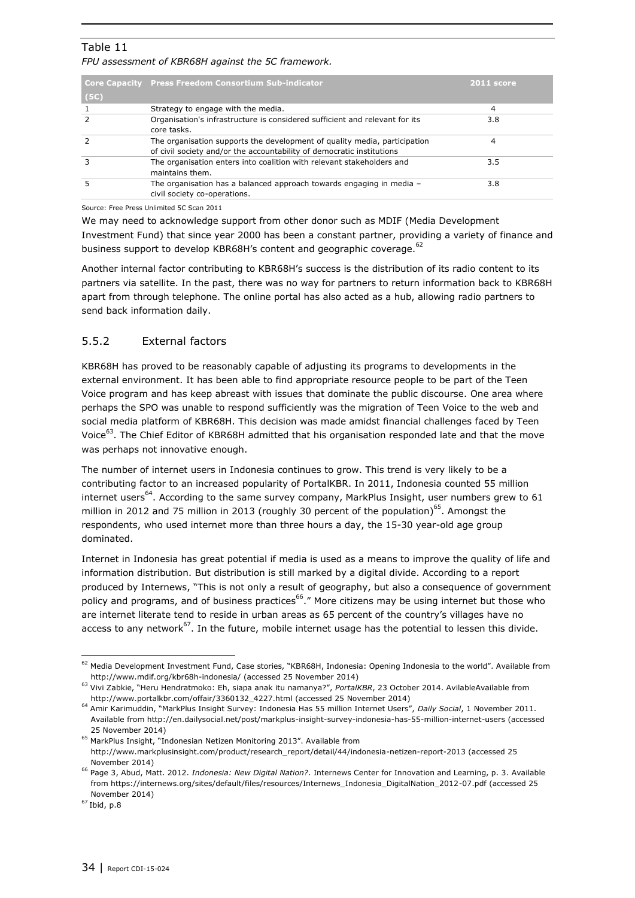Table 11

*FPU assessment of KBR68H against the 5C framework.*

| Core Capacity (5C) | Press Freedom Consortium Sub-indicator | 2011 score |
|---|---|---|
| 1 | Strategy to engage with the media. | 4 |
| 2 | Organisation's infrastructure is considered sufficient and relevant for its core tasks. | 3.8 |
| 2 | The organisation supports the development of quality media, participation of civil society and/or the accountability of democratic institutions | 4 |
| 3 | The organisation enters into coalition with relevant stakeholders and maintains them. | 3.5 |
| 5 | The organisation has a balanced approach towards engaging in media – civil society co-operations. | 3.8 |

Source: Free Press Unlimited 5C Scan 2011

We may need to acknowledge support from other donor such as MDIF (Media Development Investment Fund) that since year 2000 has been a constant partner, providing a variety of finance and business support to develop KBR68H's content and geographic coverage.[62]

Another internal factor contributing to KBR68H's success is the distribution of its radio content to its partners via satellite. In the past, there was no way for partners to return information back to KBR68H apart from through telephone. The online portal has also acted as a hub, allowing radio partners to send back information daily.

### 5.5.2 External factors

KBR68H has proved to be reasonably capable of adjusting its programs to developments in the external environment. It has been able to find appropriate resource people to be part of the Teen Voice program and has keep abreast with issues that dominate the public discourse. One area where perhaps the SPO was unable to respond sufficiently was the migration of Teen Voice to the web and social media platform of KBR68H. This decision was made amidst financial challenges faced by Teen Voice[63]. The Chief Editor of KBR68H admitted that his organisation responded late and that the move was perhaps not innovative enough.

The number of internet users in Indonesia continues to grow. This trend is very likely to be a contributing factor to an increased popularity of PortalKBR. In 2011, Indonesia counted 55 million internet users[64]. According to the same survey company, MarkPlus Insight, user numbers grew to 61 million in 2012 and 75 million in 2013 (roughly 30 percent of the population)[65]. Amongst the respondents, who used internet more than three hours a day, the 15-30 year-old age group dominated.

Internet in Indonesia has great potential if media is used as a means to improve the quality of life and information distribution. But distribution is still marked by a digital divide. According to a report produced by Internews, "This is not only a result of geography, but also a consequence of government policy and programs, and of business practices[66]." More citizens may be using internet but those who are internet literate tend to reside in urban areas as 65 percent of the country's villages have no access to any network[67]. In the future, mobile internet usage has the potential to lessen this divide.

---

[62] Media Development Investment Fund, Case stories, "KBR68H, Indonesia: Opening Indonesia to the world". Available from http://www.mdif.org/kbr68h-indonesia/ (accessed 25 November 2014)

[63] Vivi Zabkie, "Heru Hendratmoko: Eh, siapa anak itu namanya?", *PortalKBR*, 23 October 2014. AvilableAvailable from http://www.portalkbr.com/offair/3360132_4227.html (accessed 25 November 2014)

[64] Amir Karimuddin, "MarkPlus Insight Survey: Indonesia Has 55 million Internet Users", *Daily Social*, 1 November 2011. Available from http://en.dailysocial.net/post/markplus-insight-survey-indonesia-has-55-million-internet-users (accessed 25 November 2014)

[65] MarkPlus Insight, "Indonesian Netizen Monitoring 2013". Available from http://www.markplusinsight.com/product/research_report/detail/44/indonesia-netizen-report-2013 (accessed 25 November 2014)

[66] Page 3, Abud, Matt. 2012. *Indonesia: New Digital Nation?*. Internews Center for Innovation and Learning, p. 3. Available from https://internews.org/sites/default/files/resources/Internews_Indonesia_DigitalNation_2012-07.pdf (accessed 25 November 2014)

[67] Ibid, p.8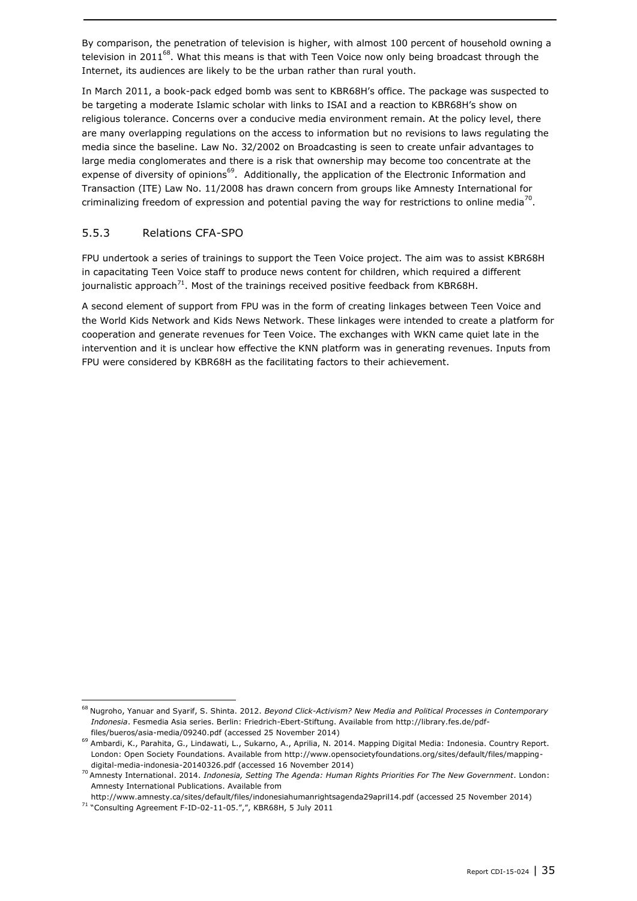By comparison, the penetration of television is higher, with almost 100 percent of household owning a television in 2011[68]. What this means is that with Teen Voice now only being broadcast through the Internet, its audiences are likely to be the urban rather than rural youth.

In March 2011, a book-pack edged bomb was sent to KBR68H's office. The package was suspected to be targeting a moderate Islamic scholar with links to ISAI and a reaction to KBR68H's show on religious tolerance. Concerns over a conducive media environment remain. At the policy level, there are many overlapping regulations on the access to information but no revisions to laws regulating the media since the baseline. Law No. 32/2002 on Broadcasting is seen to create unfair advantages to large media conglomerates and there is a risk that ownership may become too concentrate at the expense of diversity of opinions[69]. Additionally, the application of the Electronic Information and Transaction (ITE) Law No. 11/2008 has drawn concern from groups like Amnesty International for criminalizing freedom of expression and potential paving the way for restrictions to online media[70].

### 5.5.3 Relations CFA-SPO

FPU undertook a series of trainings to support the Teen Voice project. The aim was to assist KBR68H in capacitating Teen Voice staff to produce news content for children, which required a different journalistic approach[71]. Most of the trainings received positive feedback from KBR68H.

A second element of support from FPU was in the form of creating linkages between Teen Voice and the World Kids Network and Kids News Network. These linkages were intended to create a platform for cooperation and generate revenues for Teen Voice. The exchanges with WKN came quiet late in the intervention and it is unclear how effective the KNN platform was in generating revenues. Inputs from FPU were considered by KBR68H as the facilitating factors to their achievement.

---

[68] Nugroho, Yanuar and Syarif, S. Shinta. 2012. *Beyond Click-Activism? New Media and Political Processes in Contemporary Indonesia*. Fesmedia Asia series. Berlin: Friedrich-Ebert-Stiftung. Available from http://library.fes.de/pdf-files/bueros/asia-media/09240.pdf (accessed 25 November 2014)

[69] Ambardi, K., Parahita, G., Lindawati, L., Sukarno, A., Aprilia, N. 2014. Mapping Digital Media: Indonesia. Country Report. London: Open Society Foundations. Available from http://www.opensocietyfoundations.org/sites/default/files/mapping-digital-media-indonesia-20140326.pdf (accessed 16 November 2014)

[70] Amnesty International. 2014. *Indonesia, Setting The Agenda: Human Rights Priorities For The New Government*. London: Amnesty International Publications. Available from http://www.amnesty.ca/sites/default/files/indonesiahumanrightsagenda29april14.pdf (accessed 25 November 2014)

[71] "Consulting Agreement F-ID-02-11-05.",", KBR68H, 5 July 2011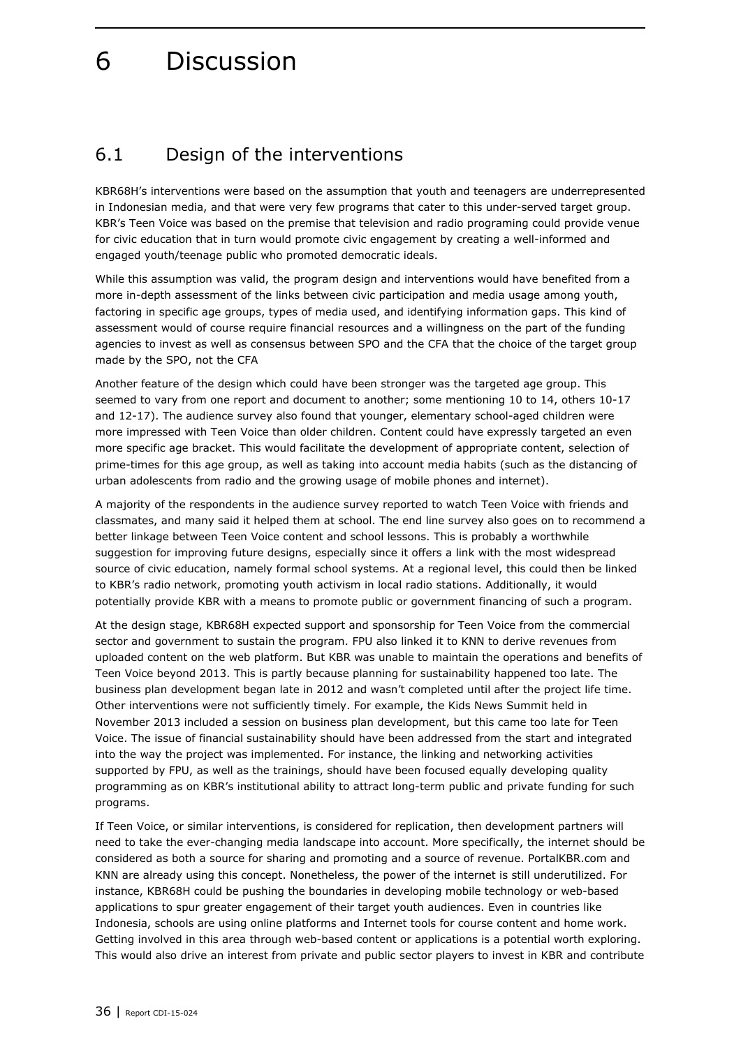# 6 Discussion

## 6.1 Design of the interventions

KBR68H's interventions were based on the assumption that youth and teenagers are underrepresented in Indonesian media, and that were very few programs that cater to this under-served target group. KBR's Teen Voice was based on the premise that television and radio programing could provide venue for civic education that in turn would promote civic engagement by creating a well-informed and engaged youth/teenage public who promoted democratic ideals.

While this assumption was valid, the program design and interventions would have benefited from a more in-depth assessment of the links between civic participation and media usage among youth, factoring in specific age groups, types of media used, and identifying information gaps. This kind of assessment would of course require financial resources and a willingness on the part of the funding agencies to invest as well as consensus between SPO and the CFA that the choice of the target group made by the SPO, not the CFA

Another feature of the design which could have been stronger was the targeted age group. This seemed to vary from one report and document to another; some mentioning 10 to 14, others 10-17 and 12-17). The audience survey also found that younger, elementary school-aged children were more impressed with Teen Voice than older children. Content could have expressly targeted an even more specific age bracket. This would facilitate the development of appropriate content, selection of prime-times for this age group, as well as taking into account media habits (such as the distancing of urban adolescents from radio and the growing usage of mobile phones and internet).

A majority of the respondents in the audience survey reported to watch Teen Voice with friends and classmates, and many said it helped them at school. The end line survey also goes on to recommend a better linkage between Teen Voice content and school lessons. This is probably a worthwhile suggestion for improving future designs, especially since it offers a link with the most widespread source of civic education, namely formal school systems. At a regional level, this could then be linked to KBR's radio network, promoting youth activism in local radio stations. Additionally, it would potentially provide KBR with a means to promote public or government financing of such a program.

At the design stage, KBR68H expected support and sponsorship for Teen Voice from the commercial sector and government to sustain the program. FPU also linked it to KNN to derive revenues from uploaded content on the web platform. But KBR was unable to maintain the operations and benefits of Teen Voice beyond 2013. This is partly because planning for sustainability happened too late. The business plan development began late in 2012 and wasn't completed until after the project life time. Other interventions were not sufficiently timely. For example, the Kids News Summit held in November 2013 included a session on business plan development, but this came too late for Teen Voice. The issue of financial sustainability should have been addressed from the start and integrated into the way the project was implemented. For instance, the linking and networking activities supported by FPU, as well as the trainings, should have been focused equally developing quality programming as on KBR's institutional ability to attract long-term public and private funding for such programs.

If Teen Voice, or similar interventions, is considered for replication, then development partners will need to take the ever-changing media landscape into account. More specifically, the internet should be considered as both a source for sharing and promoting and a source of revenue. PortalKBR.com and KNN are already using this concept. Nonetheless, the power of the internet is still underutilized. For instance, KBR68H could be pushing the boundaries in developing mobile technology or web-based applications to spur greater engagement of their target youth audiences. Even in countries like Indonesia, schools are using online platforms and Internet tools for course content and home work. Getting involved in this area through web-based content or applications is a potential worth exploring. This would also drive an interest from private and public sector players to invest in KBR and contribute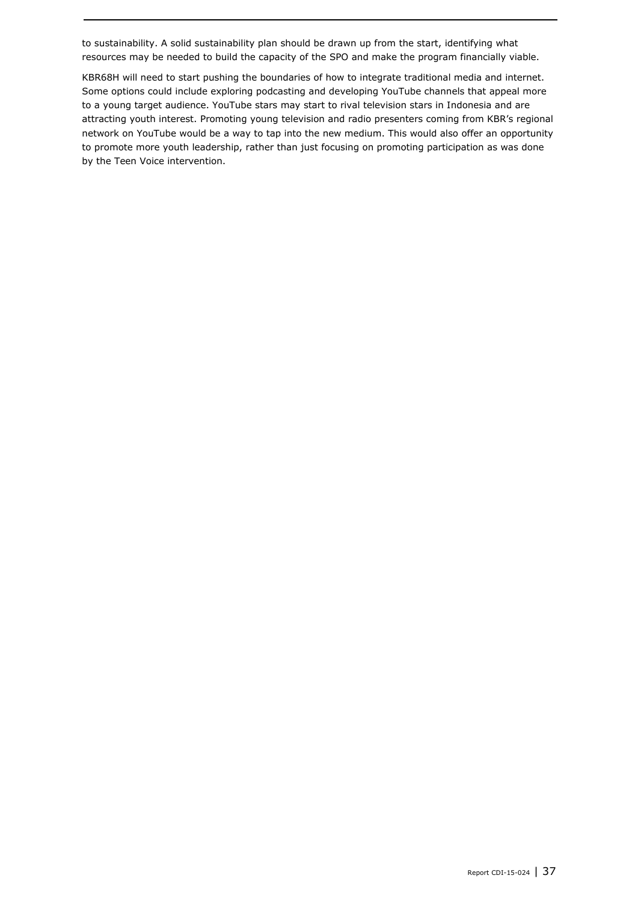to sustainability. A solid sustainability plan should be drawn up from the start, identifying what resources may be needed to build the capacity of the SPO and make the program financially viable.

KBR68H will need to start pushing the boundaries of how to integrate traditional media and internet. Some options could include exploring podcasting and developing YouTube channels that appeal more to a young target audience. YouTube stars may start to rival television stars in Indonesia and are attracting youth interest. Promoting young television and radio presenters coming from KBR's regional network on YouTube would be a way to tap into the new medium. This would also offer an opportunity to promote more youth leadership, rather than just focusing on promoting participation as was done by the Teen Voice intervention.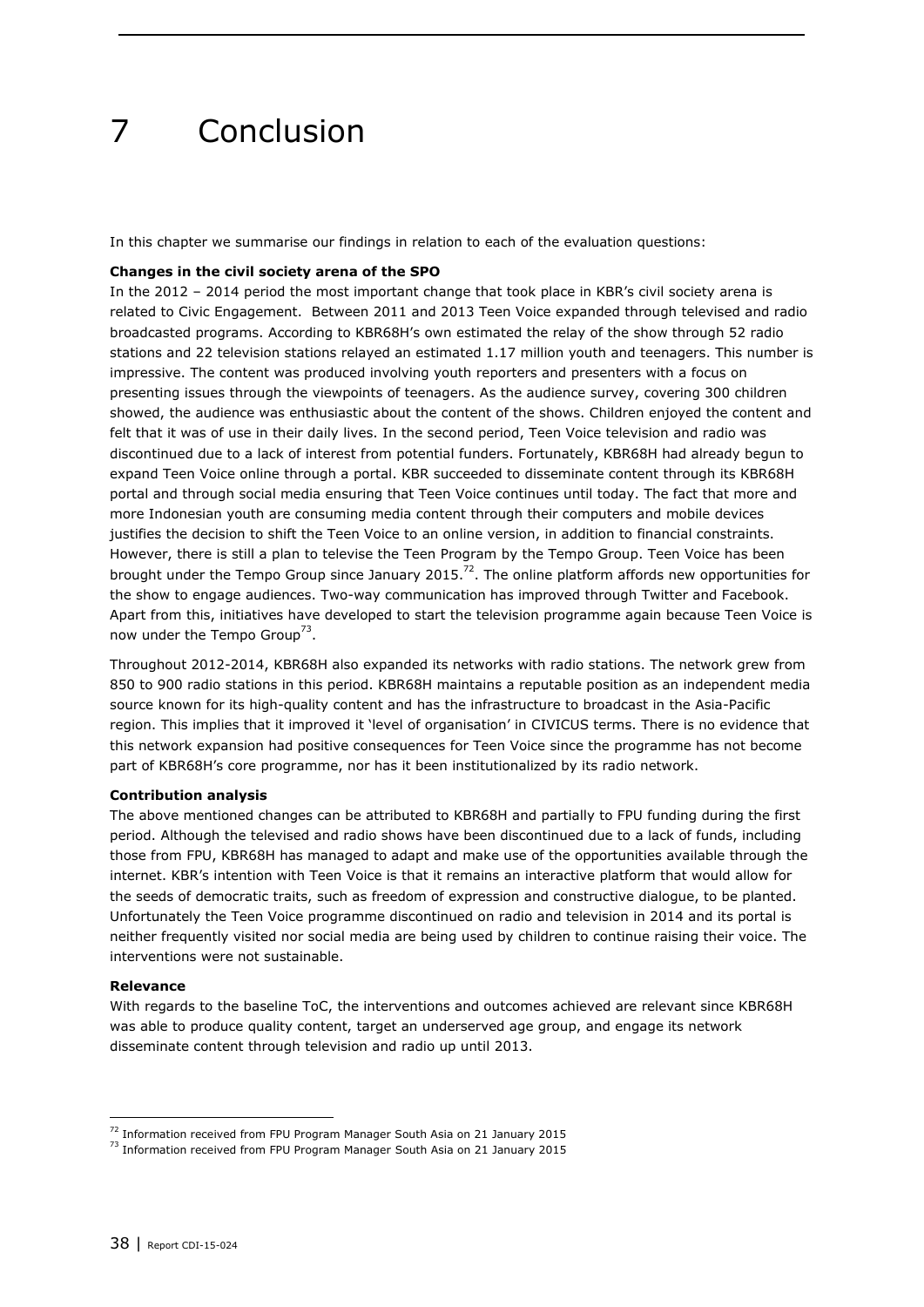# 7 Conclusion

In this chapter we summarise our findings in relation to each of the evaluation questions:

**Changes in the civil society arena of the SPO**

In the 2012 – 2014 period the most important change that took place in KBR's civil society arena is related to Civic Engagement. Between 2011 and 2013 Teen Voice expanded through televised and radio broadcasted programs. According to KBR68H's own estimated the relay of the show through 52 radio stations and 22 television stations relayed an estimated 1.17 million youth and teenagers. This number is impressive. The content was produced involving youth reporters and presenters with a focus on presenting issues through the viewpoints of teenagers. As the audience survey, covering 300 children showed, the audience was enthusiastic about the content of the shows. Children enjoyed the content and felt that it was of use in their daily lives. In the second period, Teen Voice television and radio was discontinued due to a lack of interest from potential funders. Fortunately, KBR68H had already begun to expand Teen Voice online through a portal. KBR succeeded to disseminate content through its KBR68H portal and through social media ensuring that Teen Voice continues until today. The fact that more and more Indonesian youth are consuming media content through their computers and mobile devices justifies the decision to shift the Teen Voice to an online version, in addition to financial constraints. However, there is still a plan to televise the Teen Program by the Tempo Group. Teen Voice has been brought under the Tempo Group since January 2015.[72]. The online platform affords new opportunities for the show to engage audiences. Two-way communication has improved through Twitter and Facebook. Apart from this, initiatives have developed to start the television programme again because Teen Voice is now under the Tempo Group[73].

Throughout 2012-2014, KBR68H also expanded its networks with radio stations. The network grew from 850 to 900 radio stations in this period. KBR68H maintains a reputable position as an independent media source known for its high-quality content and has the infrastructure to broadcast in the Asia-Pacific region. This implies that it improved it 'level of organisation' in CIVICUS terms. There is no evidence that this network expansion had positive consequences for Teen Voice since the programme has not become part of KBR68H's core programme, nor has it been institutionalized by its radio network.

**Contribution analysis**

The above mentioned changes can be attributed to KBR68H and partially to FPU funding during the first period. Although the televised and radio shows have been discontinued due to a lack of funds, including those from FPU, KBR68H has managed to adapt and make use of the opportunities available through the internet. KBR's intention with Teen Voice is that it remains an interactive platform that would allow for the seeds of democratic traits, such as freedom of expression and constructive dialogue, to be planted. Unfortunately the Teen Voice programme discontinued on radio and television in 2014 and its portal is neither frequently visited nor social media are being used by children to continue raising their voice. The interventions were not sustainable.

**Relevance**

With regards to the baseline ToC, the interventions and outcomes achieved are relevant since KBR68H was able to produce quality content, target an underserved age group, and engage its network disseminate content through television and radio up until 2013.

[72] Information received from FPU Program Manager South Asia on 21 January 2015

[73] Information received from FPU Program Manager South Asia on 21 January 2015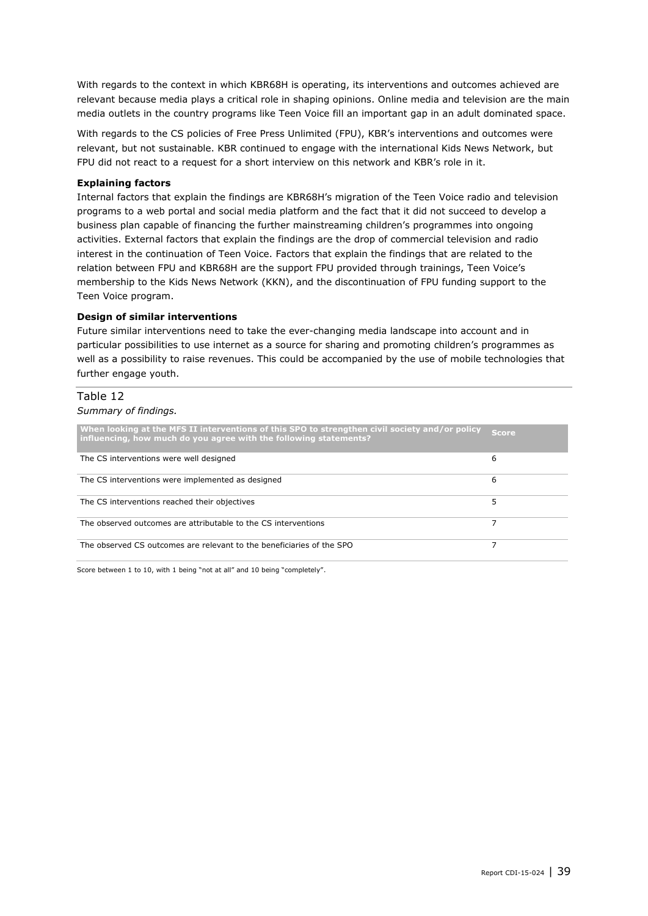With regards to the context in which KBR68H is operating, its interventions and outcomes achieved are relevant because media plays a critical role in shaping opinions. Online media and television are the main media outlets in the country programs like Teen Voice fill an important gap in an adult dominated space.

With regards to the CS policies of Free Press Unlimited (FPU), KBR's interventions and outcomes were relevant, but not sustainable. KBR continued to engage with the international Kids News Network, but FPU did not react to a request for a short interview on this network and KBR's role in it.

**Explaining factors**

Internal factors that explain the findings are KBR68H's migration of the Teen Voice radio and television programs to a web portal and social media platform and the fact that it did not succeed to develop a business plan capable of financing the further mainstreaming children's programmes into ongoing activities. External factors that explain the findings are the drop of commercial television and radio interest in the continuation of Teen Voice. Factors that explain the findings that are related to the relation between FPU and KBR68H are the support FPU provided through trainings, Teen Voice's membership to the Kids News Network (KKN), and the discontinuation of FPU funding support to the Teen Voice program.

**Design of similar interventions**

Future similar interventions need to take the ever-changing media landscape into account and in particular possibilities to use internet as a source for sharing and promoting children's programmes as well as a possibility to raise revenues. This could be accompanied by the use of mobile technologies that further engage youth.

Table 12

*Summary of findings.*

| When looking at the MFS II interventions of this SPO to strengthen civil society and/or policy influencing, how much do you agree with the following statements? | Score |
|---|---|
| The CS interventions were well designed | 6 |
| The CS interventions were implemented as designed | 6 |
| The CS interventions reached their objectives | 5 |
| The observed outcomes are attributable to the CS interventions | 7 |
| The observed CS outcomes are relevant to the beneficiaries of the SPO | 7 |

Score between 1 to 10, with 1 being "not at all" and 10 being "completely".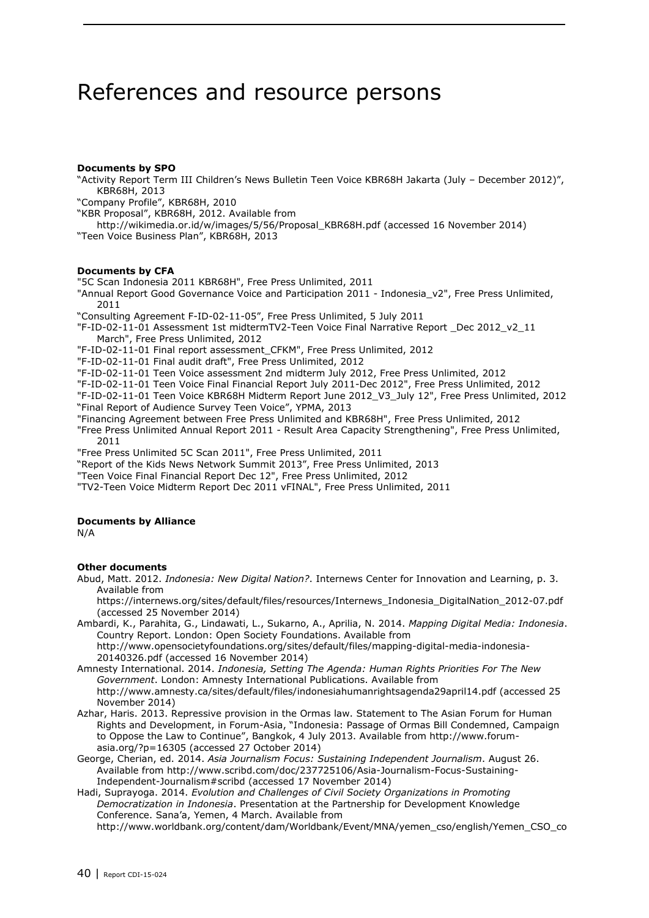# References and resource persons

**Documents by SPO**

"Activity Report Term III Children's News Bulletin Teen Voice KBR68H Jakarta (July – December 2012)", KBR68H, 2013

"Company Profile", KBR68H, 2010

"KBR Proposal", KBR68H, 2012. Available from http://wikimedia.or.id/w/images/5/56/Proposal_KBR68H.pdf (accessed 16 November 2014)

"Teen Voice Business Plan", KBR68H, 2013

**Documents by CFA**

"5C Scan Indonesia 2011 KBR68H", Free Press Unlimited, 2011

"Annual Report Good Governance Voice and Participation 2011 - Indonesia_v2", Free Press Unlimited, 2011

"Consulting Agreement F-ID-02-11-05", Free Press Unlimited, 5 July 2011

"F-ID-02-11-01 Assessment 1st midtermTV2-Teen Voice Final Narrative Report _Dec 2012_v2_11 March", Free Press Unlimited, 2012

"F-ID-02-11-01 Final report assessment_CFKM", Free Press Unlimited, 2012

"F-ID-02-11-01 Final audit draft", Free Press Unlimited, 2012

"F-ID-02-11-01 Teen Voice assessment 2nd midterm July 2012, Free Press Unlimited, 2012

"F-ID-02-11-01 Teen Voice Final Financial Report July 2011-Dec 2012", Free Press Unlimited, 2012

"F-ID-02-11-01 Teen Voice KBR68H Midterm Report June 2012_V3_July 12", Free Press Unlimited, 2012

"Final Report of Audience Survey Teen Voice", YPMA, 2013

"Financing Agreement between Free Press Unlimited and KBR68H", Free Press Unlimited, 2012

"Free Press Unlimited Annual Report 2011 - Result Area Capacity Strengthening", Free Press Unlimited, 2011

"Free Press Unlimited 5C Scan 2011", Free Press Unlimited, 2011

"Report of the Kids News Network Summit 2013", Free Press Unlimited, 2013

"Teen Voice Final Financial Report Dec 12", Free Press Unlimited, 2012

"TV2-Teen Voice Midterm Report Dec 2011 vFINAL", Free Press Unlimited, 2011

**Documents by Alliance**

N/A

**Other documents**

Abud, Matt. 2012. *Indonesia: New Digital Nation?*. Internews Center for Innovation and Learning, p. 3. Available from https://internews.org/sites/default/files/resources/Internews_Indonesia_DigitalNation_2012-07.pdf (accessed 25 November 2014)

Ambardi, K., Parahita, G., Lindawati, L., Sukarno, A., Aprilia, N. 2014. *Mapping Digital Media: Indonesia*. Country Report. London: Open Society Foundations. Available from http://www.opensocietyfoundations.org/sites/default/files/mapping-digital-media-indonesia-20140326.pdf (accessed 16 November 2014)

Amnesty International. 2014. *Indonesia, Setting The Agenda: Human Rights Priorities For The New Government*. London: Amnesty International Publications. Available from http://www.amnesty.ca/sites/default/files/indonesiahumanrightsagenda29april14.pdf (accessed 25 November 2014)

Azhar, Haris. 2013. Repressive provision in the Ormas law. Statement to The Asian Forum for Human Rights and Development, in Forum-Asia, "Indonesia: Passage of Ormas Bill Condemned, Campaign to Oppose the Law to Continue", Bangkok, 4 July 2013. Available from http://www.forum-asia.org/?p=16305 (accessed 27 October 2014)

George, Cherian, ed. 2014. *Asia Journalism Focus: Sustaining Independent Journalism*. August 26. Available from http://www.scribd.com/doc/237725106/Asia-Journalism-Focus-Sustaining-Independent-Journalism#scribd (accessed 17 November 2014)

Hadi, Suprayoga. 2014. *Evolution and Challenges of Civil Society Organizations in Promoting Democratization in Indonesia*. Presentation at the Partnership for Development Knowledge Conference. Sana'a, Yemen, 4 March. Available from http://www.worldbank.org/content/dam/Worldbank/Event/MNA/yemen_cso/english/Yemen_CSO_co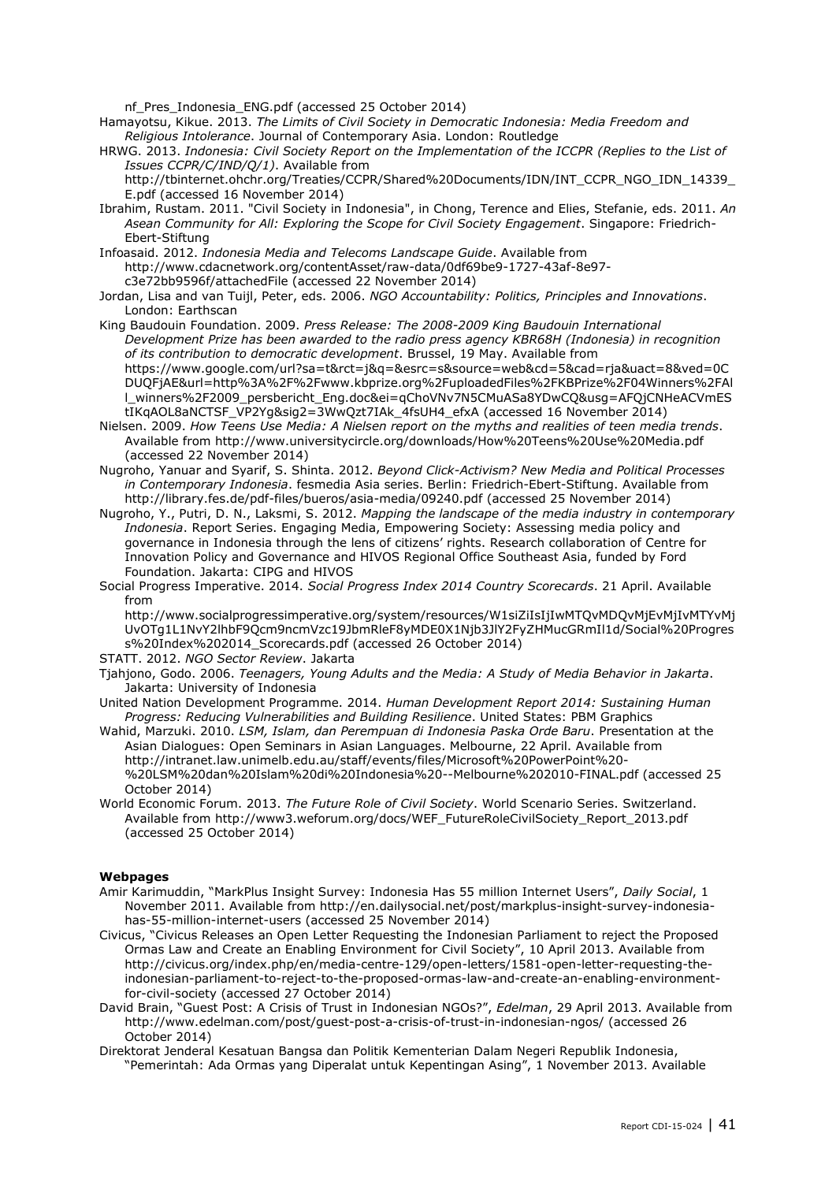nf_Pres_Indonesia_ENG.pdf (accessed 25 October 2014)

Hamayotsu, Kikue. 2013. *The Limits of Civil Society in Democratic Indonesia: Media Freedom and Religious Intolerance*. Journal of Contemporary Asia. London: Routledge

HRWG. 2013. *Indonesia: Civil Society Report on the Implementation of the ICCPR (Replies to the List of Issues CCPR/C/IND/Q/1)*. Available from http://tbinternet.ohchr.org/Treaties/CCPR/Shared%20Documents/IDN/INT_CCPR_NGO_IDN_14339_E.pdf (accessed 16 November 2014)

Ibrahim, Rustam. 2011. "Civil Society in Indonesia", in Chong, Terence and Elies, Stefanie, eds. 2011. *An Asean Community for All: Exploring the Scope for Civil Society Engagement*. Singapore: Friedrich-Ebert-Stiftung

Infoasaid. 2012. *Indonesia Media and Telecoms Landscape Guide*. Available from http://www.cdacnetwork.org/contentAsset/raw-data/0df69be9-1727-43af-8e97-c3e72bb9596f/attachedFile (accessed 22 November 2014)

Jordan, Lisa and van Tuijl, Peter, eds. 2006. *NGO Accountability: Politics, Principles and Innovations*. London: Earthscan

King Baudouin Foundation. 2009. *Press Release: The 2008-2009 King Baudouin International Development Prize has been awarded to the radio press agency KBR68H (Indonesia) in recognition of its contribution to democratic development*. Brussel, 19 May. Available from https://www.google.com/url?sa=t&rct=j&q=&esrc=s&source=web&cd=5&cad=rja&uact=8&ved=0CDUQFjAE&url=http%3A%2F%2Fwww.kbprize.org%2FuploadedFiles%2FKBPrize%2F04Winners%2FAll_winners%2F2009_persbericht_Eng.doc&ei=qChoVNv7N5CMuASa8YDwCQ&usg=AFQjCNHeACVmEStIKqAOL8aNCTSF_VP2Yg&sig2=3WwQzt7IAk_4fsUH4_efxA (accessed 16 November 2014)

Nielsen. 2009. *How Teens Use Media: A Nielsen report on the myths and realities of teen media trends*. Available from http://www.universitycircle.org/downloads/How%20Teens%20Use%20Media.pdf (accessed 22 November 2014)

Nugroho, Yanuar and Syarif, S. Shinta. 2012. *Beyond Click-Activism? New Media and Political Processes in Contemporary Indonesia*. fesmedia Asia series. Berlin: Friedrich-Ebert-Stiftung. Available from http://library.fes.de/pdf-files/bueros/asia-media/09240.pdf (accessed 25 November 2014)

Nugroho, Y., Putri, D. N., Laksmi, S. 2012. *Mapping the landscape of the media industry in contemporary Indonesia*. Report Series. Engaging Media, Empowering Society: Assessing media policy and governance in Indonesia through the lens of citizens' rights. Research collaboration of Centre for Innovation Policy and Governance and HIVOS Regional Office Southeast Asia, funded by Ford Foundation. Jakarta: CIPG and HIVOS

Social Progress Imperative. 2014. *Social Progress Index 2014 Country Scorecards*. 21 April. Available from http://www.socialprogressimperative.org/system/resources/W1siZiIsIjIwMTQvMDQvMjEvMjIvMTYvMjUvOTg1L1NvY2lhbF9Qcm9ncmVzc19JbmRleF8yMDE0X1Njb3JlY2FyZHMucGRmIl1d/Social%20Progress%20Index%202014_Scorecards.pdf (accessed 26 October 2014)

STATT. 2012. *NGO Sector Review*. Jakarta

Tjahjono, Godo. 2006. *Teenagers, Young Adults and the Media: A Study of Media Behavior in Jakarta*. Jakarta: University of Indonesia

United Nation Development Programme. 2014. *Human Development Report 2014: Sustaining Human Progress: Reducing Vulnerabilities and Building Resilience*. United States: PBM Graphics

Wahid, Marzuki. 2010. *LSM, Islam, dan Perempuan di Indonesia Paska Orde Baru*. Presentation at the Asian Dialogues: Open Seminars in Asian Languages. Melbourne, 22 April. Available from http://intranet.law.unimelb.edu.au/staff/events/files/Microsoft%20PowerPoint%20-%20LSM%20dan%20Islam%20di%20Indonesia%20--Melbourne%202010-FINAL.pdf (accessed 25 October 2014)

World Economic Forum. 2013. *The Future Role of Civil Society*. World Scenario Series. Switzerland. Available from http://www3.weforum.org/docs/WEF_FutureRoleCivilSociety_Report_2013.pdf (accessed 25 October 2014)

**Webpages**

Amir Karimuddin, "MarkPlus Insight Survey: Indonesia Has 55 million Internet Users", *Daily Social*, 1 November 2011. Available from http://en.dailysocial.net/post/markplus-insight-survey-indonesia-has-55-million-internet-users (accessed 25 November 2014)

Civicus, "Civicus Releases an Open Letter Requesting the Indonesian Parliament to reject the Proposed Ormas Law and Create an Enabling Environment for Civil Society", 10 April 2013. Available from http://civicus.org/index.php/en/media-centre-129/open-letters/1581-open-letter-requesting-the-indonesian-parliament-to-reject-to-the-proposed-ormas-law-and-create-an-enabling-environment-for-civil-society (accessed 27 October 2014)

David Brain, "Guest Post: A Crisis of Trust in Indonesian NGOs?", *Edelman*, 29 April 2013. Available from http://www.edelman.com/post/guest-post-a-crisis-of-trust-in-indonesian-ngos/ (accessed 26 October 2014)

Direktorat Jenderal Kesatuan Bangsa dan Politik Kementerian Dalam Negeri Republik Indonesia, "Pemerintah: Ada Ormas yang Diperalat untuk Kepentingan Asing", 1 November 2013. Available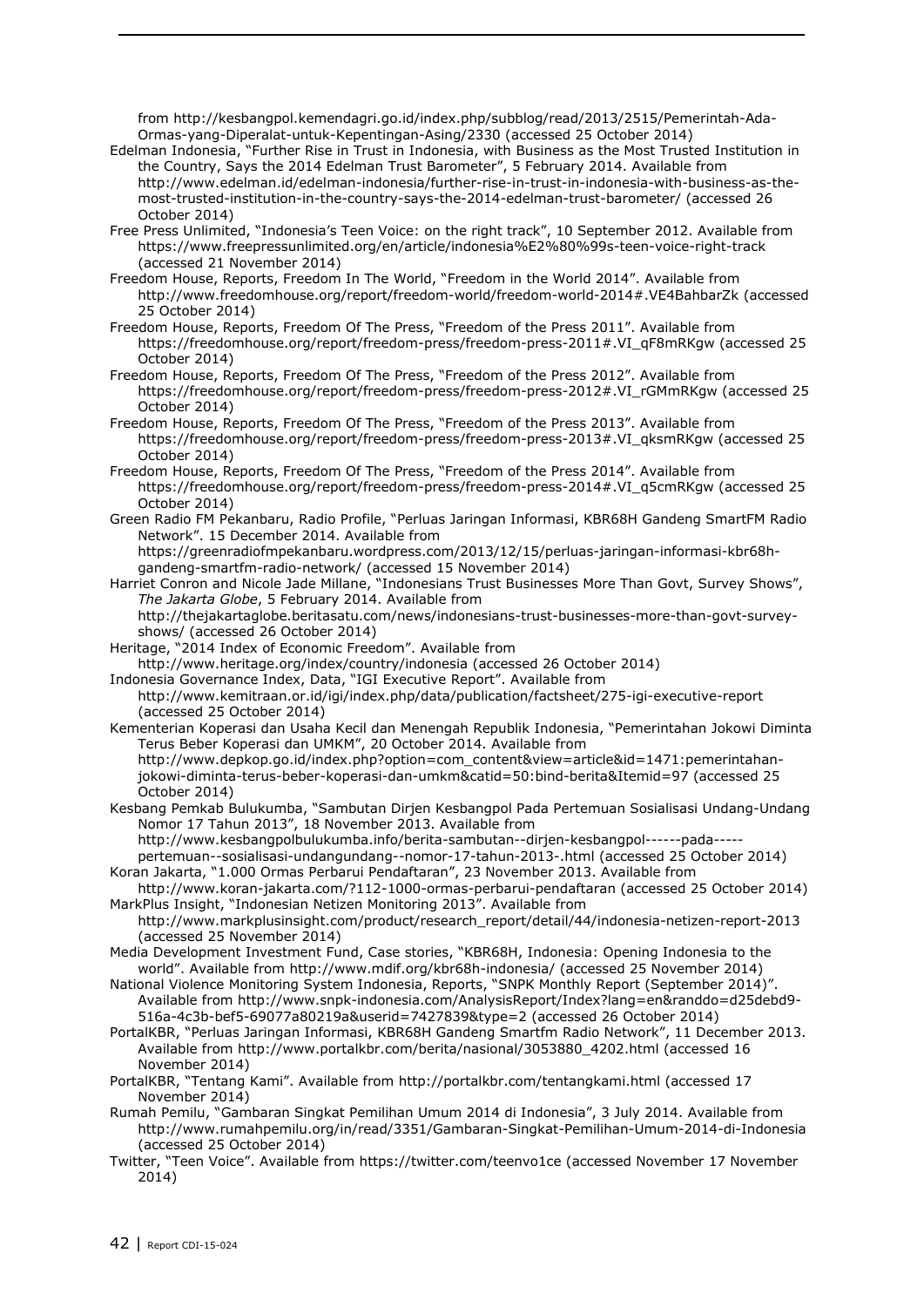from http://kesbangpol.kemendagri.go.id/index.php/subblog/read/2013/2515/Pemerintah-Ada-Ormas-yang-Diperalat-untuk-Kepentingan-Asing/2330 (accessed 25 October 2014)

Edelman Indonesia, "Further Rise in Trust in Indonesia, with Business as the Most Trusted Institution in the Country, Says the 2014 Edelman Trust Barometer", 5 February 2014. Available from http://www.edelman.id/edelman-indonesia/further-rise-in-trust-in-indonesia-with-business-as-the-most-trusted-institution-in-the-country-says-the-2014-edelman-trust-barometer/ (accessed 26 October 2014)

Free Press Unlimited, "Indonesia's Teen Voice: on the right track", 10 September 2012. Available from https://www.freepressunlimited.org/en/article/indonesia%E2%80%99s-teen-voice-right-track (accessed 21 November 2014)

Freedom House, Reports, Freedom In The World, "Freedom in the World 2014". Available from http://www.freedomhouse.org/report/freedom-world/freedom-world-2014#.VE4BahbarZk (accessed 25 October 2014)

Freedom House, Reports, Freedom Of The Press, "Freedom of the Press 2011". Available from https://freedomhouse.org/report/freedom-press/freedom-press-2011#.VI_qF8mRKgw (accessed 25 October 2014)

Freedom House, Reports, Freedom Of The Press, "Freedom of the Press 2012". Available from https://freedomhouse.org/report/freedom-press/freedom-press-2012#.VI_rGMmRKgw (accessed 25 October 2014)

Freedom House, Reports, Freedom Of The Press, "Freedom of the Press 2013". Available from https://freedomhouse.org/report/freedom-press/freedom-press-2013#.VI_qksmRKgw (accessed 25 October 2014)

Freedom House, Reports, Freedom Of The Press, "Freedom of the Press 2014". Available from https://freedomhouse.org/report/freedom-press/freedom-press-2014#.VI_q5cmRKgw (accessed 25 October 2014)

Green Radio FM Pekanbaru, Radio Profile, "Perluas Jaringan Informasi, KBR68H Gandeng SmartFM Radio Network". 15 December 2014. Available from https://greenradiofmpekanbaru.wordpress.com/2013/12/15/perluas-jaringan-informasi-kbr68h-gandeng-smartfm-radio-network/ (accessed 15 November 2014)

Harriet Conron and Nicole Jade Millane, "Indonesians Trust Businesses More Than Govt, Survey Shows", *The Jakarta Globe*, 5 February 2014. Available from http://thejakartaglobe.beritasatu.com/news/indonesians-trust-businesses-more-than-govt-survey-shows/ (accessed 26 October 2014)

Heritage, "2014 Index of Economic Freedom". Available from http://www.heritage.org/index/country/indonesia (accessed 26 October 2014)

Indonesia Governance Index, Data, "IGI Executive Report". Available from http://www.kemitraan.or.id/igi/index.php/data/publication/factsheet/275-igi-executive-report (accessed 25 October 2014)

Kementerian Koperasi dan Usaha Kecil dan Menengah Republik Indonesia, "Pemerintahan Jokowi Diminta Terus Beber Koperasi dan UMKM", 20 October 2014. Available from http://www.depkop.go.id/index.php?option=com_content&view=article&id=1471:pemerintahan-jokowi-diminta-terus-beber-koperasi-dan-umkm&catid=50:bind-berita&Itemid=97 (accessed 25 October 2014)

Kesbang Pemkab Bulukumba, "Sambutan Dirjen Kesbangpol Pada Pertemuan Sosialisasi Undang-Undang Nomor 17 Tahun 2013", 18 November 2013. Available from http://www.kesbangpolbulukumba.info/berita-sambutan--dirjen-kesbangpol------pada-----pertemuan--sosialisasi-undangundang--nomor-17-tahun-2013-.html (accessed 25 October 2014)

Koran Jakarta, "1.000 Ormas Perbarui Pendaftaran", 23 November 2013. Available from http://www.koran-jakarta.com/?112-1000-ormas-perbarui-pendaftaran (accessed 25 October 2014)

MarkPlus Insight, "Indonesian Netizen Monitoring 2013". Available from http://www.markplusinsight.com/product/research_report/detail/44/indonesia-netizen-report-2013 (accessed 25 November 2014)

Media Development Investment Fund, Case stories, "KBR68H, Indonesia: Opening Indonesia to the world". Available from http://www.mdif.org/kbr68h-indonesia/ (accessed 25 November 2014)

National Violence Monitoring System Indonesia, Reports, "SNPK Monthly Report (September 2014)". Available from http://www.snpk-indonesia.com/AnalysisReport/Index?lang=en&randdo=d25debd9-516a-4c3b-bef5-69077a80219a&userid=7427839&type=2 (accessed 26 October 2014)

PortalKBR, "Perluas Jaringan Informasi, KBR68H Gandeng Smartfm Radio Network", 11 December 2013. Available from http://www.portalkbr.com/berita/nasional/3053880_4202.html (accessed 16 November 2014)

PortalKBR, "Tentang Kami". Available from http://portalkbr.com/tentangkami.html (accessed 17 November 2014)

Rumah Pemilu, "Gambaran Singkat Pemilihan Umum 2014 di Indonesia", 3 July 2014. Available from http://www.rumahpemilu.org/in/read/3351/Gambaran-Singkat-Pemilihan-Umum-2014-di-Indonesia (accessed 25 October 2014)

Twitter, "Teen Voice". Available from https://twitter.com/teenvo1ce (accessed November 17 November 2014)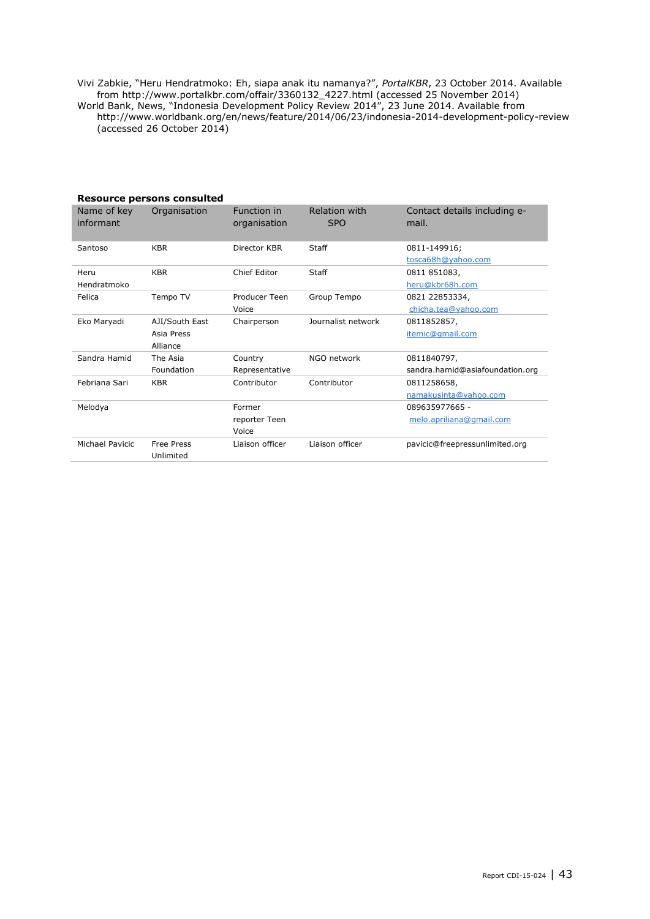Vivi Zabkie, "Heru Hendratmoko: Eh, siapa anak itu namanya?", *PortalKBR*, 23 October 2014. Available from http://www.portalkbr.com/offair/3360132_4227.html (accessed 25 November 2014)

World Bank, News, "Indonesia Development Policy Review 2014", 23 June 2014. Available from http://www.worldbank.org/en/news/feature/2014/06/23/indonesia-2014-development-policy-review (accessed 26 October 2014)

**Resource persons consulted**

| Name of key informant | Organisation | Function in organisation | Relation with SPO | Contact details including e-mail. |
|---|---|---|---|---|
| Santoso | KBR | Director KBR | Staff | 0811-149916; tosca68h@yahoo.com |
| Heru Hendratmoko | KBR | Chief Editor | Staff | 0811 851083, heru@kbr68h.com |
| Felica | Tempo TV | Producer Teen Voice | Group Tempo | 0821 22853334, chicha.tea@yahoo.com |
| Eko Maryadi | AJI/South East Asia Press Alliance | Chairperson | Journalist network | 0811852857, itemic@gmail.com |
| Sandra Hamid | The Asia Foundation | Country Representative | NGO network | 0811840797, sandra.hamid@asiafoundation.org |
| Febriana Sari | KBR | Contributor | Contributor | 0811258658, namakusinta@yahoo.com |
| Melodya | | Former reporter Teen Voice | | 089635977665 - melo.apriliana@gmail.com |
| Michael Pavicic | Free Press Unlimited | Liaison officer | Liaison officer | pavicic@freepressunlimited.org |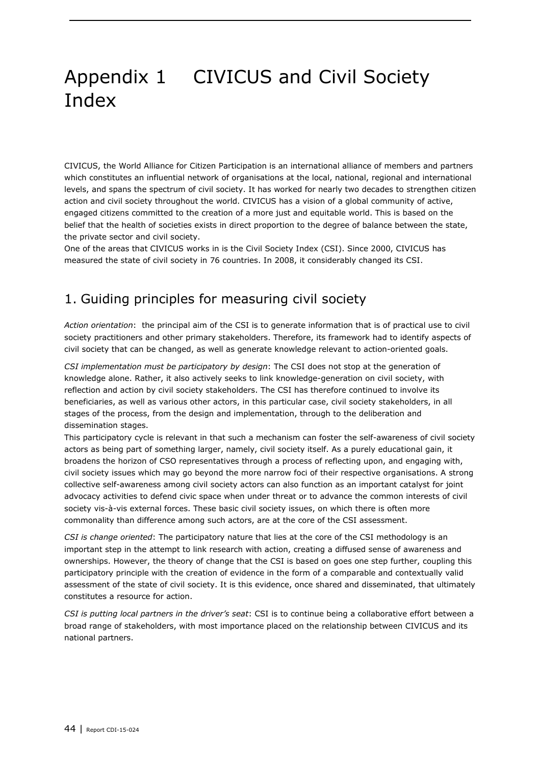# Appendix 1 CIVICUS and Civil Society Index

CIVICUS, the World Alliance for Citizen Participation is an international alliance of members and partners which constitutes an influential network of organisations at the local, national, regional and international levels, and spans the spectrum of civil society. It has worked for nearly two decades to strengthen citizen action and civil society throughout the world. CIVICUS has a vision of a global community of active, engaged citizens committed to the creation of a more just and equitable world. This is based on the belief that the health of societies exists in direct proportion to the degree of balance between the state, the private sector and civil society.

One of the areas that CIVICUS works in is the Civil Society Index (CSI). Since 2000, CIVICUS has measured the state of civil society in 76 countries. In 2008, it considerably changed its CSI.

## 1. Guiding principles for measuring civil society

*Action orientation*: the principal aim of the CSI is to generate information that is of practical use to civil society practitioners and other primary stakeholders. Therefore, its framework had to identify aspects of civil society that can be changed, as well as generate knowledge relevant to action-oriented goals.

*CSI implementation must be participatory by design*: The CSI does not stop at the generation of knowledge alone. Rather, it also actively seeks to link knowledge-generation on civil society, with reflection and action by civil society stakeholders. The CSI has therefore continued to involve its beneficiaries, as well as various other actors, in this particular case, civil society stakeholders, in all stages of the process, from the design and implementation, through to the deliberation and dissemination stages.

This participatory cycle is relevant in that such a mechanism can foster the self-awareness of civil society actors as being part of something larger, namely, civil society itself. As a purely educational gain, it broadens the horizon of CSO representatives through a process of reflecting upon, and engaging with, civil society issues which may go beyond the more narrow foci of their respective organisations. A strong collective self-awareness among civil society actors can also function as an important catalyst for joint advocacy activities to defend civic space when under threat or to advance the common interests of civil society vis-à-vis external forces. These basic civil society issues, on which there is often more commonality than difference among such actors, are at the core of the CSI assessment.

*CSI is change oriented*: The participatory nature that lies at the core of the CSI methodology is an important step in the attempt to link research with action, creating a diffused sense of awareness and ownerships. However, the theory of change that the CSI is based on goes one step further, coupling this participatory principle with the creation of evidence in the form of a comparable and contextually valid assessment of the state of civil society. It is this evidence, once shared and disseminated, that ultimately constitutes a resource for action.

*CSI is putting local partners in the driver's seat*: CSI is to continue being a collaborative effort between a broad range of stakeholders, with most importance placed on the relationship between CIVICUS and its national partners.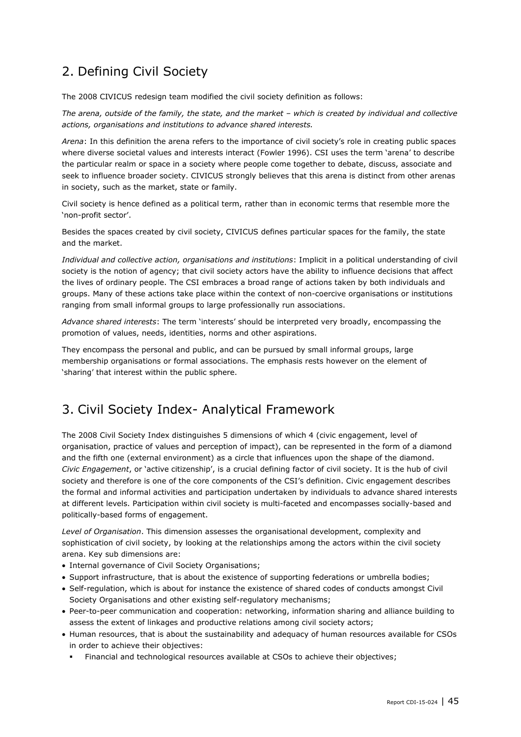## 2. Defining Civil Society

The 2008 CIVICUS redesign team modified the civil society definition as follows:

*The arena, outside of the family, the state, and the market – which is created by individual and collective actions, organisations and institutions to advance shared interests.*

*Arena*: In this definition the arena refers to the importance of civil society's role in creating public spaces where diverse societal values and interests interact (Fowler 1996). CSI uses the term 'arena' to describe the particular realm or space in a society where people come together to debate, discuss, associate and seek to influence broader society. CIVICUS strongly believes that this arena is distinct from other arenas in society, such as the market, state or family.

Civil society is hence defined as a political term, rather than in economic terms that resemble more the 'non-profit sector'.

Besides the spaces created by civil society, CIVICUS defines particular spaces for the family, the state and the market.

*Individual and collective action, organisations and institutions*: Implicit in a political understanding of civil society is the notion of agency; that civil society actors have the ability to influence decisions that affect the lives of ordinary people. The CSI embraces a broad range of actions taken by both individuals and groups. Many of these actions take place within the context of non-coercive organisations or institutions ranging from small informal groups to large professionally run associations.

*Advance shared interests*: The term 'interests' should be interpreted very broadly, encompassing the promotion of values, needs, identities, norms and other aspirations.

They encompass the personal and public, and can be pursued by small informal groups, large membership organisations or formal associations. The emphasis rests however on the element of 'sharing' that interest within the public sphere.

## 3. Civil Society Index- Analytical Framework

The 2008 Civil Society Index distinguishes 5 dimensions of which 4 (civic engagement, level of organisation, practice of values and perception of impact), can be represented in the form of a diamond and the fifth one (external environment) as a circle that influences upon the shape of the diamond. *Civic Engagement*, or 'active citizenship', is a crucial defining factor of civil society. It is the hub of civil society and therefore is one of the core components of the CSI's definition. Civic engagement describes the formal and informal activities and participation undertaken by individuals to advance shared interests at different levels. Participation within civil society is multi-faceted and encompasses socially-based and politically-based forms of engagement.

*Level of Organisation*. This dimension assesses the organisational development, complexity and sophistication of civil society, by looking at the relationships among the actors within the civil society arena. Key sub dimensions are:

- Internal governance of Civil Society Organisations;
- Support infrastructure, that is about the existence of supporting federations or umbrella bodies;
- Self-regulation, which is about for instance the existence of shared codes of conducts amongst Civil Society Organisations and other existing self-regulatory mechanisms;
- Peer-to-peer communication and cooperation: networking, information sharing and alliance building to assess the extent of linkages and productive relations among civil society actors;
- Human resources, that is about the sustainability and adequacy of human resources available for CSOs in order to achieve their objectives:
  - Financial and technological resources available at CSOs to achieve their objectives;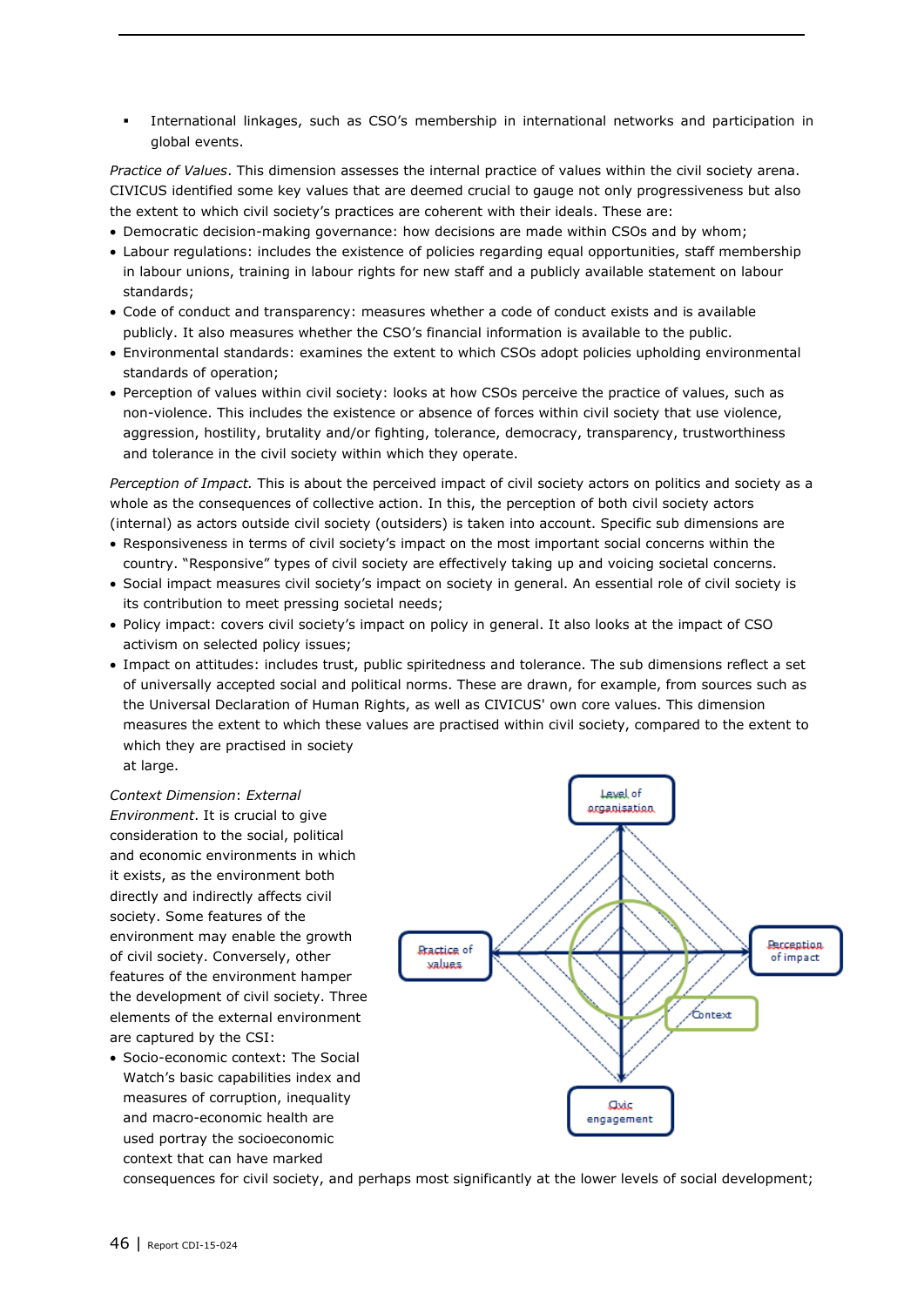- International linkages, such as CSO's membership in international networks and participation in global events.

*Practice of Values*. This dimension assesses the internal practice of values within the civil society arena. CIVICUS identified some key values that are deemed crucial to gauge not only progressiveness but also the extent to which civil society's practices are coherent with their ideals. These are:

- Democratic decision-making governance: how decisions are made within CSOs and by whom;
- Labour regulations: includes the existence of policies regarding equal opportunities, staff membership in labour unions, training in labour rights for new staff and a publicly available statement on labour standards;
- Code of conduct and transparency: measures whether a code of conduct exists and is available publicly. It also measures whether the CSO's financial information is available to the public.
- Environmental standards: examines the extent to which CSOs adopt policies upholding environmental standards of operation;
- Perception of values within civil society: looks at how CSOs perceive the practice of values, such as non-violence. This includes the existence or absence of forces within civil society that use violence, aggression, hostility, brutality and/or fighting, tolerance, democracy, transparency, trustworthiness and tolerance in the civil society within which they operate.

*Perception of Impact.* This is about the perceived impact of civil society actors on politics and society as a whole as the consequences of collective action. In this, the perception of both civil society actors (internal) as actors outside civil society (outsiders) is taken into account. Specific sub dimensions are

- Responsiveness in terms of civil society's impact on the most important social concerns within the country. "Responsive" types of civil society are effectively taking up and voicing societal concerns.
- Social impact measures civil society's impact on society in general. An essential role of civil society is its contribution to meet pressing societal needs;
- Policy impact: covers civil society's impact on policy in general. It also looks at the impact of CSO activism on selected policy issues;
- Impact on attitudes: includes trust, public spiritedness and tolerance. The sub dimensions reflect a set of universally accepted social and political norms. These are drawn, for example, from sources such as the Universal Declaration of Human Rights, as well as CIVICUS' own core values. This dimension measures the extent to which these values are practised within civil society, compared to the extent to which they are practised in society at large.

Level of organisation

Practice of values

Perception of impact

Context

Civic engagement

*Context Dimension*: *External Environment*. It is crucial to give consideration to the social, political and economic environments in which it exists, as the environment both directly and indirectly affects civil society. Some features of the environment may enable the growth of civil society. Conversely, other features of the environment hamper the development of civil society. Three elements of the external environment are captured by the CSI:

- Socio-economic context: The Social Watch's basic capabilities index and measures of corruption, inequality and macro-economic health are used portray the socioeconomic context that can have marked consequences for civil society, and perhaps most significantly at the lower levels of social development;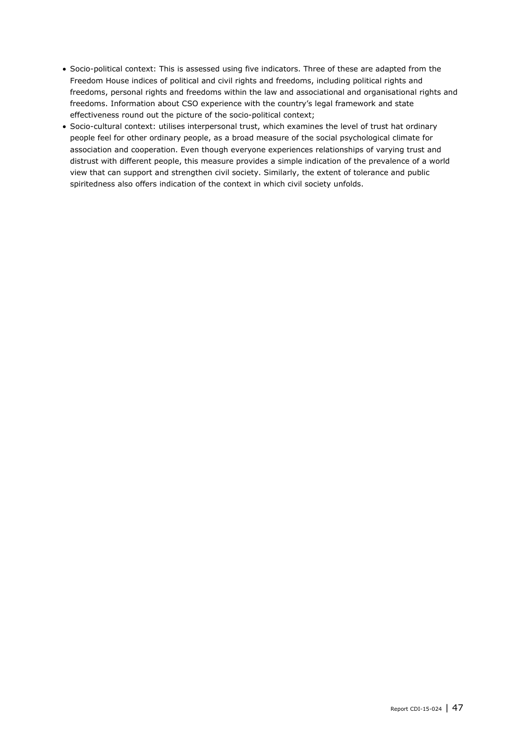- Socio-political context: This is assessed using five indicators. Three of these are adapted from the Freedom House indices of political and civil rights and freedoms, including political rights and freedoms, personal rights and freedoms within the law and associational and organisational rights and freedoms. Information about CSO experience with the country's legal framework and state effectiveness round out the picture of the socio-political context;
- Socio-cultural context: utilises interpersonal trust, which examines the level of trust hat ordinary people feel for other ordinary people, as a broad measure of the social psychological climate for association and cooperation. Even though everyone experiences relationships of varying trust and distrust with different people, this measure provides a simple indication of the prevalence of a world view that can support and strengthen civil society. Similarly, the extent of tolerance and public spiritedness also offers indication of the context in which civil society unfolds.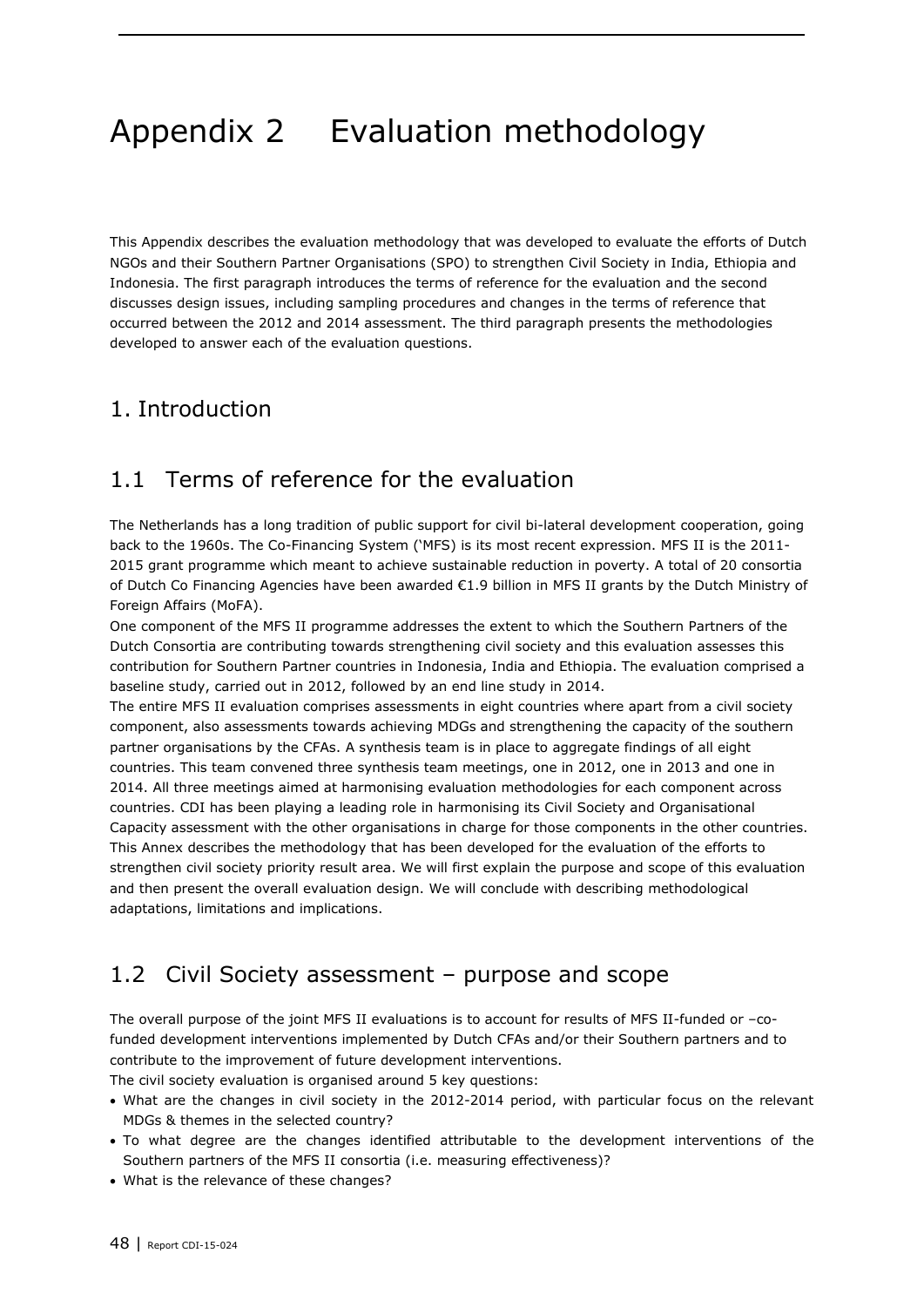# Appendix 2 Evaluation methodology

This Appendix describes the evaluation methodology that was developed to evaluate the efforts of Dutch NGOs and their Southern Partner Organisations (SPO) to strengthen Civil Society in India, Ethiopia and Indonesia. The first paragraph introduces the terms of reference for the evaluation and the second discusses design issues, including sampling procedures and changes in the terms of reference that occurred between the 2012 and 2014 assessment. The third paragraph presents the methodologies developed to answer each of the evaluation questions.

## 1. Introduction

## 1.1 Terms of reference for the evaluation

The Netherlands has a long tradition of public support for civil bi-lateral development cooperation, going back to the 1960s. The Co-Financing System ('MFS) is its most recent expression. MFS II is the 2011-2015 grant programme which meant to achieve sustainable reduction in poverty. A total of 20 consortia of Dutch Co Financing Agencies have been awarded €1.9 billion in MFS II grants by the Dutch Ministry of Foreign Affairs (MoFA).

One component of the MFS II programme addresses the extent to which the Southern Partners of the Dutch Consortia are contributing towards strengthening civil society and this evaluation assesses this contribution for Southern Partner countries in Indonesia, India and Ethiopia. The evaluation comprised a baseline study, carried out in 2012, followed by an end line study in 2014.

The entire MFS II evaluation comprises assessments in eight countries where apart from a civil society component, also assessments towards achieving MDGs and strengthening the capacity of the southern partner organisations by the CFAs. A synthesis team is in place to aggregate findings of all eight countries. This team convened three synthesis team meetings, one in 2012, one in 2013 and one in 2014. All three meetings aimed at harmonising evaluation methodologies for each component across countries. CDI has been playing a leading role in harmonising its Civil Society and Organisational Capacity assessment with the other organisations in charge for those components in the other countries. This Annex describes the methodology that has been developed for the evaluation of the efforts to strengthen civil society priority result area. We will first explain the purpose and scope of this evaluation and then present the overall evaluation design. We will conclude with describing methodological adaptations, limitations and implications.

## 1.2 Civil Society assessment – purpose and scope

The overall purpose of the joint MFS II evaluations is to account for results of MFS II-funded or –co-funded development interventions implemented by Dutch CFAs and/or their Southern partners and to contribute to the improvement of future development interventions.

The civil society evaluation is organised around 5 key questions:

- What are the changes in civil society in the 2012-2014 period, with particular focus on the relevant MDGs & themes in the selected country?
- To what degree are the changes identified attributable to the development interventions of the Southern partners of the MFS II consortia (i.e. measuring effectiveness)?
- What is the relevance of these changes?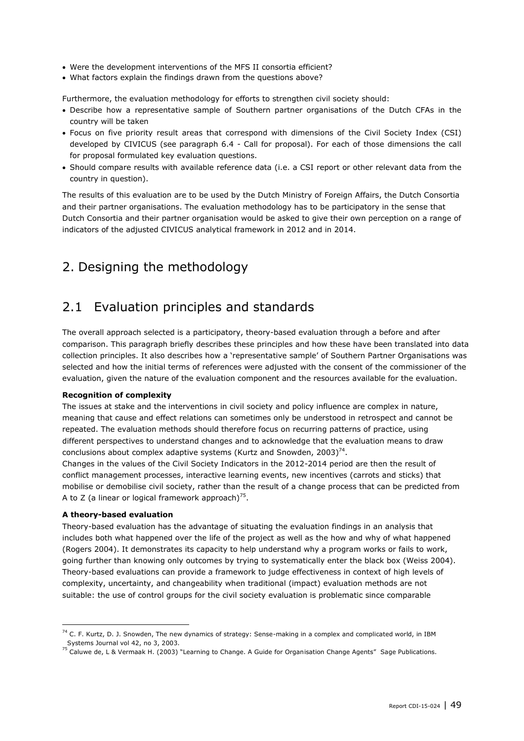- Were the development interventions of the MFS II consortia efficient?
- What factors explain the findings drawn from the questions above?

Furthermore, the evaluation methodology for efforts to strengthen civil society should:

- Describe how a representative sample of Southern partner organisations of the Dutch CFAs in the country will be taken
- Focus on five priority result areas that correspond with dimensions of the Civil Society Index (CSI) developed by CIVICUS (see paragraph 6.4 - Call for proposal). For each of those dimensions the call for proposal formulated key evaluation questions.
- Should compare results with available reference data (i.e. a CSI report or other relevant data from the country in question).

The results of this evaluation are to be used by the Dutch Ministry of Foreign Affairs, the Dutch Consortia and their partner organisations. The evaluation methodology has to be participatory in the sense that Dutch Consortia and their partner organisation would be asked to give their own perception on a range of indicators of the adjusted CIVICUS analytical framework in 2012 and in 2014.

# 2. Designing the methodology

## 2.1 Evaluation principles and standards

The overall approach selected is a participatory, theory-based evaluation through a before and after comparison. This paragraph briefly describes these principles and how these have been translated into data collection principles. It also describes how a 'representative sample' of Southern Partner Organisations was selected and how the initial terms of references were adjusted with the consent of the commissioner of the evaluation, given the nature of the evaluation component and the resources available for the evaluation.

**Recognition of complexity**

The issues at stake and the interventions in civil society and policy influence are complex in nature, meaning that cause and effect relations can sometimes only be understood in retrospect and cannot be repeated. The evaluation methods should therefore focus on recurring patterns of practice, using different perspectives to understand changes and to acknowledge that the evaluation means to draw conclusions about complex adaptive systems (Kurtz and Snowden, 2003)[74].

Changes in the values of the Civil Society Indicators in the 2012-2014 period are then the result of conflict management processes, interactive learning events, new incentives (carrots and sticks) that mobilise or demobilise civil society, rather than the result of a change process that can be predicted from A to Z (a linear or logical framework approach)[75].

**A theory-based evaluation**

Theory-based evaluation has the advantage of situating the evaluation findings in an analysis that includes both what happened over the life of the project as well as the how and why of what happened (Rogers 2004). It demonstrates its capacity to help understand why a program works or fails to work, going further than knowing only outcomes by trying to systematically enter the black box (Weiss 2004). Theory-based evaluations can provide a framework to judge effectiveness in context of high levels of complexity, uncertainty, and changeability when traditional (impact) evaluation methods are not suitable: the use of control groups for the civil society evaluation is problematic since comparable

---

[74] C. F. Kurtz, D. J. Snowden, The new dynamics of strategy: Sense-making in a complex and complicated world, in IBM Systems Journal vol 42, no 3, 2003.

[75] Caluwe de, L & Vermaak H. (2003) "Learning to Change. A Guide for Organisation Change Agents" Sage Publications.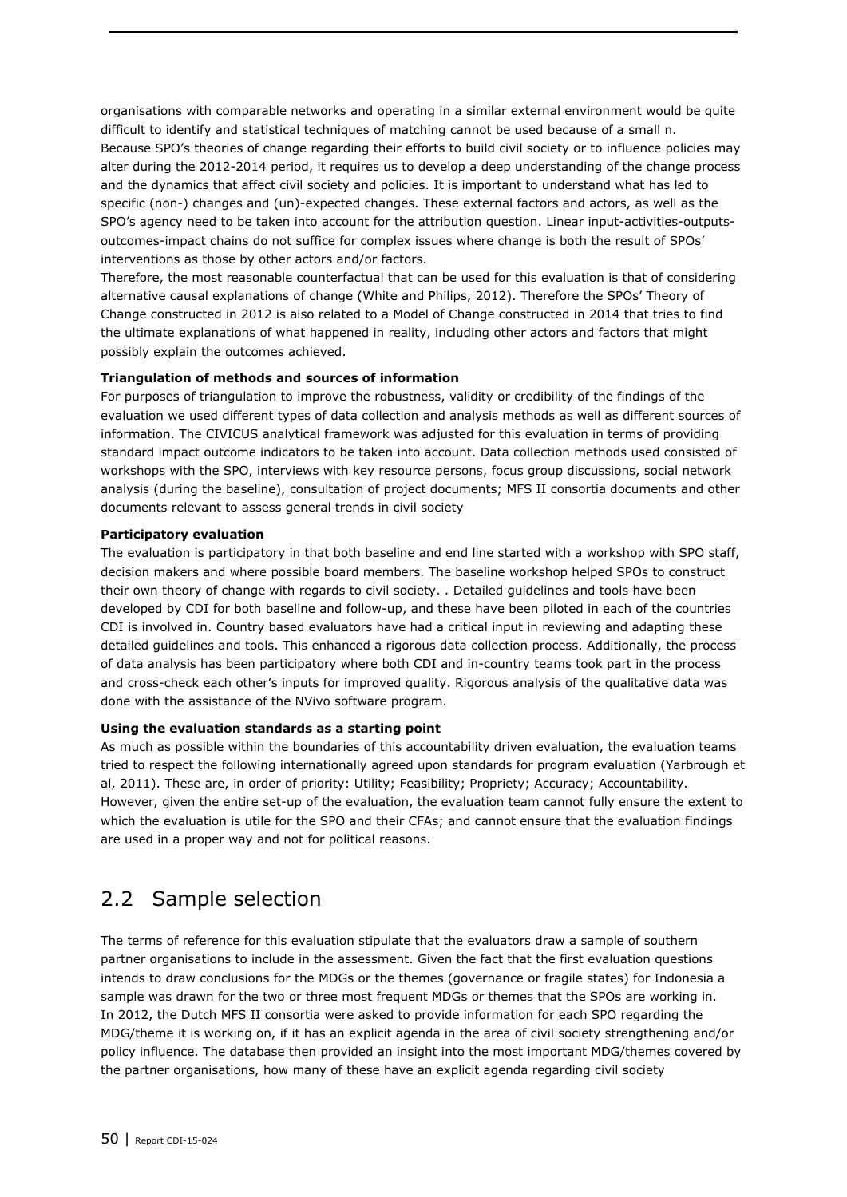organisations with comparable networks and operating in a similar external environment would be quite difficult to identify and statistical techniques of matching cannot be used because of a small n. Because SPO's theories of change regarding their efforts to build civil society or to influence policies may alter during the 2012-2014 period, it requires us to develop a deep understanding of the change process and the dynamics that affect civil society and policies. It is important to understand what has led to specific (non-) changes and (un)-expected changes. These external factors and actors, as well as the SPO's agency need to be taken into account for the attribution question. Linear input-activities-outputs-outcomes-impact chains do not suffice for complex issues where change is both the result of SPOs' interventions as those by other actors and/or factors.

Therefore, the most reasonable counterfactual that can be used for this evaluation is that of considering alternative causal explanations of change (White and Philips, 2012). Therefore the SPOs' Theory of Change constructed in 2012 is also related to a Model of Change constructed in 2014 that tries to find the ultimate explanations of what happened in reality, including other actors and factors that might possibly explain the outcomes achieved.

**Triangulation of methods and sources of information**

For purposes of triangulation to improve the robustness, validity or credibility of the findings of the evaluation we used different types of data collection and analysis methods as well as different sources of information. The CIVICUS analytical framework was adjusted for this evaluation in terms of providing standard impact outcome indicators to be taken into account. Data collection methods used consisted of workshops with the SPO, interviews with key resource persons, focus group discussions, social network analysis (during the baseline), consultation of project documents; MFS II consortia documents and other documents relevant to assess general trends in civil society

**Participatory evaluation**

The evaluation is participatory in that both baseline and end line started with a workshop with SPO staff, decision makers and where possible board members. The baseline workshop helped SPOs to construct their own theory of change with regards to civil society. . Detailed guidelines and tools have been developed by CDI for both baseline and follow-up, and these have been piloted in each of the countries CDI is involved in. Country based evaluators have had a critical input in reviewing and adapting these detailed guidelines and tools. This enhanced a rigorous data collection process. Additionally, the process of data analysis has been participatory where both CDI and in-country teams took part in the process and cross-check each other's inputs for improved quality. Rigorous analysis of the qualitative data was done with the assistance of the NVivo software program.

**Using the evaluation standards as a starting point**

As much as possible within the boundaries of this accountability driven evaluation, the evaluation teams tried to respect the following internationally agreed upon standards for program evaluation (Yarbrough et al, 2011). These are, in order of priority: Utility; Feasibility; Propriety; Accuracy; Accountability. However, given the entire set-up of the evaluation, the evaluation team cannot fully ensure the extent to which the evaluation is utile for the SPO and their CFAs; and cannot ensure that the evaluation findings are used in a proper way and not for political reasons.

## 2.2 Sample selection

The terms of reference for this evaluation stipulate that the evaluators draw a sample of southern partner organisations to include in the assessment. Given the fact that the first evaluation questions intends to draw conclusions for the MDGs or the themes (governance or fragile states) for Indonesia a sample was drawn for the two or three most frequent MDGs or themes that the SPOs are working in. In 2012, the Dutch MFS II consortia were asked to provide information for each SPO regarding the MDG/theme it is working on, if it has an explicit agenda in the area of civil society strengthening and/or policy influence. The database then provided an insight into the most important MDG/themes covered by the partner organisations, how many of these have an explicit agenda regarding civil society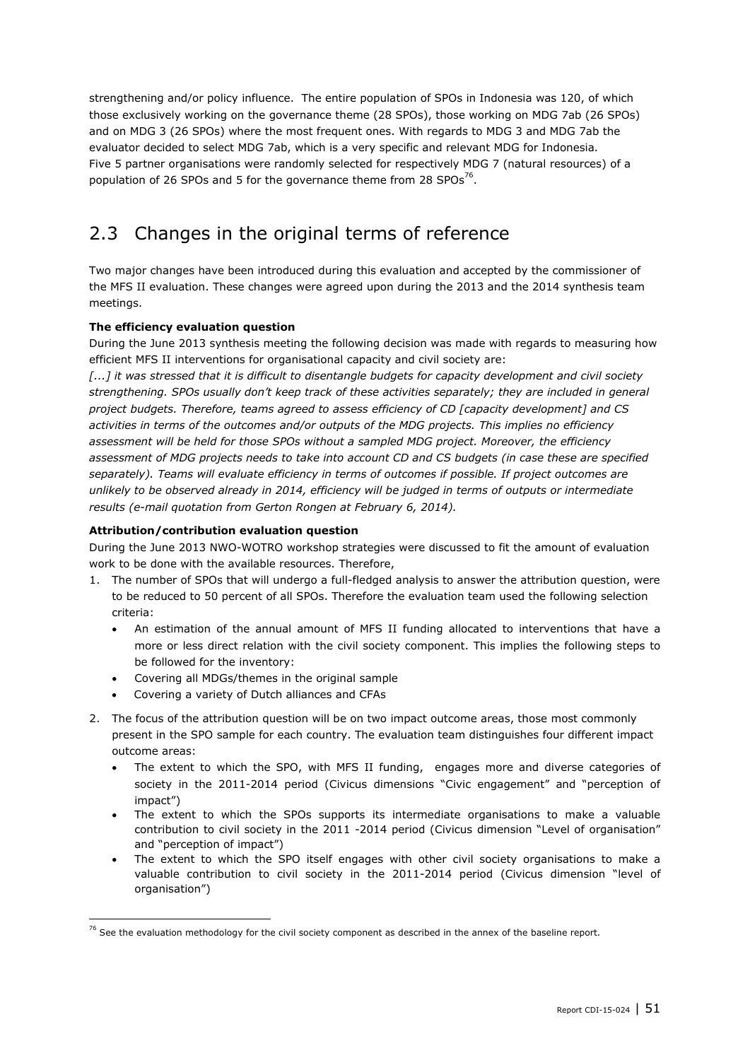strengthening and/or policy influence. The entire population of SPOs in Indonesia was 120, of which those exclusively working on the governance theme (28 SPOs), those working on MDG 7ab (26 SPOs) and on MDG 3 (26 SPOs) where the most frequent ones. With regards to MDG 3 and MDG 7ab the evaluator decided to select MDG 7ab, which is a very specific and relevant MDG for Indonesia. Five 5 partner organisations were randomly selected for respectively MDG 7 (natural resources) of a population of 26 SPOs and 5 for the governance theme from 28 SPOs[76].

## 2.3 Changes in the original terms of reference

Two major changes have been introduced during this evaluation and accepted by the commissioner of the MFS II evaluation. These changes were agreed upon during the 2013 and the 2014 synthesis team meetings.

**The efficiency evaluation question**

During the June 2013 synthesis meeting the following decision was made with regards to measuring how efficient MFS II interventions for organisational capacity and civil society are:

*[...] it was stressed that it is difficult to disentangle budgets for capacity development and civil society strengthening. SPOs usually don't keep track of these activities separately; they are included in general project budgets. Therefore, teams agreed to assess efficiency of CD [capacity development] and CS activities in terms of the outcomes and/or outputs of the MDG projects. This implies no efficiency assessment will be held for those SPOs without a sampled MDG project. Moreover, the efficiency assessment of MDG projects needs to take into account CD and CS budgets (in case these are specified separately). Teams will evaluate efficiency in terms of outcomes if possible. If project outcomes are unlikely to be observed already in 2014, efficiency will be judged in terms of outputs or intermediate results (e-mail quotation from Gerton Rongen at February 6, 2014).*

**Attribution/contribution evaluation question**

During the June 2013 NWO-WOTRO workshop strategies were discussed to fit the amount of evaluation work to be done with the available resources. Therefore,

1. The number of SPOs that will undergo a full-fledged analysis to answer the attribution question, were to be reduced to 50 percent of all SPOs. Therefore the evaluation team used the following selection criteria:
   - An estimation of the annual amount of MFS II funding allocated to interventions that have a more or less direct relation with the civil society component. This implies the following steps to be followed for the inventory:
   - Covering all MDGs/themes in the original sample
   - Covering a variety of Dutch alliances and CFAs
2. The focus of the attribution question will be on two impact outcome areas, those most commonly present in the SPO sample for each country. The evaluation team distinguishes four different impact outcome areas:
   - The extent to which the SPO, with MFS II funding, engages more and diverse categories of society in the 2011-2014 period (Civicus dimensions "Civic engagement" and "perception of impact")
   - The extent to which the SPOs supports its intermediate organisations to make a valuable contribution to civil society in the 2011 -2014 period (Civicus dimension "Level of organisation" and "perception of impact")
   - The extent to which the SPO itself engages with other civil society organisations to make a valuable contribution to civil society in the 2011-2014 period (Civicus dimension "level of organisation")

[76] See the evaluation methodology for the civil society component as described in the annex of the baseline report.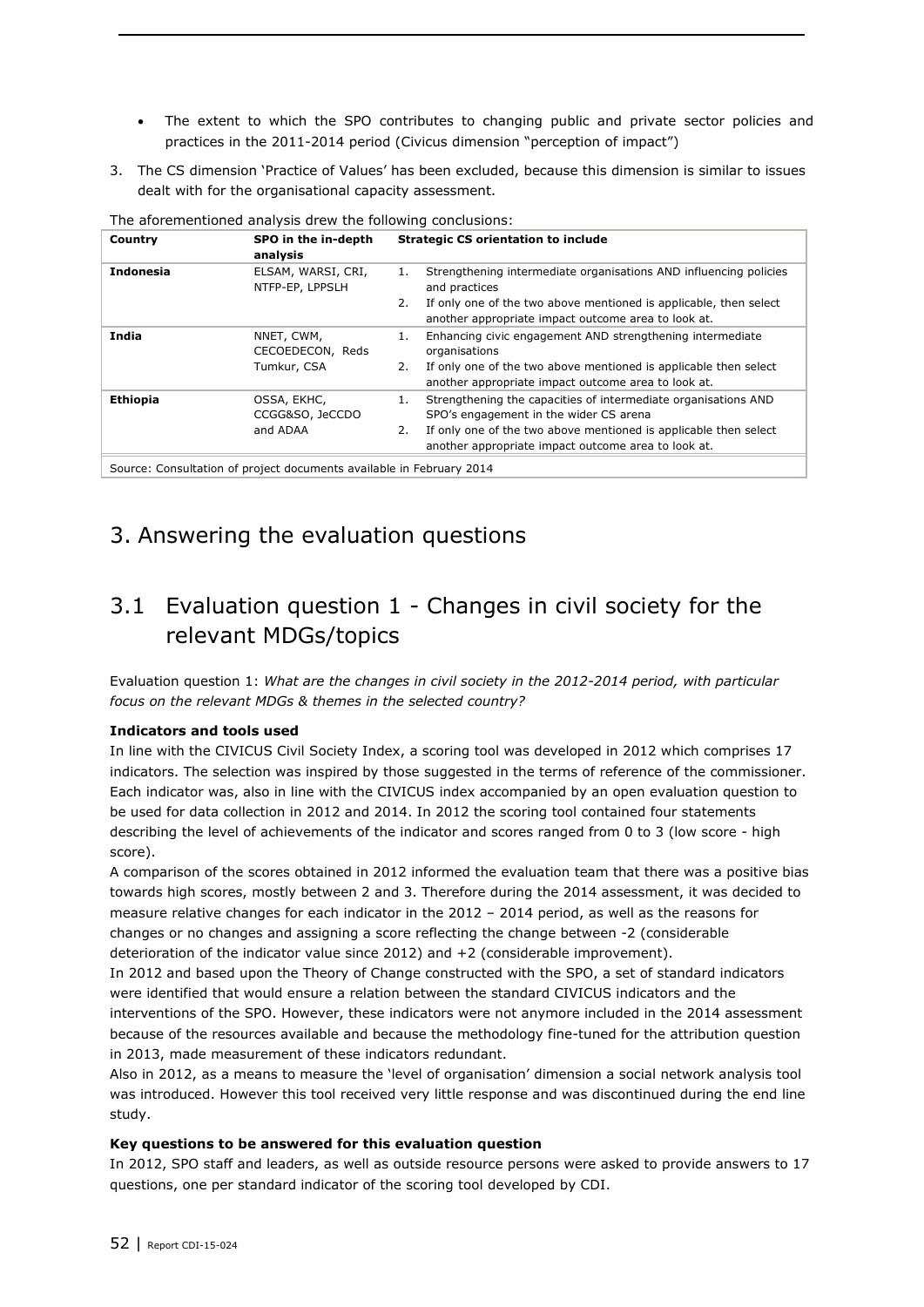- The extent to which the SPO contributes to changing public and private sector policies and practices in the 2011-2014 period (Civicus dimension "perception of impact")

3. The CS dimension 'Practice of Values' has been excluded, because this dimension is similar to issues dealt with for the organisational capacity assessment.

The aforementioned analysis drew the following conclusions:

| Country | SPO in the in-depth analysis | Strategic CS orientation to include |
|---|---|---|
| **Indonesia** | ELSAM, WARSI, CRI, NTFP-EP, LPPSLH | 1. Strengthening intermediate organisations AND influencing policies and practices<br>2. If only one of the two above mentioned is applicable, then select another appropriate impact outcome area to look at. |
| **India** | NNET, CWM, CECOEDECON, Reds Tumkur, CSA | 1. Enhancing civic engagement AND strengthening intermediate organisations<br>2. If only one of the two above mentioned is applicable then select another appropriate impact outcome area to look at. |
| **Ethiopia** | OSSA, EKHC, CCGG&SO, JeCCDO and ADAA | 1. Strengthening the capacities of intermediate organisations AND SPO's engagement in the wider CS arena<br>2. If only one of the two above mentioned is applicable then select another appropriate impact outcome area to look at. |

Source: Consultation of project documents available in February 2014

# 3. Answering the evaluation questions

## 3.1 Evaluation question 1 - Changes in civil society for the relevant MDGs/topics

Evaluation question 1: *What are the changes in civil society in the 2012-2014 period, with particular focus on the relevant MDGs & themes in the selected country?*

**Indicators and tools used**

In line with the CIVICUS Civil Society Index, a scoring tool was developed in 2012 which comprises 17 indicators. The selection was inspired by those suggested in the terms of reference of the commissioner. Each indicator was, also in line with the CIVICUS index accompanied by an open evaluation question to be used for data collection in 2012 and 2014. In 2012 the scoring tool contained four statements describing the level of achievements of the indicator and scores ranged from 0 to 3 (low score - high score).

A comparison of the scores obtained in 2012 informed the evaluation team that there was a positive bias towards high scores, mostly between 2 and 3. Therefore during the 2014 assessment, it was decided to measure relative changes for each indicator in the 2012 – 2014 period, as well as the reasons for changes or no changes and assigning a score reflecting the change between -2 (considerable deterioration of the indicator value since 2012) and +2 (considerable improvement).

In 2012 and based upon the Theory of Change constructed with the SPO, a set of standard indicators were identified that would ensure a relation between the standard CIVICUS indicators and the interventions of the SPO. However, these indicators were not anymore included in the 2014 assessment because of the resources available and because the methodology fine-tuned for the attribution question in 2013, made measurement of these indicators redundant.

Also in 2012, as a means to measure the 'level of organisation' dimension a social network analysis tool was introduced. However this tool received very little response and was discontinued during the end line study.

**Key questions to be answered for this evaluation question**

In 2012, SPO staff and leaders, as well as outside resource persons were asked to provide answers to 17 questions, one per standard indicator of the scoring tool developed by CDI.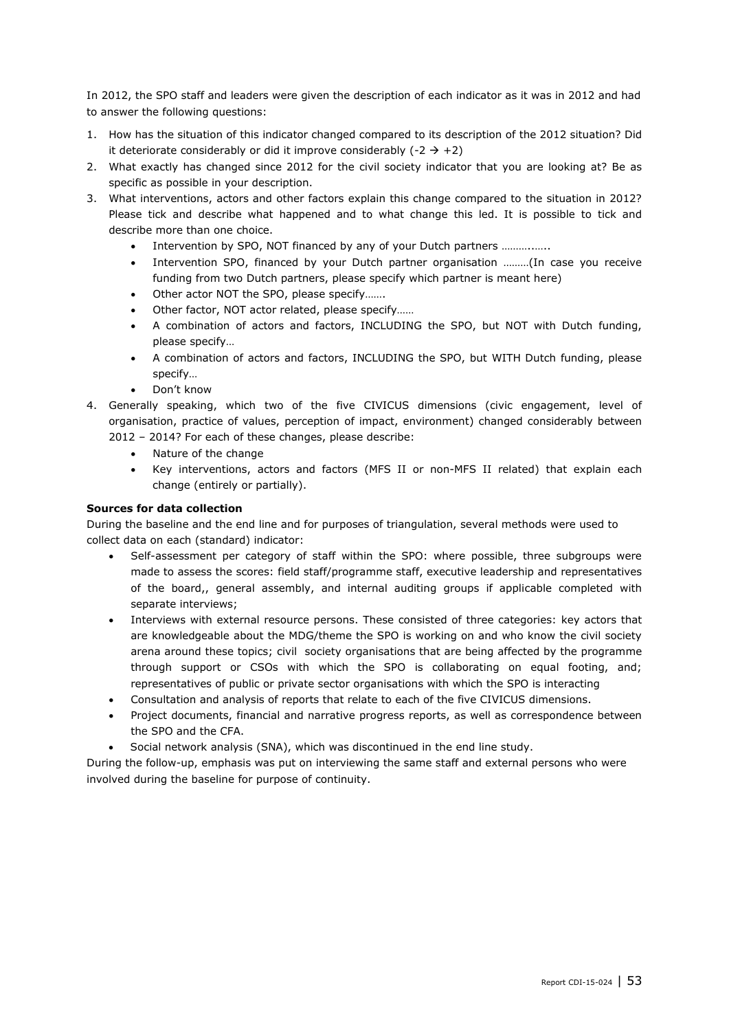In 2012, the SPO staff and leaders were given the description of each indicator as it was in 2012 and had to answer the following questions:

1. How has the situation of this indicator changed compared to its description of the 2012 situation? Did it deteriorate considerably or did it improve considerably (-2 → +2)
2. What exactly has changed since 2012 for the civil society indicator that you are looking at? Be as specific as possible in your description.
3. What interventions, actors and other factors explain this change compared to the situation in 2012? Please tick and describe what happened and to what change this led. It is possible to tick and describe more than one choice.
   - Intervention by SPO, NOT financed by any of your Dutch partners ……….…..
   - Intervention SPO, financed by your Dutch partner organisation ………(In case you receive funding from two Dutch partners, please specify which partner is meant here)
   - Other actor NOT the SPO, please specify…….
   - Other factor, NOT actor related, please specify……
   - A combination of actors and factors, INCLUDING the SPO, but NOT with Dutch funding, please specify…
   - A combination of actors and factors, INCLUDING the SPO, but WITH Dutch funding, please specify…
   - Don't know
4. Generally speaking, which two of the five CIVICUS dimensions (civic engagement, level of organisation, practice of values, perception of impact, environment) changed considerably between 2012 – 2014? For each of these changes, please describe:
   - Nature of the change
   - Key interventions, actors and factors (MFS II or non-MFS II related) that explain each change (entirely or partially).

**Sources for data collection**

During the baseline and the end line and for purposes of triangulation, several methods were used to collect data on each (standard) indicator:

- Self-assessment per category of staff within the SPO: where possible, three subgroups were made to assess the scores: field staff/programme staff, executive leadership and representatives of the board,, general assembly, and internal auditing groups if applicable completed with separate interviews;
- Interviews with external resource persons. These consisted of three categories: key actors that are knowledgeable about the MDG/theme the SPO is working on and who know the civil society arena around these topics; civil society organisations that are being affected by the programme through support or CSOs with which the SPO is collaborating on equal footing, and; representatives of public or private sector organisations with which the SPO is interacting
- Consultation and analysis of reports that relate to each of the five CIVICUS dimensions.
- Project documents, financial and narrative progress reports, as well as correspondence between the SPO and the CFA.
- Social network analysis (SNA), which was discontinued in the end line study.

During the follow-up, emphasis was put on interviewing the same staff and external persons who were involved during the baseline for purpose of continuity.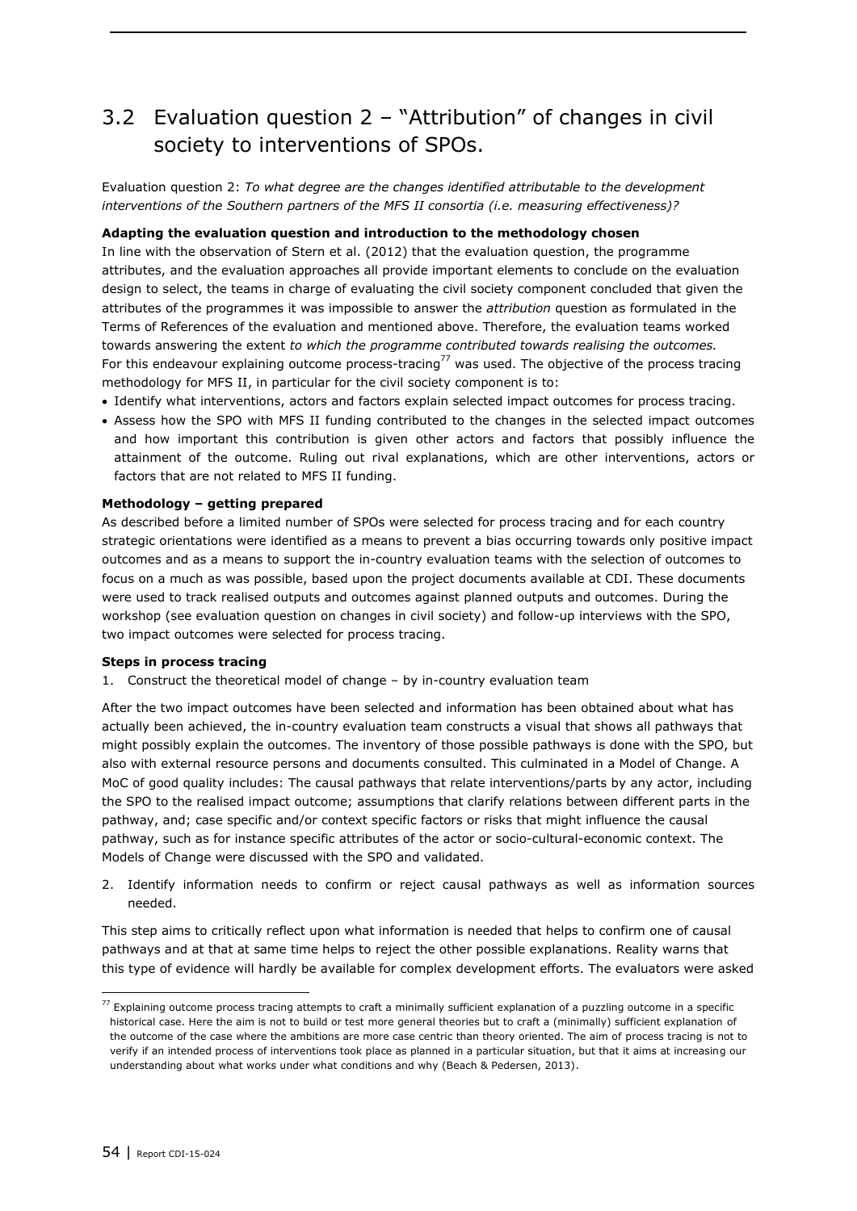## 3.2 Evaluation question 2 – "Attribution" of changes in civil society to interventions of SPOs.

Evaluation question 2: *To what degree are the changes identified attributable to the development interventions of the Southern partners of the MFS II consortia (i.e. measuring effectiveness)?*

**Adapting the evaluation question and introduction to the methodology chosen**

In line with the observation of Stern et al. (2012) that the evaluation question, the programme attributes, and the evaluation approaches all provide important elements to conclude on the evaluation design to select, the teams in charge of evaluating the civil society component concluded that given the attributes of the programmes it was impossible to answer the *attribution* question as formulated in the Terms of References of the evaluation and mentioned above. Therefore, the evaluation teams worked towards answering the extent *to which the programme contributed towards realising the outcomes.* For this endeavour explaining outcome process-tracing[77] was used. The objective of the process tracing methodology for MFS II, in particular for the civil society component is to:

- Identify what interventions, actors and factors explain selected impact outcomes for process tracing.
- Assess how the SPO with MFS II funding contributed to the changes in the selected impact outcomes and how important this contribution is given other actors and factors that possibly influence the attainment of the outcome. Ruling out rival explanations, which are other interventions, actors or factors that are not related to MFS II funding.

**Methodology – getting prepared**

As described before a limited number of SPOs were selected for process tracing and for each country strategic orientations were identified as a means to prevent a bias occurring towards only positive impact outcomes and as a means to support the in-country evaluation teams with the selection of outcomes to focus on a much as was possible, based upon the project documents available at CDI. These documents were used to track realised outputs and outcomes against planned outputs and outcomes. During the workshop (see evaluation question on changes in civil society) and follow-up interviews with the SPO, two impact outcomes were selected for process tracing.

**Steps in process tracing**

1. Construct the theoretical model of change – by in-country evaluation team

After the two impact outcomes have been selected and information has been obtained about what has actually been achieved, the in-country evaluation team constructs a visual that shows all pathways that might possibly explain the outcomes. The inventory of those possible pathways is done with the SPO, but also with external resource persons and documents consulted. This culminated in a Model of Change. A MoC of good quality includes: The causal pathways that relate interventions/parts by any actor, including the SPO to the realised impact outcome; assumptions that clarify relations between different parts in the pathway, and; case specific and/or context specific factors or risks that might influence the causal pathway, such as for instance specific attributes of the actor or socio-cultural-economic context. The Models of Change were discussed with the SPO and validated.

2. Identify information needs to confirm or reject causal pathways as well as information sources needed.

This step aims to critically reflect upon what information is needed that helps to confirm one of causal pathways and at that at same time helps to reject the other possible explanations. Reality warns that this type of evidence will hardly be available for complex development efforts. The evaluators were asked

---

[77] Explaining outcome process tracing attempts to craft a minimally sufficient explanation of a puzzling outcome in a specific historical case. Here the aim is not to build or test more general theories but to craft a (minimally) sufficient explanation of the outcome of the case where the ambitions are more case centric than theory oriented. The aim of process tracing is not to verify if an intended process of interventions took place as planned in a particular situation, but that it aims at increasing our understanding about what works under what conditions and why (Beach & Pedersen, 2013).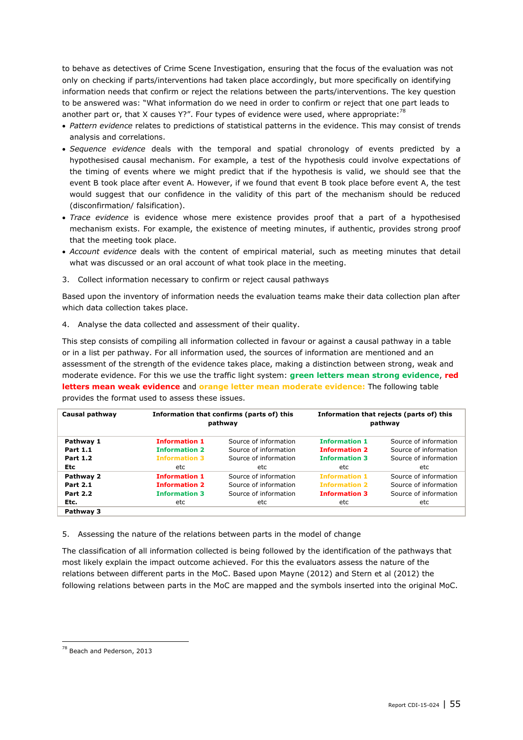to behave as detectives of Crime Scene Investigation, ensuring that the focus of the evaluation was not only on checking if parts/interventions had taken place accordingly, but more specifically on identifying information needs that confirm or reject the relations between the parts/interventions. The key question to be answered was: "What information do we need in order to confirm or reject that one part leads to another part or, that X causes Y?". Four types of evidence were used, where appropriate:[78]

- *Pattern evidence* relates to predictions of statistical patterns in the evidence. This may consist of trends analysis and correlations.
- *Sequence evidence* deals with the temporal and spatial chronology of events predicted by a hypothesised causal mechanism. For example, a test of the hypothesis could involve expectations of the timing of events where we might predict that if the hypothesis is valid, we should see that the event B took place after event A. However, if we found that event B took place before event A, the test would suggest that our confidence in the validity of this part of the mechanism should be reduced (disconfirmation/ falsification).
- *Trace evidence* is evidence whose mere existence provides proof that a part of a hypothesised mechanism exists. For example, the existence of meeting minutes, if authentic, provides strong proof that the meeting took place.
- *Account evidence* deals with the content of empirical material, such as meeting minutes that detail what was discussed or an oral account of what took place in the meeting.

3. Collect information necessary to confirm or reject causal pathways

Based upon the inventory of information needs the evaluation teams make their data collection plan after which data collection takes place.

4. Analyse the data collected and assessment of their quality.

This step consists of compiling all information collected in favour or against a causal pathway in a table or in a list per pathway. For all information used, the sources of information are mentioned and an assessment of the strength of the evidence takes place, making a distinction between strong, weak and moderate evidence. For this we use the traffic light system: **green letters mean strong evidence**, **red letters mean weak evidence** and **orange letter mean moderate evidence:** The following table provides the format used to assess these issues.

| Causal pathway | Information that confirms (parts of) this pathway | | Information that rejects (parts of) this pathway | |
|---|---|---|---|---|
| **Pathway 1** | **Information 1** | Source of information | **Information 1** | Source of information |
| **Part 1.1** | **Information 2** | Source of information | **Information 2** | Source of information |
| **Part 1.2** | **Information 3** | Source of information | **Information 3** | Source of information |
| **Etc** | etc | etc | etc | etc |
| **Pathway 2** | **Information 1** | Source of information | **Information 1** | Source of information |
| **Part 2.1** | **Information 2** | Source of information | **Information 2** | Source of information |
| **Part 2.2** | **Information 3** | Source of information | **Information 3** | Source of information |
| **Etc.** | etc | etc | etc | etc |
| **Pathway 3** | | | | |

5. Assessing the nature of the relations between parts in the model of change

The classification of all information collected is being followed by the identification of the pathways that most likely explain the impact outcome achieved. For this the evaluators assess the nature of the relations between different parts in the MoC. Based upon Mayne (2012) and Stern et al (2012) the following relations between parts in the MoC are mapped and the symbols inserted into the original MoC.

[78] Beach and Pederson, 2013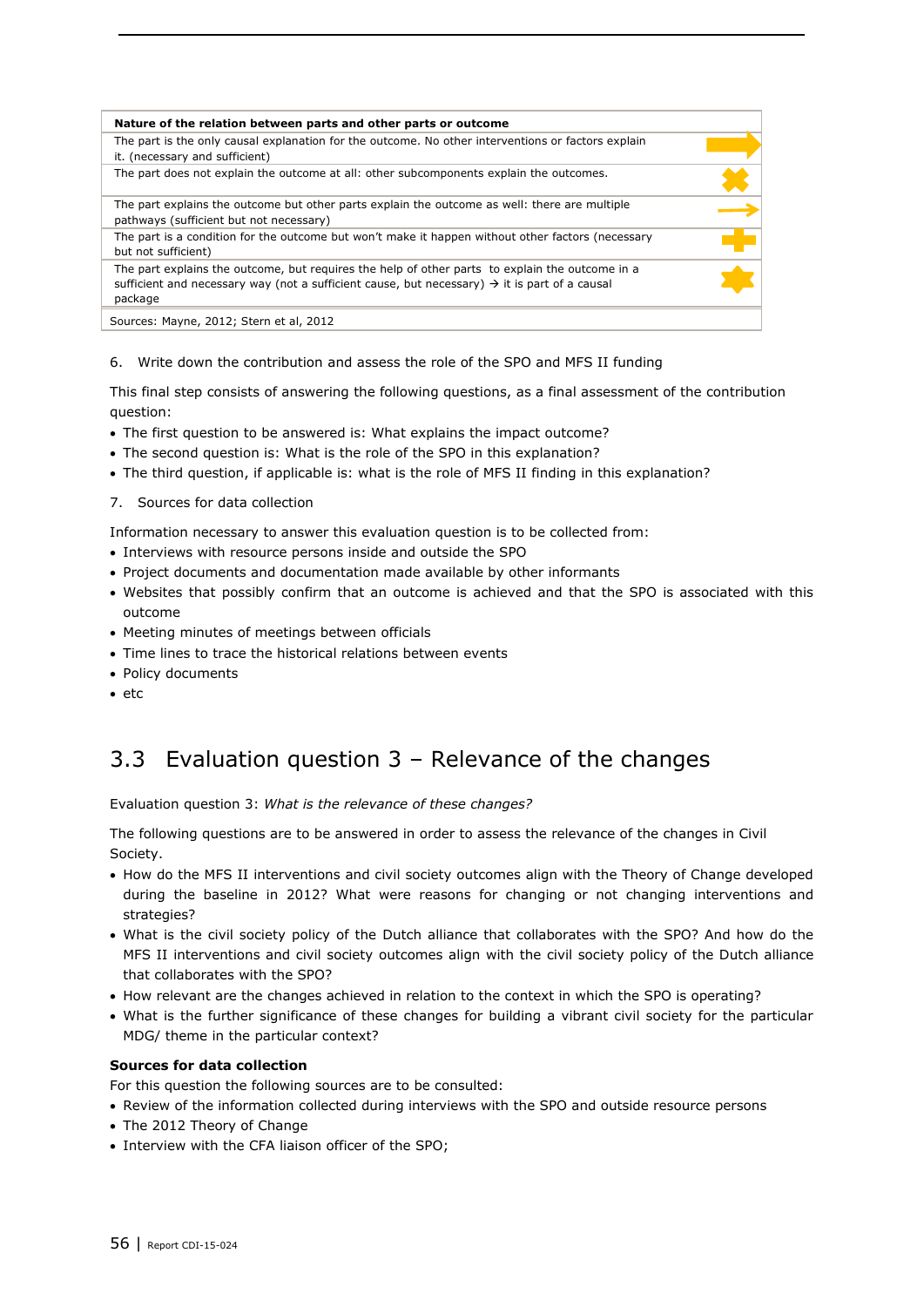| Nature of the relation between parts and other parts or outcome | |
|---|---|
| The part is the only causal explanation for the outcome. No other interventions or factors explain it. (necessary and sufficient) | ➡ |
| The part does not explain the outcome at all: other subcomponents explain the outcomes. | ✖ |
| The part explains the outcome but other parts explain the outcome as well: there are multiple pathways (sufficient but not necessary) | → |
| The part is a condition for the outcome but won't make it happen without other factors (necessary but not sufficient) | ✚ |
| The part explains the outcome, but requires the help of other parts to explain the outcome in a sufficient and necessary way (not a sufficient cause, but necessary) → it is part of a causal package | ✸ |
| Sources: Mayne, 2012; Stern et al, 2012 | |

6. Write down the contribution and assess the role of the SPO and MFS II funding

This final step consists of answering the following questions, as a final assessment of the contribution question:

- The first question to be answered is: What explains the impact outcome?
- The second question is: What is the role of the SPO in this explanation?
- The third question, if applicable is: what is the role of MFS II finding in this explanation?

7. Sources for data collection

Information necessary to answer this evaluation question is to be collected from:

- Interviews with resource persons inside and outside the SPO
- Project documents and documentation made available by other informants
- Websites that possibly confirm that an outcome is achieved and that the SPO is associated with this outcome
- Meeting minutes of meetings between officials
- Time lines to trace the historical relations between events
- Policy documents
- etc

## 3.3 Evaluation question 3 – Relevance of the changes

Evaluation question 3: *What is the relevance of these changes?*

The following questions are to be answered in order to assess the relevance of the changes in Civil Society.

- How do the MFS II interventions and civil society outcomes align with the Theory of Change developed during the baseline in 2012? What were reasons for changing or not changing interventions and strategies?
- What is the civil society policy of the Dutch alliance that collaborates with the SPO? And how do the MFS II interventions and civil society outcomes align with the civil society policy of the Dutch alliance that collaborates with the SPO?
- How relevant are the changes achieved in relation to the context in which the SPO is operating?
- What is the further significance of these changes for building a vibrant civil society for the particular MDG/ theme in the particular context?

**Sources for data collection**

For this question the following sources are to be consulted:

- Review of the information collected during interviews with the SPO and outside resource persons
- The 2012 Theory of Change
- Interview with the CFA liaison officer of the SPO;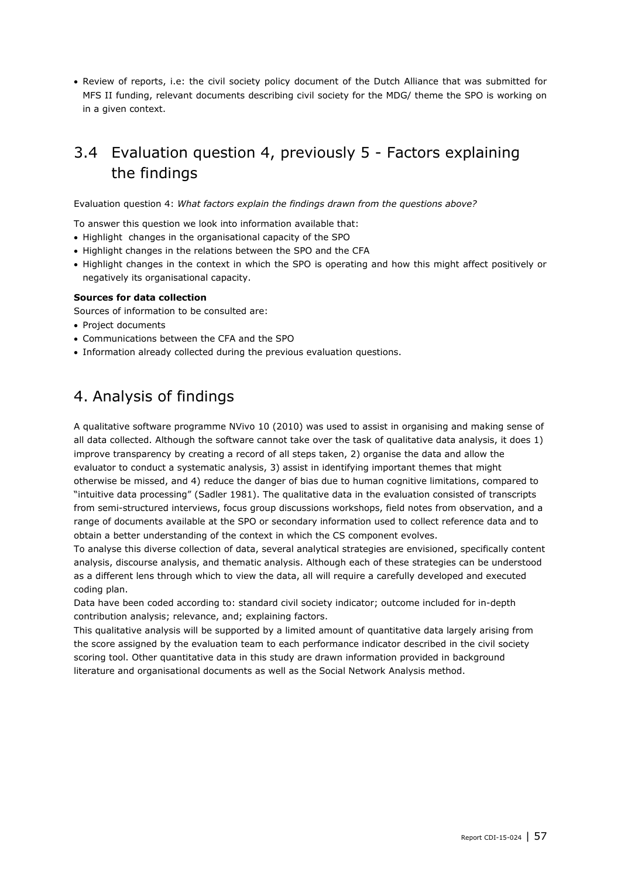- Review of reports, i.e: the civil society policy document of the Dutch Alliance that was submitted for MFS II funding, relevant documents describing civil society for the MDG/ theme the SPO is working on in a given context.

## 3.4 Evaluation question 4, previously 5 - Factors explaining the findings

Evaluation question 4: *What factors explain the findings drawn from the questions above?*

To answer this question we look into information available that:

- Highlight changes in the organisational capacity of the SPO
- Highlight changes in the relations between the SPO and the CFA
- Highlight changes in the context in which the SPO is operating and how this might affect positively or negatively its organisational capacity.

**Sources for data collection**

Sources of information to be consulted are:

- Project documents
- Communications between the CFA and the SPO
- Information already collected during the previous evaluation questions.

# 4. Analysis of findings

A qualitative software programme NVivo 10 (2010) was used to assist in organising and making sense of all data collected. Although the software cannot take over the task of qualitative data analysis, it does 1) improve transparency by creating a record of all steps taken, 2) organise the data and allow the evaluator to conduct a systematic analysis, 3) assist in identifying important themes that might otherwise be missed, and 4) reduce the danger of bias due to human cognitive limitations, compared to "intuitive data processing" (Sadler 1981). The qualitative data in the evaluation consisted of transcripts from semi-structured interviews, focus group discussions workshops, field notes from observation, and a range of documents available at the SPO or secondary information used to collect reference data and to obtain a better understanding of the context in which the CS component evolves.

To analyse this diverse collection of data, several analytical strategies are envisioned, specifically content analysis, discourse analysis, and thematic analysis. Although each of these strategies can be understood as a different lens through which to view the data, all will require a carefully developed and executed coding plan.

Data have been coded according to: standard civil society indicator; outcome included for in-depth contribution analysis; relevance, and; explaining factors.

This qualitative analysis will be supported by a limited amount of quantitative data largely arising from the score assigned by the evaluation team to each performance indicator described in the civil society scoring tool. Other quantitative data in this study are drawn information provided in background literature and organisational documents as well as the Social Network Analysis method.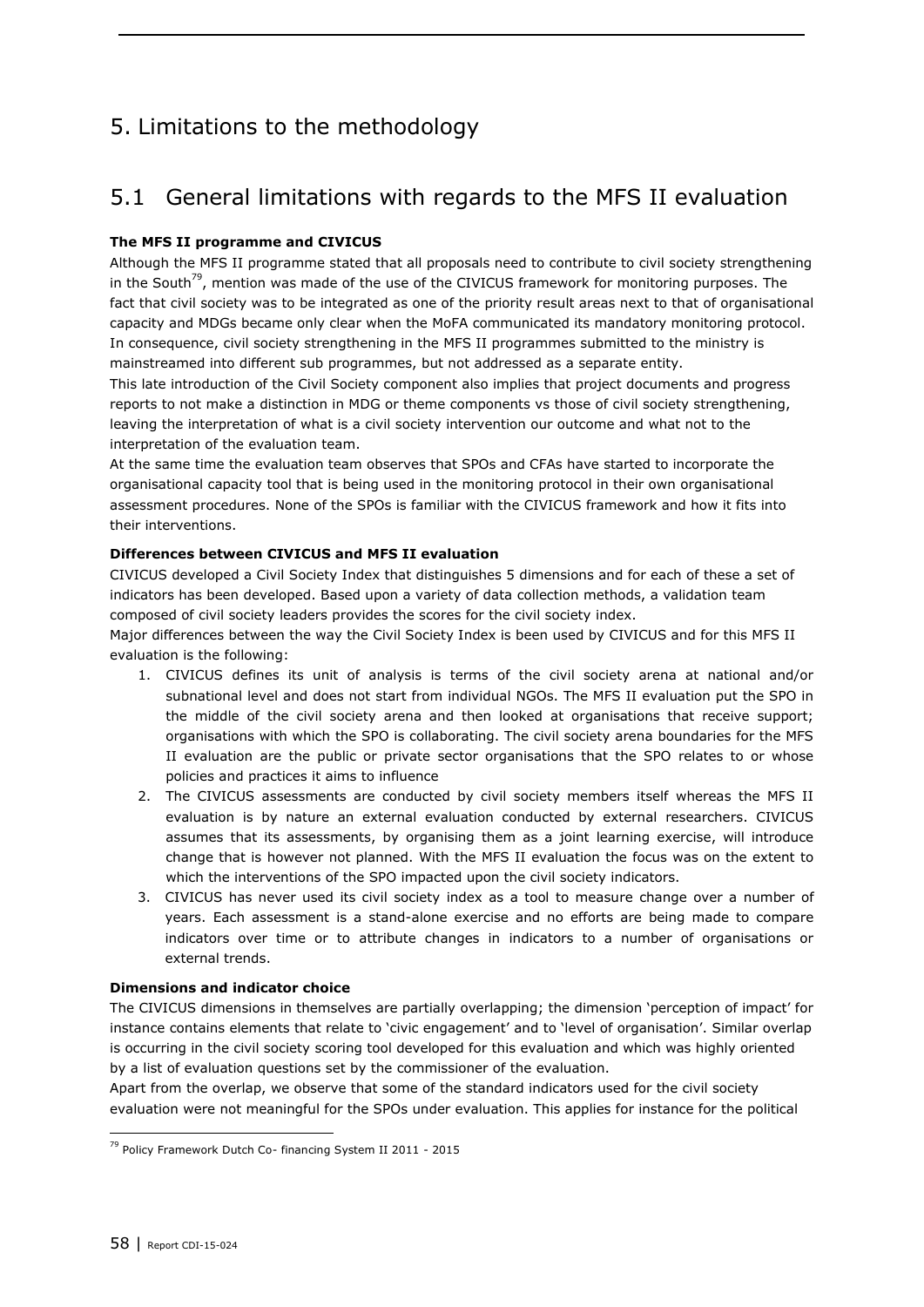# 5. Limitations to the methodology

## 5.1 General limitations with regards to the MFS II evaluation

**The MFS II programme and CIVICUS**

Although the MFS II programme stated that all proposals need to contribute to civil society strengthening in the South[79], mention was made of the use of the CIVICUS framework for monitoring purposes. The fact that civil society was to be integrated as one of the priority result areas next to that of organisational capacity and MDGs became only clear when the MoFA communicated its mandatory monitoring protocol. In consequence, civil society strengthening in the MFS II programmes submitted to the ministry is mainstreamed into different sub programmes, but not addressed as a separate entity.

This late introduction of the Civil Society component also implies that project documents and progress reports to not make a distinction in MDG or theme components vs those of civil society strengthening, leaving the interpretation of what is a civil society intervention our outcome and what not to the interpretation of the evaluation team.

At the same time the evaluation team observes that SPOs and CFAs have started to incorporate the organisational capacity tool that is being used in the monitoring protocol in their own organisational assessment procedures. None of the SPOs is familiar with the CIVICUS framework and how it fits into their interventions.

**Differences between CIVICUS and MFS II evaluation**

CIVICUS developed a Civil Society Index that distinguishes 5 dimensions and for each of these a set of indicators has been developed. Based upon a variety of data collection methods, a validation team composed of civil society leaders provides the scores for the civil society index.

Major differences between the way the Civil Society Index is been used by CIVICUS and for this MFS II evaluation is the following:

1. CIVICUS defines its unit of analysis is terms of the civil society arena at national and/or subnational level and does not start from individual NGOs. The MFS II evaluation put the SPO in the middle of the civil society arena and then looked at organisations that receive support; organisations with which the SPO is collaborating. The civil society arena boundaries for the MFS II evaluation are the public or private sector organisations that the SPO relates to or whose policies and practices it aims to influence
2. The CIVICUS assessments are conducted by civil society members itself whereas the MFS II evaluation is by nature an external evaluation conducted by external researchers. CIVICUS assumes that its assessments, by organising them as a joint learning exercise, will introduce change that is however not planned. With the MFS II evaluation the focus was on the extent to which the interventions of the SPO impacted upon the civil society indicators.
3. CIVICUS has never used its civil society index as a tool to measure change over a number of years. Each assessment is a stand-alone exercise and no efforts are being made to compare indicators over time or to attribute changes in indicators to a number of organisations or external trends.

**Dimensions and indicator choice**

The CIVICUS dimensions in themselves are partially overlapping; the dimension 'perception of impact' for instance contains elements that relate to 'civic engagement' and to 'level of organisation'. Similar overlap is occurring in the civil society scoring tool developed for this evaluation and which was highly oriented by a list of evaluation questions set by the commissioner of the evaluation.

Apart from the overlap, we observe that some of the standard indicators used for the civil society evaluation were not meaningful for the SPOs under evaluation. This applies for instance for the political

[79] Policy Framework Dutch Co- financing System II 2011 - 2015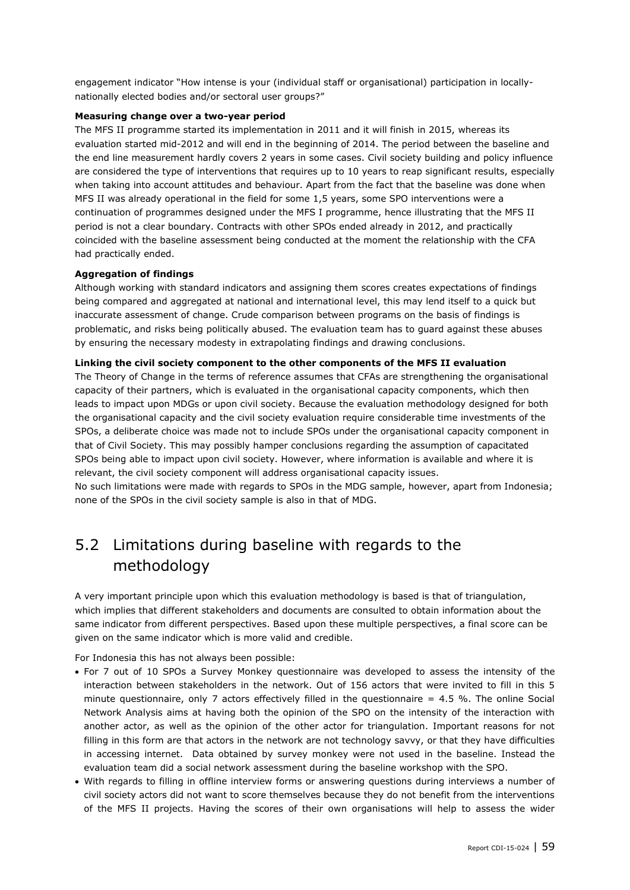engagement indicator "How intense is your (individual staff or organisational) participation in locally-nationally elected bodies and/or sectoral user groups?"

**Measuring change over a two-year period**

The MFS II programme started its implementation in 2011 and it will finish in 2015, whereas its evaluation started mid-2012 and will end in the beginning of 2014. The period between the baseline and the end line measurement hardly covers 2 years in some cases. Civil society building and policy influence are considered the type of interventions that requires up to 10 years to reap significant results, especially when taking into account attitudes and behaviour. Apart from the fact that the baseline was done when MFS II was already operational in the field for some 1,5 years, some SPO interventions were a continuation of programmes designed under the MFS I programme, hence illustrating that the MFS II period is not a clear boundary. Contracts with other SPOs ended already in 2012, and practically coincided with the baseline assessment being conducted at the moment the relationship with the CFA had practically ended.

**Aggregation of findings**

Although working with standard indicators and assigning them scores creates expectations of findings being compared and aggregated at national and international level, this may lend itself to a quick but inaccurate assessment of change. Crude comparison between programs on the basis of findings is problematic, and risks being politically abused. The evaluation team has to guard against these abuses by ensuring the necessary modesty in extrapolating findings and drawing conclusions.

**Linking the civil society component to the other components of the MFS II evaluation**

The Theory of Change in the terms of reference assumes that CFAs are strengthening the organisational capacity of their partners, which is evaluated in the organisational capacity components, which then leads to impact upon MDGs or upon civil society. Because the evaluation methodology designed for both the organisational capacity and the civil society evaluation require considerable time investments of the SPOs, a deliberate choice was made not to include SPOs under the organisational capacity component in that of Civil Society. This may possibly hamper conclusions regarding the assumption of capacitated SPOs being able to impact upon civil society. However, where information is available and where it is relevant, the civil society component will address organisational capacity issues.

No such limitations were made with regards to SPOs in the MDG sample, however, apart from Indonesia; none of the SPOs in the civil society sample is also in that of MDG.

## 5.2 Limitations during baseline with regards to the methodology

A very important principle upon which this evaluation methodology is based is that of triangulation, which implies that different stakeholders and documents are consulted to obtain information about the same indicator from different perspectives. Based upon these multiple perspectives, a final score can be given on the same indicator which is more valid and credible.

For Indonesia this has not always been possible:

- For 7 out of 10 SPOs a Survey Monkey questionnaire was developed to assess the intensity of the interaction between stakeholders in the network. Out of 156 actors that were invited to fill in this 5 minute questionnaire, only 7 actors effectively filled in the questionnaire = 4.5 %. The online Social Network Analysis aims at having both the opinion of the SPO on the intensity of the interaction with another actor, as well as the opinion of the other actor for triangulation. Important reasons for not filling in this form are that actors in the network are not technology savvy, or that they have difficulties in accessing internet. Data obtained by survey monkey were not used in the baseline. Instead the evaluation team did a social network assessment during the baseline workshop with the SPO.
- With regards to filling in offline interview forms or answering questions during interviews a number of civil society actors did not want to score themselves because they do not benefit from the interventions of the MFS II projects. Having the scores of their own organisations will help to assess the wider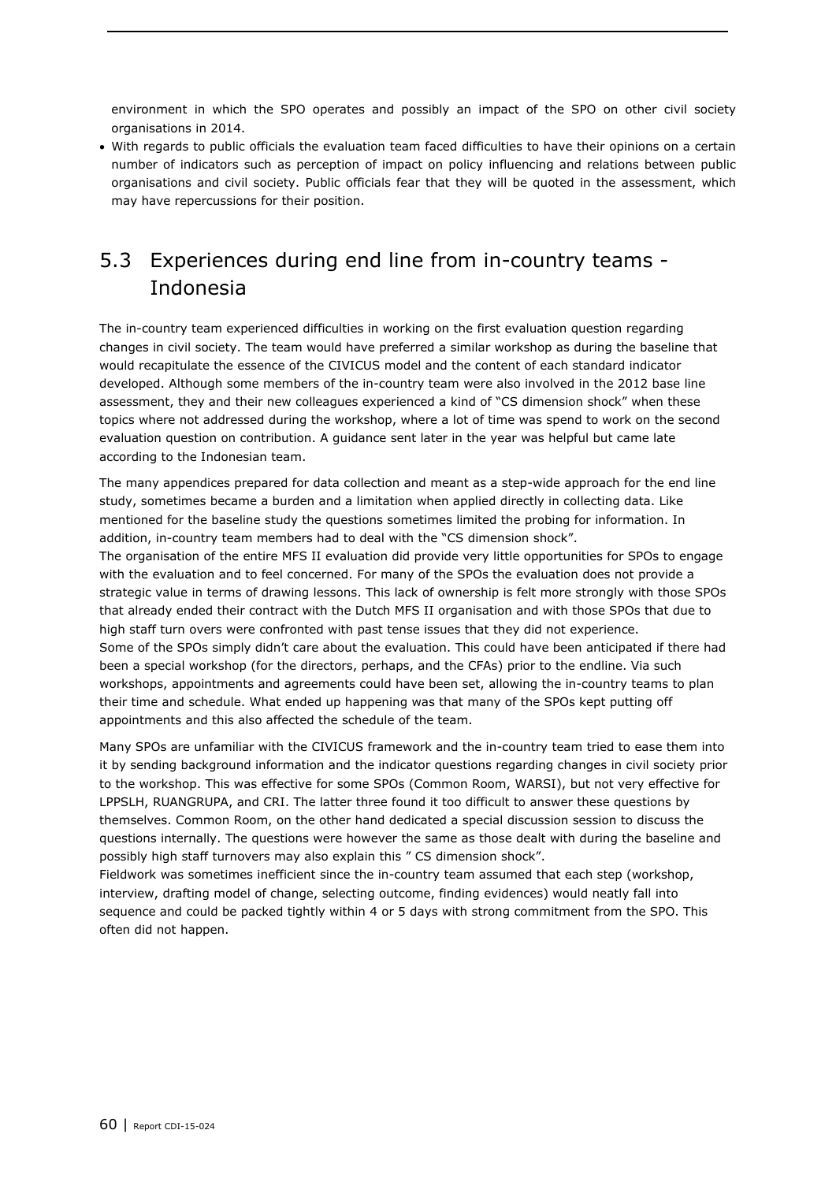environment in which the SPO operates and possibly an impact of the SPO on other civil society organisations in 2014.

- With regards to public officials the evaluation team faced difficulties to have their opinions on a certain number of indicators such as perception of impact on policy influencing and relations between public organisations and civil society. Public officials fear that they will be quoted in the assessment, which may have repercussions for their position.

## 5.3 Experiences during end line from in-country teams - Indonesia

The in-country team experienced difficulties in working on the first evaluation question regarding changes in civil society. The team would have preferred a similar workshop as during the baseline that would recapitulate the essence of the CIVICUS model and the content of each standard indicator developed. Although some members of the in-country team were also involved in the 2012 base line assessment, they and their new colleagues experienced a kind of "CS dimension shock" when these topics where not addressed during the workshop, where a lot of time was spend to work on the second evaluation question on contribution. A guidance sent later in the year was helpful but came late according to the Indonesian team.

The many appendices prepared for data collection and meant as a step-wide approach for the end line study, sometimes became a burden and a limitation when applied directly in collecting data. Like mentioned for the baseline study the questions sometimes limited the probing for information. In addition, in-country team members had to deal with the "CS dimension shock".

The organisation of the entire MFS II evaluation did provide very little opportunities for SPOs to engage with the evaluation and to feel concerned. For many of the SPOs the evaluation does not provide a strategic value in terms of drawing lessons. This lack of ownership is felt more strongly with those SPOs that already ended their contract with the Dutch MFS II organisation and with those SPOs that due to high staff turn overs were confronted with past tense issues that they did not experience.

Some of the SPOs simply didn't care about the evaluation. This could have been anticipated if there had been a special workshop (for the directors, perhaps, and the CFAs) prior to the endline. Via such workshops, appointments and agreements could have been set, allowing the in-country teams to plan their time and schedule. What ended up happening was that many of the SPOs kept putting off appointments and this also affected the schedule of the team.

Many SPOs are unfamiliar with the CIVICUS framework and the in-country team tried to ease them into it by sending background information and the indicator questions regarding changes in civil society prior to the workshop. This was effective for some SPOs (Common Room, WARSI), but not very effective for LPPSLH, RUANGRUPA, and CRI. The latter three found it too difficult to answer these questions by themselves. Common Room, on the other hand dedicated a special discussion session to discuss the questions internally. The questions were however the same as those dealt with during the baseline and possibly high staff turnovers may also explain this " CS dimension shock".

Fieldwork was sometimes inefficient since the in-country team assumed that each step (workshop, interview, drafting model of change, selecting outcome, finding evidences) would neatly fall into sequence and could be packed tightly within 4 or 5 days with strong commitment from the SPO. This often did not happen.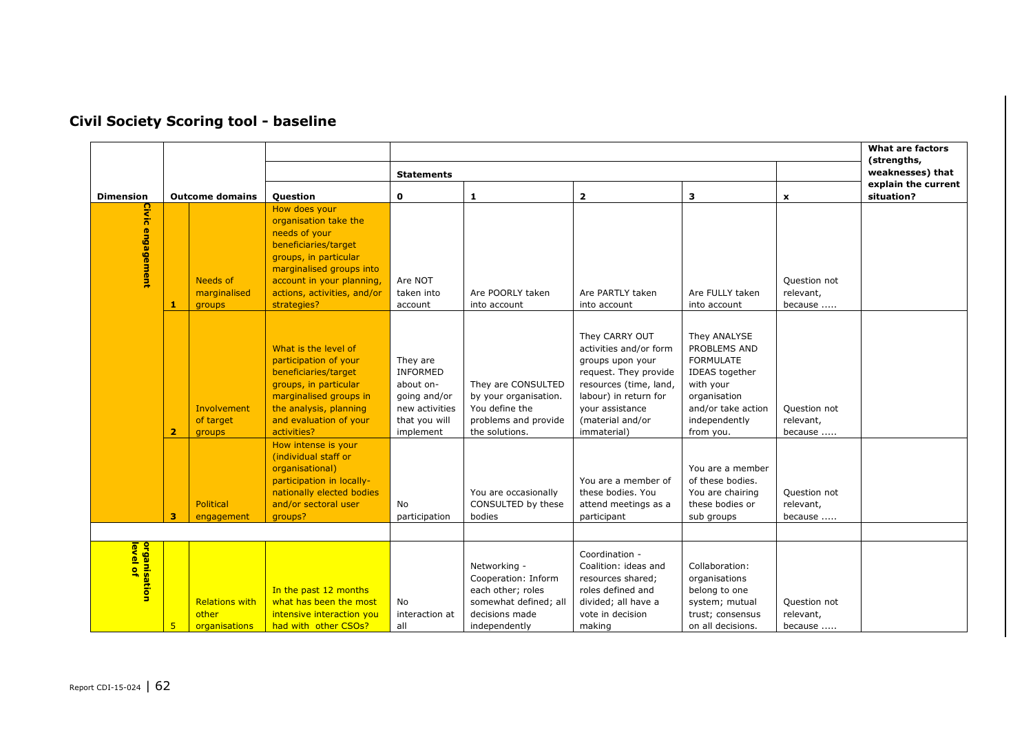## Civil Society Scoring tool - baseline

| Dimension | | Outcome domains | Question | Statements 0 | 1 | 2 | 3 | x | What are factors (strengths, weaknesses) that explain the current situation? |
|---|---|---|---|---|---|---|---|---|---|
| Civic engagement | 1 | Needs of marginalised groups | How does your organisation take the needs of your beneficiaries/target groups, in particular marginalised groups into account in your planning, actions, activities, and/or strategies? | Are NOT taken into account | Are POORLY taken into account | Are PARTLY taken into account | Are FULLY taken into account | Question not relevant, because ..... | |
| | 2 | Involvement of target groups | What is the level of participation of your beneficiaries/target groups, in particular marginalised groups in the analysis, planning and evaluation of your activities? | They are INFORMED about on-going and/or new activities that you will implement | They are CONSULTED by your organisation. You define the problems and provide the solutions. | They CARRY OUT activities and/or form groups upon your request. They provide resources (time, land, labour) in return for your assistance (material and/or immaterial) | They ANALYSE PROBLEMS AND FORMULATE IDEAS together with your organisation and/or take action independently from you. | Question not relevant, because ..... | |
| | 3 | Political engagement | How intense is your (individual staff or organisational) participation in locally-nationally elected bodies and/or sectoral user groups? | No participation | You are occasionally CONSULTED by these bodies | You are a member of these bodies. You attend meetings as a participant | You are a member of these bodies. You are chairing these bodies or sub groups | Question not relevant, because ..... | |
| | | | | | | | | | |
| level of organisation | 5 | Relations with other organisations | In the past 12 months what has been the most intensive interaction you had with other CSOs? | No interaction at all | Networking - Cooperation: Inform each other; roles somewhat defined; all decisions made independently | Coordination - Coalition: ideas and resources shared; roles defined and divided; all have a vote in decision making | Collaboration: organisations belong to one system; mutual trust; consensus on all decisions. | Question not relevant, because ..... | |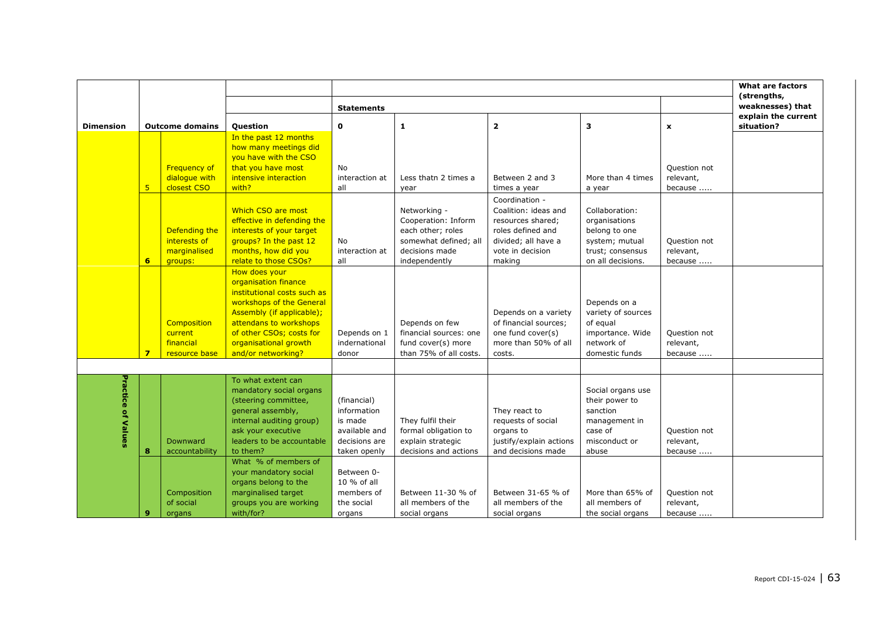| Dimension | Outcome domains | | Question | Statements | | | | | What are factors (strengths, weaknesses) that explain the current situation? |
|---|---|---|---|---|---|---|---|---|---|
| | | | | 0 | 1 | 2 | 3 | x | |
| | 5 | Frequency of dialogue with closest CSO | In the past 12 months how many meetings did you have with the CSO that you have most intensive interaction with? | No interaction at all | Less thatn 2 times a year | Between 2 and 3 times a year | More than 4 times a year | Question not relevant, because ..... | |
| | 6 | Defending the interests of marginalised groups: | Which CSO are most effective in defending the interests of your target groups? In the past 12 months, how did you relate to those CSOs? | No interaction at all | Networking - Cooperation: Inform each other; roles somewhat defined; all decisions made independently | Coordination - Coalition: ideas and resources shared; roles defined and divided; all have a vote in decision making | Collaboration: organisations belong to one system; mutual trust; consensus on all decisions. | Question not relevant, because ..... | |
| | 7 | Composition current financial resource base | How does your organisation finance institutional costs such as workshops of the General Assembly (if applicable); attendans to workshops of other CSOs; costs for organisational growth and/or networking? | Depends on 1 indernational donor | Depends on few financial sources: one fund cover(s) more than 75% of all costs. | Depends on a variety of financial sources; one fund cover(s) more than 50% of all costs. | Depends on a variety of sources of equal importance. Wide network of domestic funds | Question not relevant, because ..... | |
| | | | | | | | | | |
| Practice of Values | 8 | Downward accountability | To what extent can mandatory social organs (steering committee, general assembly, internal auditing group) ask your executive leaders to be accountable to them? | (financial) information is made available and decisions are taken openly | They fulfil their formal obligation to explain strategic decisions and actions | They react to requests of social organs to justify/explain actions and decisions made | Social organs use their power to sanction management in case of misconduct or abuse | Question not relevant, because ..... | |
| | 9 | Composition of social organs | What % of members of your mandatory social organs belong to the marginalised target groups you are working with/for? | Between 0-10 % of all members of the social organs | Between 11-30 % of all members of the social organs | Between 31-65 % of all members of the social organs | More than 65% of all members of the social organs | Question not relevant, because ..... | |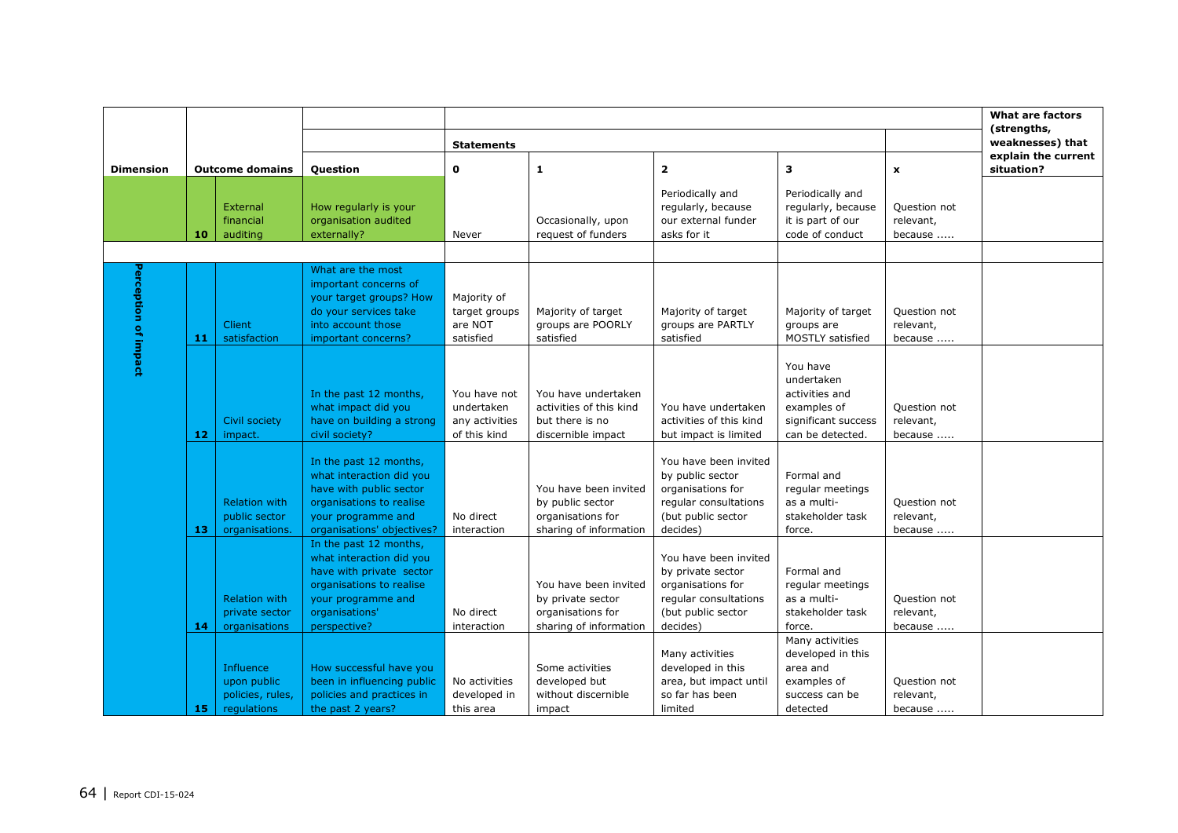| Dimension | Outcome domains | | Question | Statements | | | | | What are factors (strengths, weaknesses) that explain the current situation? |
|---|---|---|---|---|---|---|---|---|---|
| | | | | 0 | 1 | 2 | 3 | x | |
| | 10 | External financial auditing | How regularly is your organisation audited externally? | Never | Occasionally, upon request of funders | Periodically and regularly, because our external funder asks for it | Periodically and regularly, because it is part of our code of conduct | Question not relevant, because ….. | |
| Perception of impact | 11 | Client satisfaction | What are the most important concerns of your target groups? How do your services take into account those important concerns? | Majority of target groups are NOT satisfied | Majority of target groups are POORLY satisfied | Majority of target groups are PARTLY satisfied | Majority of target groups are MOSTLY satisfied | Question not relevant, because ….. | |
| | 12 | Civil society impact. | In the past 12 months, what impact did you have on building a strong civil society? | You have not undertaken any activities of this kind | You have undertaken activities of this kind but there is no discernible impact | You have undertaken activities of this kind but impact is limited | You have undertaken activities and examples of significant success can be detected. | Question not relevant, because ….. | |
| | 13 | Relation with public sector organisations. | In the past 12 months, what interaction did you have with public sector organisations to realise your programme and organisations' objectives? | No direct interaction | You have been invited by public sector organisations for sharing of information | You have been invited by public sector organisations for regular consultations (but public sector decides) | Formal and regular meetings as a multi-stakeholder task force. | Question not relevant, because ….. | |
| | 14 | Relation with private sector organisations | In the past 12 months, what interaction did you have with private sector organisations to realise your programme and organisations' perspective? | No direct interaction | You have been invited by private sector organisations for sharing of information | You have been invited by private sector organisations for regular consultations (but public sector decides) | Formal and regular meetings as a multi-stakeholder task force. | Question not relevant, because ….. | |
| | 15 | Influence upon public policies, rules, regulations | How successful have you been in influencing public policies and practices in the past 2 years? | No activities developed in this area | Some activities developed but without discernible impact | Many activities developed in this area, but impact until so far has been limited | Many activities developed in this area and examples of success can be detected | Question not relevant, because ….. | |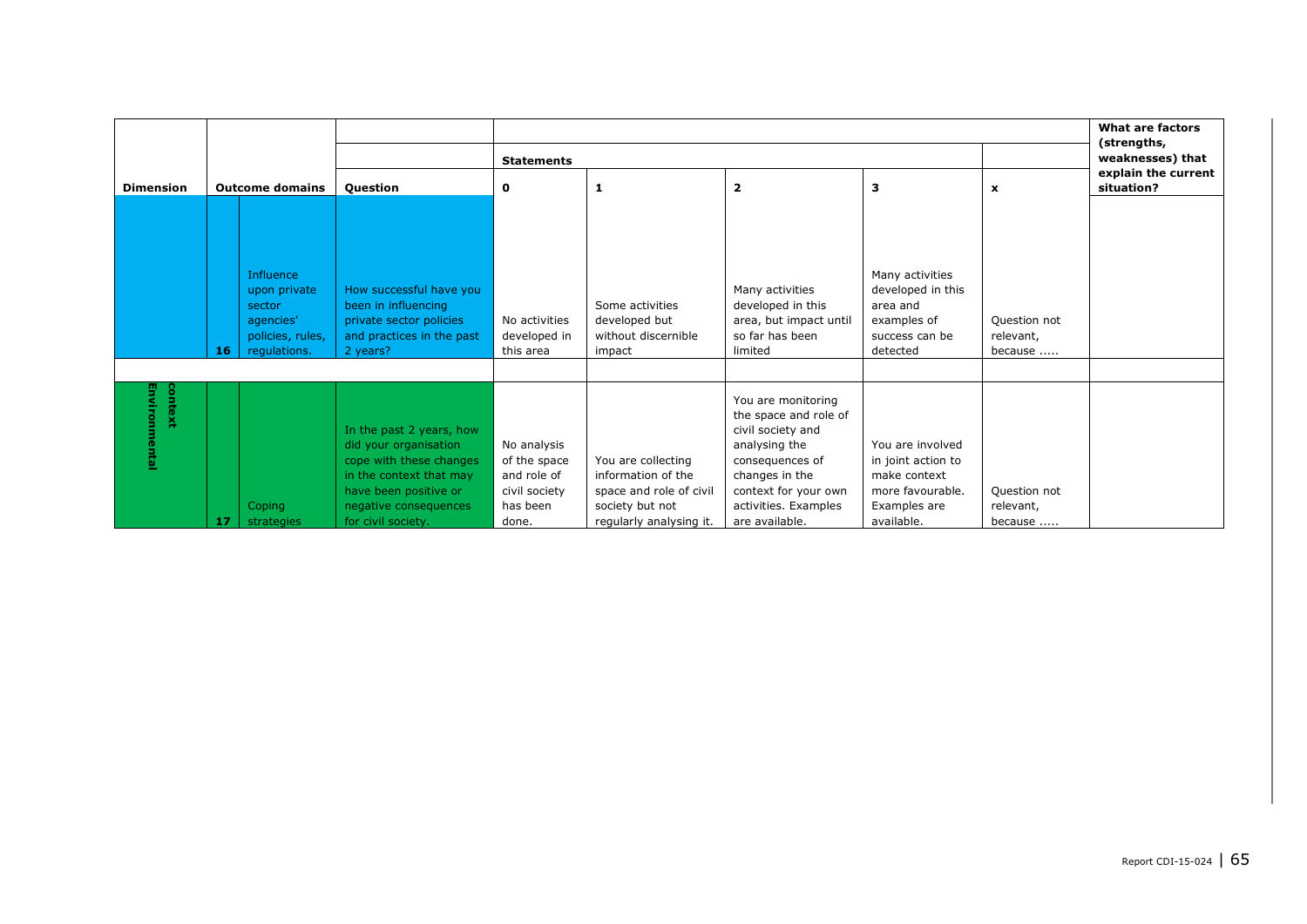| Dimension | Outcome domains | | Question | Statements | | | | | What are factors (strengths, weaknesses) that explain the current situation? |
|---|---|---|---|---|---|---|---|---|---|
| | | | | 0 | 1 | 2 | 3 | x | |
| | 16 | Influence upon private sector agencies' policies, rules, regulations. | How successful have you been in influencing private sector policies and practices in the past 2 years? | No activities developed in this area | Some activities developed but without discernible impact | Many activities developed in this area, but impact until so far has been limited | Many activities developed in this area and examples of success can be detected | Question not relevant, because ..... | |
| | | | | | | | | | |
| Environmental context | 17 | Coping strategies | In the past 2 years, how did your organisation cope with these changes in the context that may have been positive or negative consequences for civil society. | No analysis of the space and role of civil society has been done. | You are collecting information of the space and role of civil society but not regularly analysing it. | You are monitoring the space and role of civil society and analysing the consequences of changes in the context for your own activities. Examples are available. | You are involved in joint action to make context more favourable. Examples are available. | Question not relevant, because ..... | |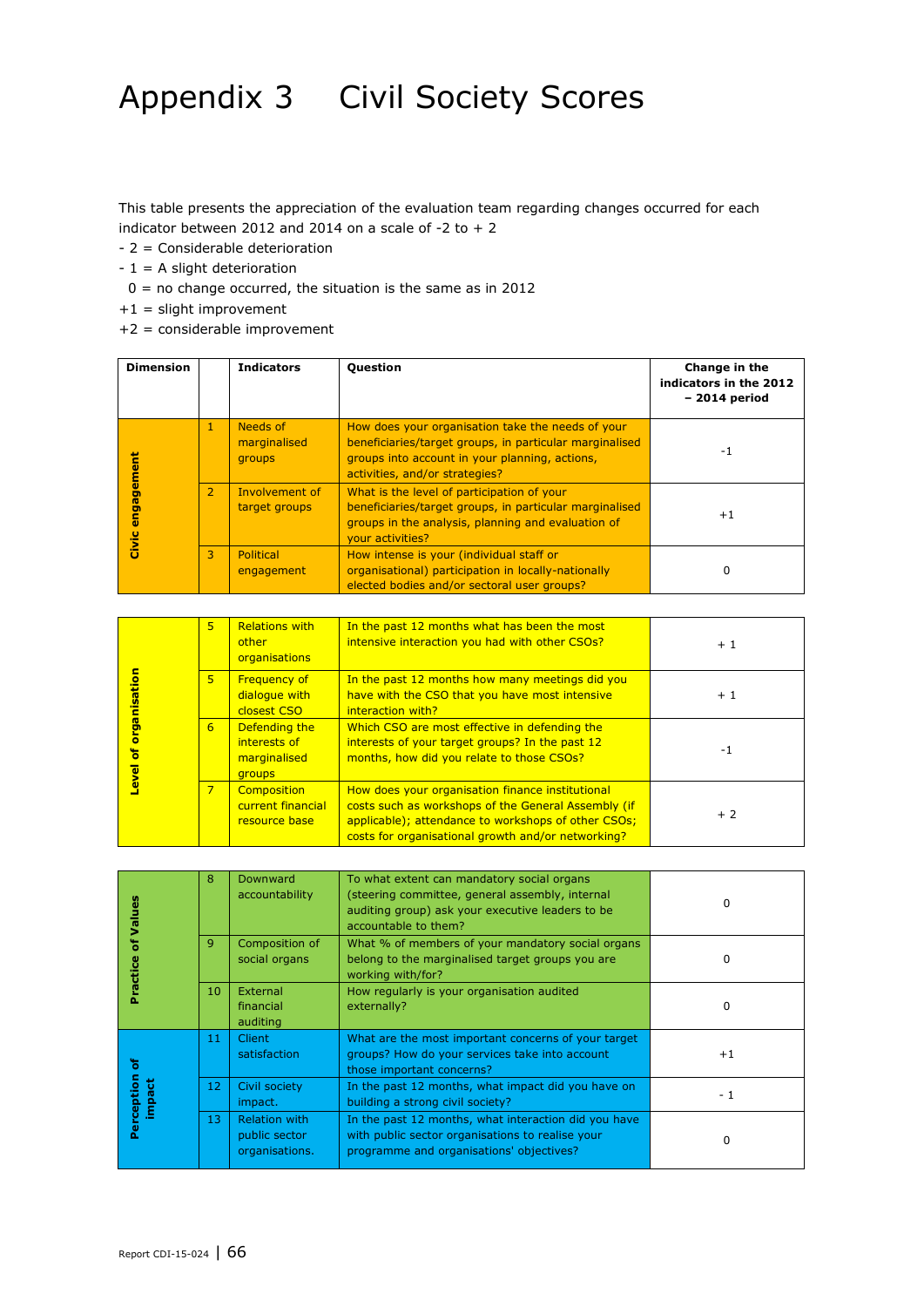# Appendix 3 Civil Society Scores

This table presents the appreciation of the evaluation team regarding changes occurred for each indicator between 2012 and 2014 on a scale of -2 to + 2

- 2 = Considerable deterioration
- 1 = A slight deterioration
0 = no change occurred, the situation is the same as in 2012
+1 = slight improvement
+2 = considerable improvement

| Dimension | | Indicators | Question | Change in the indicators in the 2012 – 2014 period |
|---|---|---|---|---|
| Civic engagement | 1 | Needs of marginalised groups | How does your organisation take the needs of your beneficiaries/target groups, in particular marginalised groups into account in your planning, actions, activities, and/or strategies? | -1 |
| | 2 | Involvement of target groups | What is the level of participation of your beneficiaries/target groups, in particular marginalised groups in the analysis, planning and evaluation of your activities? | +1 |
| | 3 | Political engagement | How intense is your (individual staff or organisational) participation in locally-nationally elected bodies and/or sectoral user groups? | 0 |
| Level of organisation | 5 | Relations with other organisations | In the past 12 months what has been the most intensive interaction you had with other CSOs? | + 1 |
| | 5 | Frequency of dialogue with closest CSO | In the past 12 months how many meetings did you have with the CSO that you have most intensive interaction with? | + 1 |
| | 6 | Defending the interests of marginalised groups | Which CSO are most effective in defending the interests of your target groups? In the past 12 months, how did you relate to those CSOs? | -1 |
| | 7 | Composition current financial resource base | How does your organisation finance institutional costs such as workshops of the General Assembly (if applicable); attendance to workshops of other CSOs; costs for organisational growth and/or networking? | + 2 |
| Practice of Values | 8 | Downward accountability | To what extent can mandatory social organs (steering committee, general assembly, internal auditing group) ask your executive leaders to be accountable to them? | 0 |
| | 9 | Composition of social organs | What % of members of your mandatory social organs belong to the marginalised target groups you are working with/for? | 0 |
| | 10 | External financial auditing | How regularly is your organisation audited externally? | 0 |
| Perception of impact | 11 | Client satisfaction | What are the most important concerns of your target groups? How do your services take into account those important concerns? | +1 |
| | 12 | Civil society impact. | In the past 12 months, what impact did you have on building a strong civil society? | - 1 |
| | 13 | Relation with public sector organisations. | In the past 12 months, what interaction did you have with public sector organisations to realise your programme and organisations' objectives? | 0 |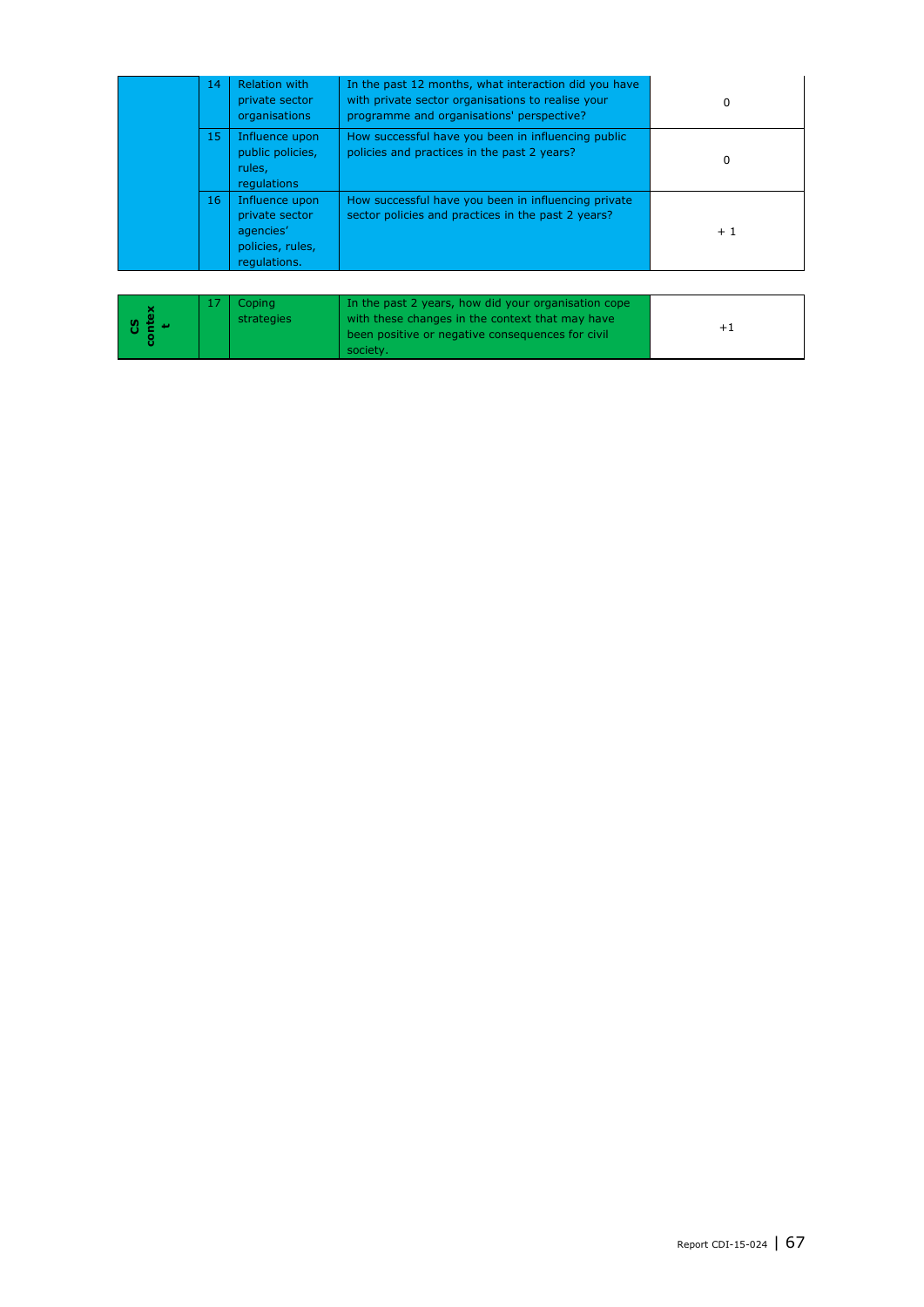| | | | | |
|---|---|---|---|---|
| | 14 | Relation with private sector organisations | In the past 12 months, what interaction did you have with private sector organisations to realise your programme and organisations' perspective? | 0 |
| | 15 | Influence upon public policies, rules, regulations | How successful have you been in influencing public policies and practices in the past 2 years? | 0 |
| | 16 | Influence upon private sector agencies' policies, rules, regulations. | How successful have you been in influencing private sector policies and practices in the past 2 years? | + 1 |

| | | | | |
|---|---|---|---|---|
| CS context | 17 | Coping strategies | In the past 2 years, how did your organisation cope with these changes in the context that may have been positive or negative consequences for civil society. | +1 |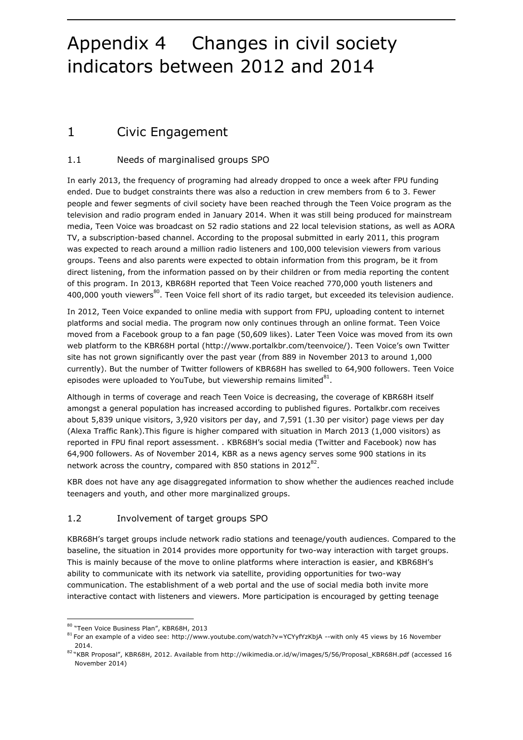# Appendix 4 Changes in civil society indicators between 2012 and 2014

## 1 Civic Engagement

### 1.1 Needs of marginalised groups SPO

In early 2013, the frequency of programing had already dropped to once a week after FPU funding ended. Due to budget constraints there was also a reduction in crew members from 6 to 3. Fewer people and fewer segments of civil society have been reached through the Teen Voice program as the television and radio program ended in January 2014. When it was still being produced for mainstream media, Teen Voice was broadcast on 52 radio stations and 22 local television stations, as well as AORA TV, a subscription-based channel. According to the proposal submitted in early 2011, this program was expected to reach around a million radio listeners and 100,000 television viewers from various groups. Teens and also parents were expected to obtain information from this program, be it from direct listening, from the information passed on by their children or from media reporting the content of this program. In 2013, KBR68H reported that Teen Voice reached 770,000 youth listeners and 400,000 youth viewers[80]. Teen Voice fell short of its radio target, but exceeded its television audience.

In 2012, Teen Voice expanded to online media with support from FPU, uploading content to internet platforms and social media. The program now only continues through an online format. Teen Voice moved from a Facebook group to a fan page (50,609 likes). Later Teen Voice was moved from its own web platform to the KBR68H portal (http://www.portalkbr.com/teenvoice/). Teen Voice's own Twitter site has not grown significantly over the past year (from 889 in November 2013 to around 1,000 currently). But the number of Twitter followers of KBR68H has swelled to 64,900 followers. Teen Voice episodes were uploaded to YouTube, but viewership remains limited[81].

Although in terms of coverage and reach Teen Voice is decreasing, the coverage of KBR68H itself amongst a general population has increased according to published figures. Portalkbr.com receives about 5,839 unique visitors, 3,920 visitors per day, and 7,591 (1.30 per visitor) page views per day (Alexa Traffic Rank).This figure is higher compared with situation in March 2013 (1,000 visitors) as reported in FPU final report assessment. . KBR68H's social media (Twitter and Facebook) now has 64,900 followers. As of November 2014, KBR as a news agency serves some 900 stations in its network across the country, compared with 850 stations in 2012[82].

KBR does not have any age disaggregated information to show whether the audiences reached include teenagers and youth, and other more marginalized groups.

### 1.2 Involvement of target groups SPO

KBR68H's target groups include network radio stations and teenage/youth audiences. Compared to the baseline, the situation in 2014 provides more opportunity for two-way interaction with target groups. This is mainly because of the move to online platforms where interaction is easier, and KBR68H's ability to communicate with its network via satellite, providing opportunities for two-way communication. The establishment of a web portal and the use of social media both invite more interactive contact with listeners and viewers. More participation is encouraged by getting teenage

---

[80] "Teen Voice Business Plan", KBR68H, 2013

[81] For an example of a video see: http://www.youtube.com/watch?v=YCYyfYzKbjA --with only 45 views by 16 November 2014.

[82] "KBR Proposal", KBR68H, 2012. Available from http://wikimedia.or.id/w/images/5/56/Proposal_KBR68H.pdf (accessed 16 November 2014)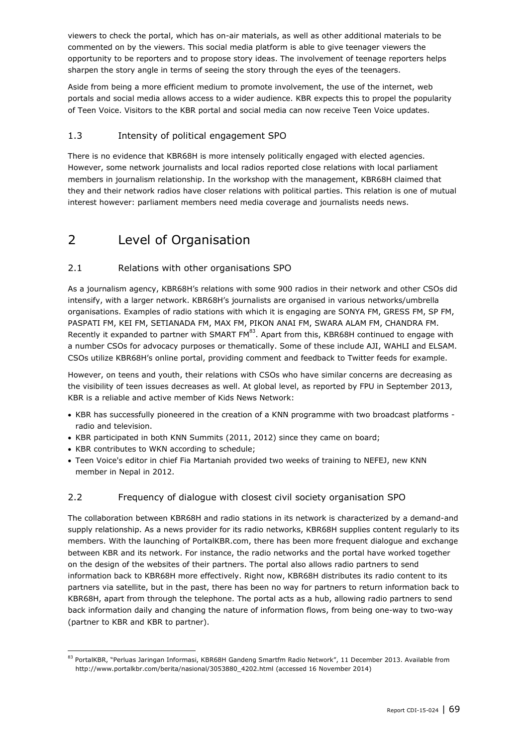viewers to check the portal, which has on-air materials, as well as other additional materials to be commented on by the viewers. This social media platform is able to give teenager viewers the opportunity to be reporters and to propose story ideas. The involvement of teenage reporters helps sharpen the story angle in terms of seeing the story through the eyes of the teenagers.

Aside from being a more efficient medium to promote involvement, the use of the internet, web portals and social media allows access to a wider audience. KBR expects this to propel the popularity of Teen Voice. Visitors to the KBR portal and social media can now receive Teen Voice updates.

### 1.3 Intensity of political engagement SPO

There is no evidence that KBR68H is more intensely politically engaged with elected agencies. However, some network journalists and local radios reported close relations with local parliament members in journalism relationship. In the workshop with the management, KBR68H claimed that they and their network radios have closer relations with political parties. This relation is one of mutual interest however: parliament members need media coverage and journalists needs news.

## 2 Level of Organisation

### 2.1 Relations with other organisations SPO

As a journalism agency, KBR68H's relations with some 900 radios in their network and other CSOs did intensify, with a larger network. KBR68H's journalists are organised in various networks/umbrella organisations. Examples of radio stations with which it is engaging are SONYA FM, GRESS FM, SP FM, PASPATI FM, KEI FM, SETIANADA FM, MAX FM, PIKON ANAI FM, SWARA ALAM FM, CHANDRA FM. Recently it expanded to partner with SMART FM[83]. Apart from this, KBR68H continued to engage with a number CSOs for advocacy purposes or thematically. Some of these include AJI, WAHLI and ELSAM. CSOs utilize KBR68H's online portal, providing comment and feedback to Twitter feeds for example.

However, on teens and youth, their relations with CSOs who have similar concerns are decreasing as the visibility of teen issues decreases as well. At global level, as reported by FPU in September 2013, KBR is a reliable and active member of Kids News Network:

- KBR has successfully pioneered in the creation of a KNN programme with two broadcast platforms - radio and television.
- KBR participated in both KNN Summits (2011, 2012) since they came on board;
- KBR contributes to WKN according to schedule;
- Teen Voice's editor in chief Fia Martaniah provided two weeks of training to NEFEJ, new KNN member in Nepal in 2012.

### 2.2 Frequency of dialogue with closest civil society organisation SPO

The collaboration between KBR68H and radio stations in its network is characterized by a demand-and supply relationship. As a news provider for its radio networks, KBR68H supplies content regularly to its members. With the launching of PortalKBR.com, there has been more frequent dialogue and exchange between KBR and its network. For instance, the radio networks and the portal have worked together on the design of the websites of their partners. The portal also allows radio partners to send information back to KBR68H more effectively. Right now, KBR68H distributes its radio content to its partners via satellite, but in the past, there has been no way for partners to return information back to KBR68H, apart from through the telephone. The portal acts as a hub, allowing radio partners to send back information daily and changing the nature of information flows, from being one-way to two-way (partner to KBR and KBR to partner).

[83] PortalKBR, "Perluas Jaringan Informasi, KBR68H Gandeng Smartfm Radio Network", 11 December 2013. Available from http://www.portalkbr.com/berita/nasional/3053880_4202.html (accessed 16 November 2014)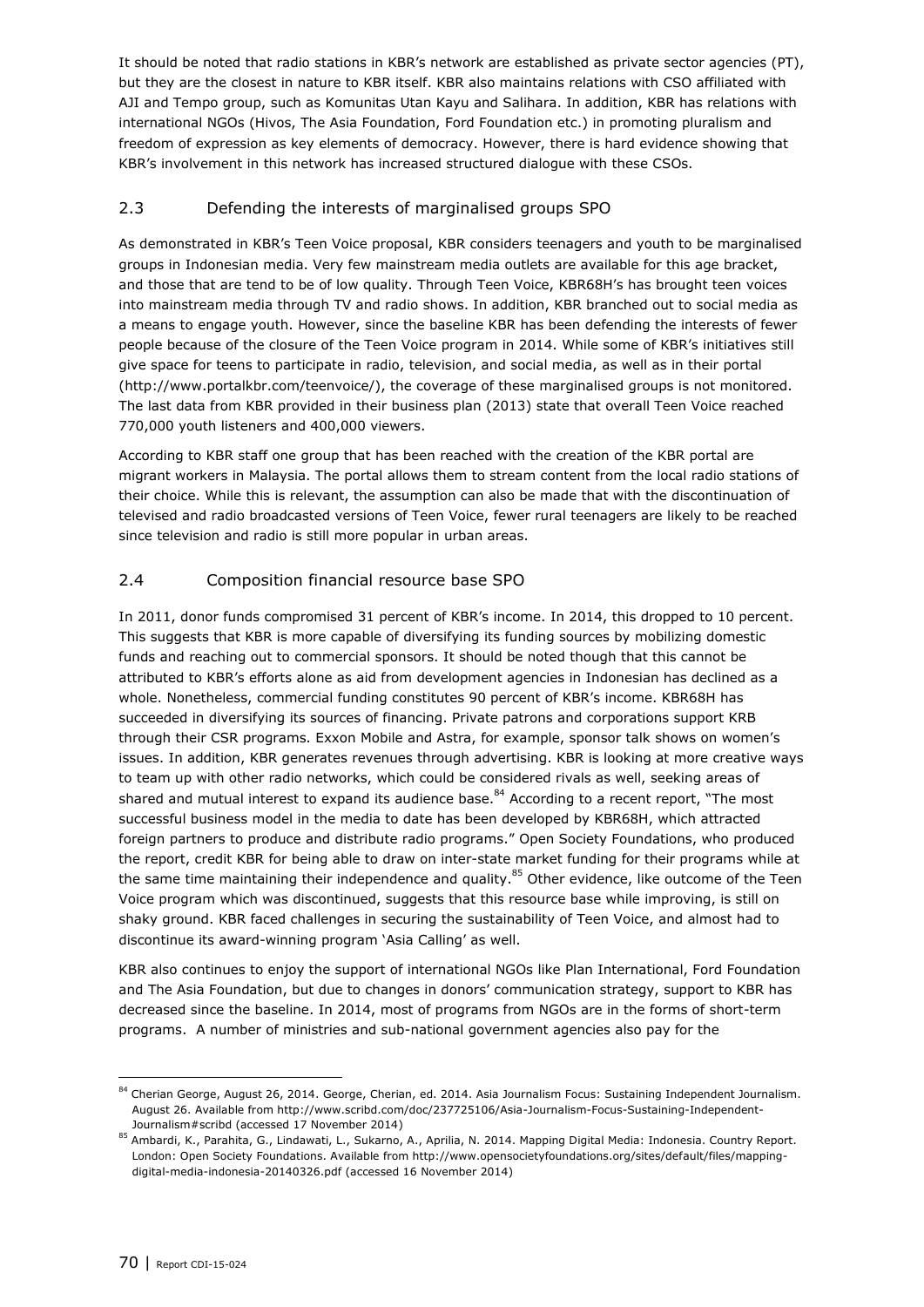It should be noted that radio stations in KBR's network are established as private sector agencies (PT), but they are the closest in nature to KBR itself. KBR also maintains relations with CSO affiliated with AJI and Tempo group, such as Komunitas Utan Kayu and Salihara. In addition, KBR has relations with international NGOs (Hivos, The Asia Foundation, Ford Foundation etc.) in promoting pluralism and freedom of expression as key elements of democracy. However, there is hard evidence showing that KBR's involvement in this network has increased structured dialogue with these CSOs.

## 2.3 Defending the interests of marginalised groups SPO

As demonstrated in KBR's Teen Voice proposal, KBR considers teenagers and youth to be marginalised groups in Indonesian media. Very few mainstream media outlets are available for this age bracket, and those that are tend to be of low quality. Through Teen Voice, KBR68H's has brought teen voices into mainstream media through TV and radio shows. In addition, KBR branched out to social media as a means to engage youth. However, since the baseline KBR has been defending the interests of fewer people because of the closure of the Teen Voice program in 2014. While some of KBR's initiatives still give space for teens to participate in radio, television, and social media, as well as in their portal (http://www.portalkbr.com/teenvoice/), the coverage of these marginalised groups is not monitored. The last data from KBR provided in their business plan (2013) state that overall Teen Voice reached 770,000 youth listeners and 400,000 viewers.

According to KBR staff one group that has been reached with the creation of the KBR portal are migrant workers in Malaysia. The portal allows them to stream content from the local radio stations of their choice. While this is relevant, the assumption can also be made that with the discontinuation of televised and radio broadcasted versions of Teen Voice, fewer rural teenagers are likely to be reached since television and radio is still more popular in urban areas.

## 2.4 Composition financial resource base SPO

In 2011, donor funds compromised 31 percent of KBR's income. In 2014, this dropped to 10 percent. This suggests that KBR is more capable of diversifying its funding sources by mobilizing domestic funds and reaching out to commercial sponsors. It should be noted though that this cannot be attributed to KBR's efforts alone as aid from development agencies in Indonesian has declined as a whole. Nonetheless, commercial funding constitutes 90 percent of KBR's income. KBR68H has succeeded in diversifying its sources of financing. Private patrons and corporations support KRB through their CSR programs. Exxon Mobile and Astra, for example, sponsor talk shows on women's issues. In addition, KBR generates revenues through advertising. KBR is looking at more creative ways to team up with other radio networks, which could be considered rivals as well, seeking areas of shared and mutual interest to expand its audience base.[84] According to a recent report, "The most successful business model in the media to date has been developed by KBR68H, which attracted foreign partners to produce and distribute radio programs." Open Society Foundations, who produced the report, credit KBR for being able to draw on inter-state market funding for their programs while at the same time maintaining their independence and quality.[85] Other evidence, like outcome of the Teen Voice program which was discontinued, suggests that this resource base while improving, is still on shaky ground. KBR faced challenges in securing the sustainability of Teen Voice, and almost had to discontinue its award-winning program 'Asia Calling' as well.

KBR also continues to enjoy the support of international NGOs like Plan International, Ford Foundation and The Asia Foundation, but due to changes in donors' communication strategy, support to KBR has decreased since the baseline. In 2014, most of programs from NGOs are in the forms of short-term programs. A number of ministries and sub-national government agencies also pay for the

---

[84] Cherian George, August 26, 2014. George, Cherian, ed. 2014. Asia Journalism Focus: Sustaining Independent Journalism. August 26. Available from http://www.scribd.com/doc/237725106/Asia-Journalism-Focus-Sustaining-Independent-Journalism#scribd (accessed 17 November 2014)

[85] Ambardi, K., Parahita, G., Lindawati, L., Sukarno, A., Aprilia, N. 2014. Mapping Digital Media: Indonesia. Country Report. London: Open Society Foundations. Available from http://www.opensocietyfoundations.org/sites/default/files/mapping-digital-media-indonesia-20140326.pdf (accessed 16 November 2014)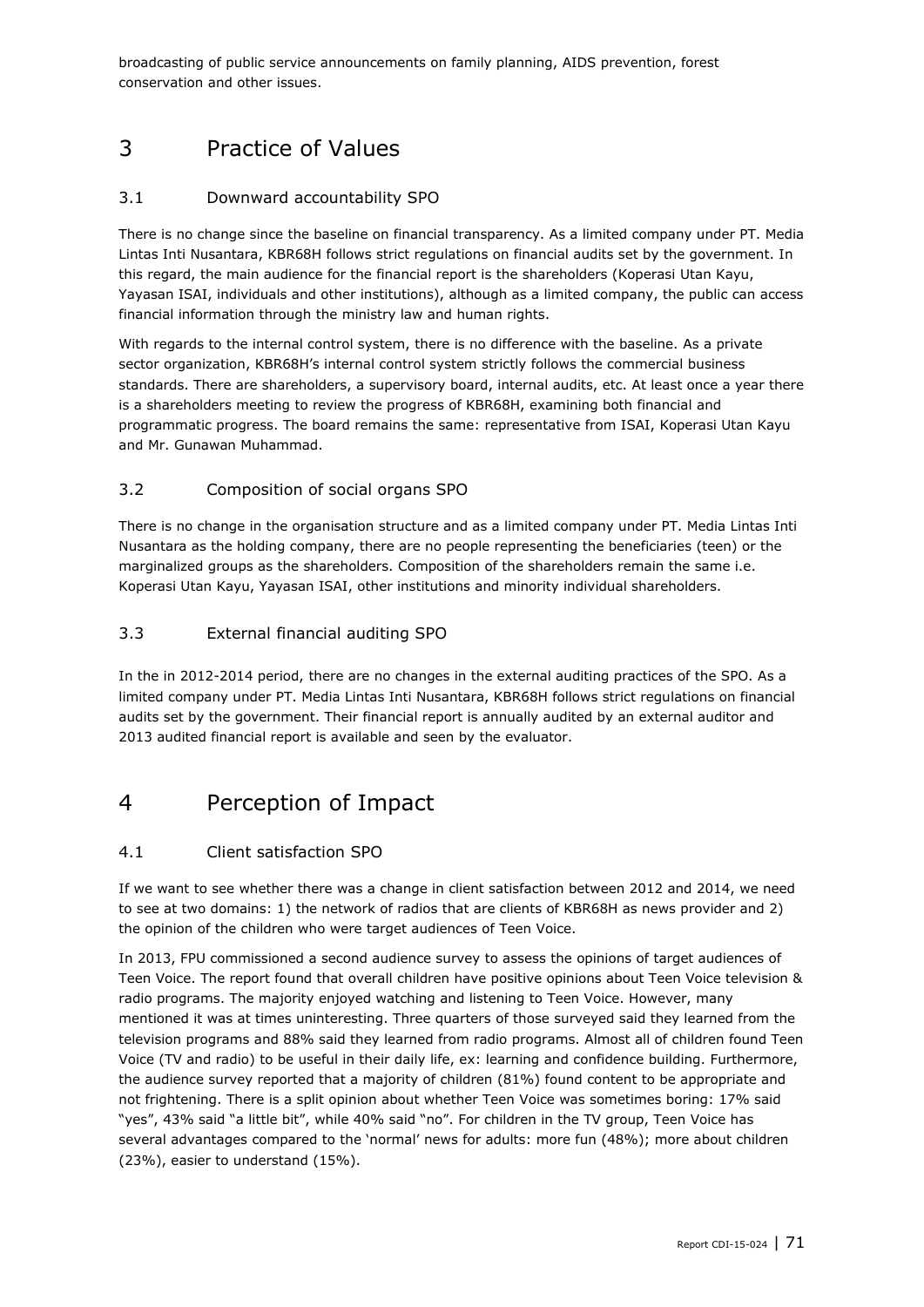broadcasting of public service announcements on family planning, AIDS prevention, forest conservation and other issues.

# 3 Practice of Values

## 3.1 Downward accountability SPO

There is no change since the baseline on financial transparency. As a limited company under PT. Media Lintas Inti Nusantara, KBR68H follows strict regulations on financial audits set by the government. In this regard, the main audience for the financial report is the shareholders (Koperasi Utan Kayu, Yayasan ISAI, individuals and other institutions), although as a limited company, the public can access financial information through the ministry law and human rights.

With regards to the internal control system, there is no difference with the baseline. As a private sector organization, KBR68H's internal control system strictly follows the commercial business standards. There are shareholders, a supervisory board, internal audits, etc. At least once a year there is a shareholders meeting to review the progress of KBR68H, examining both financial and programmatic progress. The board remains the same: representative from ISAI, Koperasi Utan Kayu and Mr. Gunawan Muhammad.

## 3.2 Composition of social organs SPO

There is no change in the organisation structure and as a limited company under PT. Media Lintas Inti Nusantara as the holding company, there are no people representing the beneficiaries (teen) or the marginalized groups as the shareholders. Composition of the shareholders remain the same i.e. Koperasi Utan Kayu, Yayasan ISAI, other institutions and minority individual shareholders.

## 3.3 External financial auditing SPO

In the in 2012-2014 period, there are no changes in the external auditing practices of the SPO. As a limited company under PT. Media Lintas Inti Nusantara, KBR68H follows strict regulations on financial audits set by the government. Their financial report is annually audited by an external auditor and 2013 audited financial report is available and seen by the evaluator.

# 4 Perception of Impact

## 4.1 Client satisfaction SPO

If we want to see whether there was a change in client satisfaction between 2012 and 2014, we need to see at two domains: 1) the network of radios that are clients of KBR68H as news provider and 2) the opinion of the children who were target audiences of Teen Voice.

In 2013, FPU commissioned a second audience survey to assess the opinions of target audiences of Teen Voice. The report found that overall children have positive opinions about Teen Voice television & radio programs. The majority enjoyed watching and listening to Teen Voice. However, many mentioned it was at times uninteresting. Three quarters of those surveyed said they learned from the television programs and 88% said they learned from radio programs. Almost all of children found Teen Voice (TV and radio) to be useful in their daily life, ex: learning and confidence building. Furthermore, the audience survey reported that a majority of children (81%) found content to be appropriate and not frightening. There is a split opinion about whether Teen Voice was sometimes boring: 17% said "yes", 43% said "a little bit", while 40% said "no". For children in the TV group, Teen Voice has several advantages compared to the 'normal' news for adults: more fun (48%); more about children (23%), easier to understand (15%).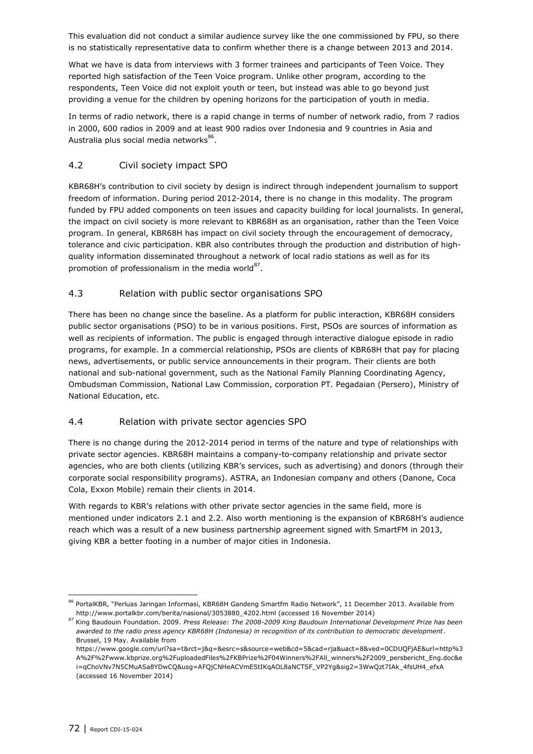This evaluation did not conduct a similar audience survey like the one commissioned by FPU, so there is no statistically representative data to confirm whether there is a change between 2013 and 2014.

What we have is data from interviews with 3 former trainees and participants of Teen Voice. They reported high satisfaction of the Teen Voice program. Unlike other program, according to the respondents, Teen Voice did not exploit youth or teen, but instead was able to go beyond just providing a venue for the children by opening horizons for the participation of youth in media.

In terms of radio network, there is a rapid change in terms of number of network radio, from 7 radios in 2000, 600 radios in 2009 and at least 900 radios over Indonesia and 9 countries in Asia and Australia plus social media networks[86].

## 4.2 Civil society impact SPO

KBR68H's contribution to civil society by design is indirect through independent journalism to support freedom of information. During period 2012-2014, there is no change in this modality. The program funded by FPU added components on teen issues and capacity building for local journalists. In general, the impact on civil society is more relevant to KBR68H as an organisation, rather than the Teen Voice program. In general, KBR68H has impact on civil society through the encouragement of democracy, tolerance and civic participation. KBR also contributes through the production and distribution of high-quality information disseminated throughout a network of local radio stations as well as for its promotion of professionalism in the media world[87].

## 4.3 Relation with public sector organisations SPO

There has been no change since the baseline. As a platform for public interaction, KBR68H considers public sector organisations (PSO) to be in various positions. First, PSOs are sources of information as well as recipients of information. The public is engaged through interactive dialogue episode in radio programs, for example. In a commercial relationship, PSOs are clients of KBR68H that pay for placing news, advertisements, or public service announcements in their program. Their clients are both national and sub-national government, such as the National Family Planning Coordinating Agency, Ombudsman Commission, National Law Commission, corporation PT. Pegadaian (Persero), Ministry of National Education, etc.

## 4.4 Relation with private sector agencies SPO

There is no change during the 2012-2014 period in terms of the nature and type of relationships with private sector agencies. KBR68H maintains a company-to-company relationship and private sector agencies, who are both clients (utilizing KBR's services, such as advertising) and donors (through their corporate social responsibility programs). ASTRA, an Indonesian company and others (Danone, Coca Cola, Exxon Mobile) remain their clients in 2014.

With regards to KBR's relations with other private sector agencies in the same field, more is mentioned under indicators 2.1 and 2.2. Also worth mentioning is the expansion of KBR68H's audience reach which was a result of a new business partnership agreement signed with SmartFM in 2013, giving KBR a better footing in a number of major cities in Indonesia.

---

[86] PortalKBR, "Perluas Jaringan Informasi, KBR68H Gandeng Smartfm Radio Network", 11 December 2013. Available from http://www.portalkbr.com/berita/nasional/3053880_4202.html (accessed 16 November 2014)

[87] King Baudouin Foundation. 2009. *Press Release: The 2008-2009 King Baudouin International Development Prize has been awarded to the radio press agency KBR68H (Indonesia) in recognition of its contribution to democratic development*. Brussel, 19 May. Available from https://www.google.com/url?sa=t&rct=j&q=&esrc=s&source=web&cd=5&cad=rja&uact=8&ved=0CDUQFjAE&url=http%3A%2F%2Fwww.kbprize.org%2FuploadedFiles%2FKBPrize%2F04Winners%2FAll_winners%2F2009_persbericht_Eng.doc&ei=qChoVNv7N5CMuASa8YDwCQ&usg=AFQjCNHeACVmEStIKqAOL8aNCTSF_VP2Yg&sig2=3WwQzt7IAk_4fsUH4_efxA (accessed 16 November 2014)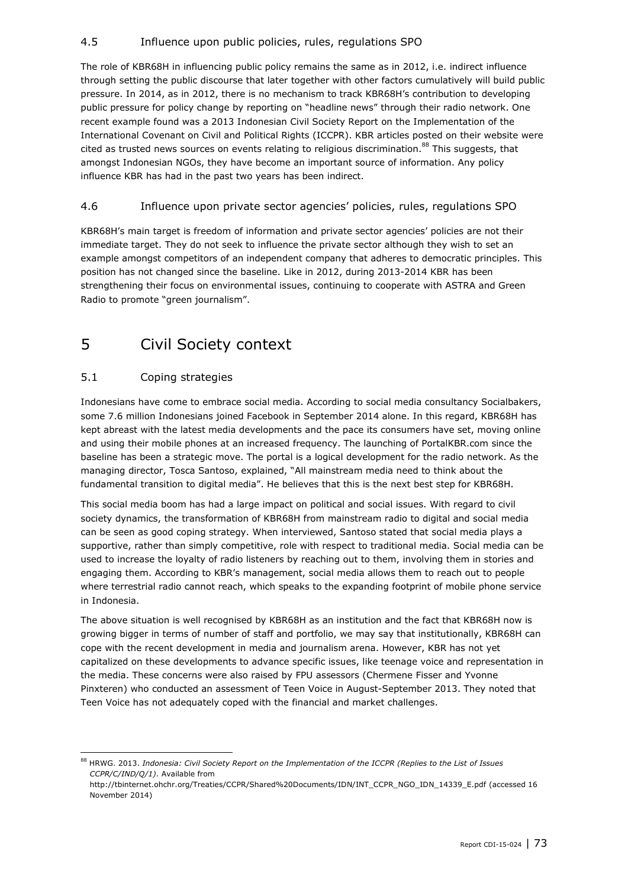### 4.5 Influence upon public policies, rules, regulations SPO

The role of KBR68H in influencing public policy remains the same as in 2012, i.e. indirect influence through setting the public discourse that later together with other factors cumulatively will build public pressure. In 2014, as in 2012, there is no mechanism to track KBR68H's contribution to developing public pressure for policy change by reporting on "headline news" through their radio network. One recent example found was a 2013 Indonesian Civil Society Report on the Implementation of the International Covenant on Civil and Political Rights (ICCPR). KBR articles posted on their website were cited as trusted news sources on events relating to religious discrimination.[88] This suggests, that amongst Indonesian NGOs, they have become an important source of information. Any policy influence KBR has had in the past two years has been indirect.

### 4.6 Influence upon private sector agencies' policies, rules, regulations SPO

KBR68H's main target is freedom of information and private sector agencies' policies are not their immediate target. They do not seek to influence the private sector although they wish to set an example amongst competitors of an independent company that adheres to democratic principles. This position has not changed since the baseline. Like in 2012, during 2013-2014 KBR has been strengthening their focus on environmental issues, continuing to cooperate with ASTRA and Green Radio to promote "green journalism".

# 5 Civil Society context

### 5.1 Coping strategies

Indonesians have come to embrace social media. According to social media consultancy Socialbakers, some 7.6 million Indonesians joined Facebook in September 2014 alone. In this regard, KBR68H has kept abreast with the latest media developments and the pace its consumers have set, moving online and using their mobile phones at an increased frequency. The launching of PortalKBR.com since the baseline has been a strategic move. The portal is a logical development for the radio network. As the managing director, Tosca Santoso, explained, "All mainstream media need to think about the fundamental transition to digital media". He believes that this is the next best step for KBR68H.

This social media boom has had a large impact on political and social issues. With regard to civil society dynamics, the transformation of KBR68H from mainstream radio to digital and social media can be seen as good coping strategy. When interviewed, Santoso stated that social media plays a supportive, rather than simply competitive, role with respect to traditional media. Social media can be used to increase the loyalty of radio listeners by reaching out to them, involving them in stories and engaging them. According to KBR's management, social media allows them to reach out to people where terrestrial radio cannot reach, which speaks to the expanding footprint of mobile phone service in Indonesia.

The above situation is well recognised by KBR68H as an institution and the fact that KBR68H now is growing bigger in terms of number of staff and portfolio, we may say that institutionally, KBR68H can cope with the recent development in media and journalism arena. However, KBR has not yet capitalized on these developments to advance specific issues, like teenage voice and representation in the media. These concerns were also raised by FPU assessors (Chermene Fisser and Yvonne Pinxteren) who conducted an assessment of Teen Voice in August-September 2013. They noted that Teen Voice has not adequately coped with the financial and market challenges.

---

[88] HRWG. 2013. *Indonesia: Civil Society Report on the Implementation of the ICCPR (Replies to the List of Issues CCPR/C/IND/Q/1)*. Available from http://tbinternet.ohchr.org/Treaties/CCPR/Shared%20Documents/IDN/INT_CCPR_NGO_IDN_14339_E.pdf (accessed 16 November 2014)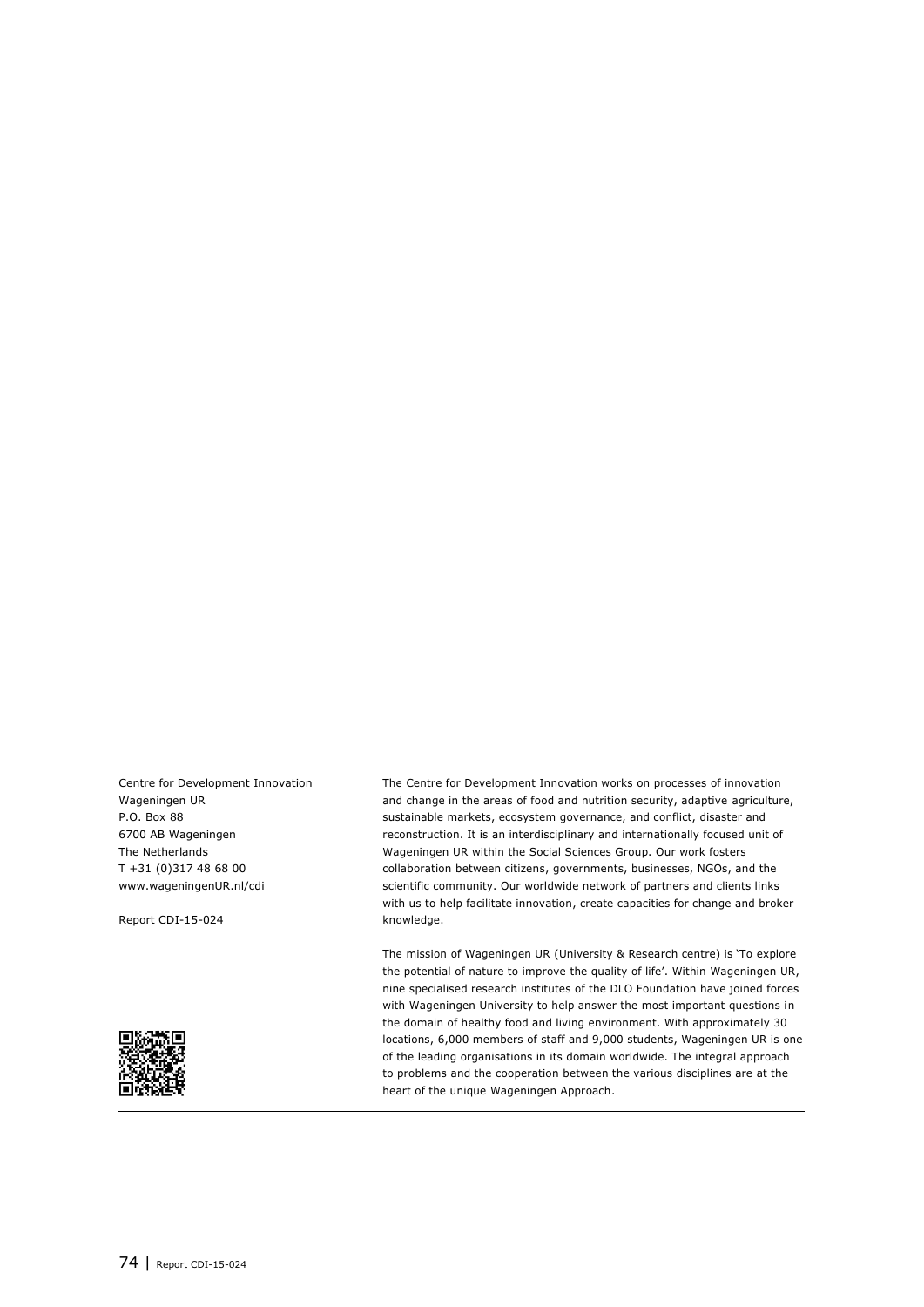Centre for Development Innovation
Wageningen UR
P.O. Box 88
6700 AB Wageningen
The Netherlands
T +31 (0)317 48 68 00
www.wageningenUR.nl/cdi

Report CDI-15-024

The Centre for Development Innovation works on processes of innovation and change in the areas of food and nutrition security, adaptive agriculture, sustainable markets, ecosystem governance, and conflict, disaster and reconstruction. It is an interdisciplinary and internationally focused unit of Wageningen UR within the Social Sciences Group. Our work fosters collaboration between citizens, governments, businesses, NGOs, and the scientific community. Our worldwide network of partners and clients links with us to help facilitate innovation, create capacities for change and broker knowledge.

The mission of Wageningen UR (University & Research centre) is 'To explore the potential of nature to improve the quality of life'. Within Wageningen UR, nine specialised research institutes of the DLO Foundation have joined forces with Wageningen University to help answer the most important questions in the domain of healthy food and living environment. With approximately 30 locations, 6,000 members of staff and 9,000 students, Wageningen UR is one of the leading organisations in its domain worldwide. The integral approach to problems and the cooperation between the various disciplines are at the heart of the unique Wageningen Approach.